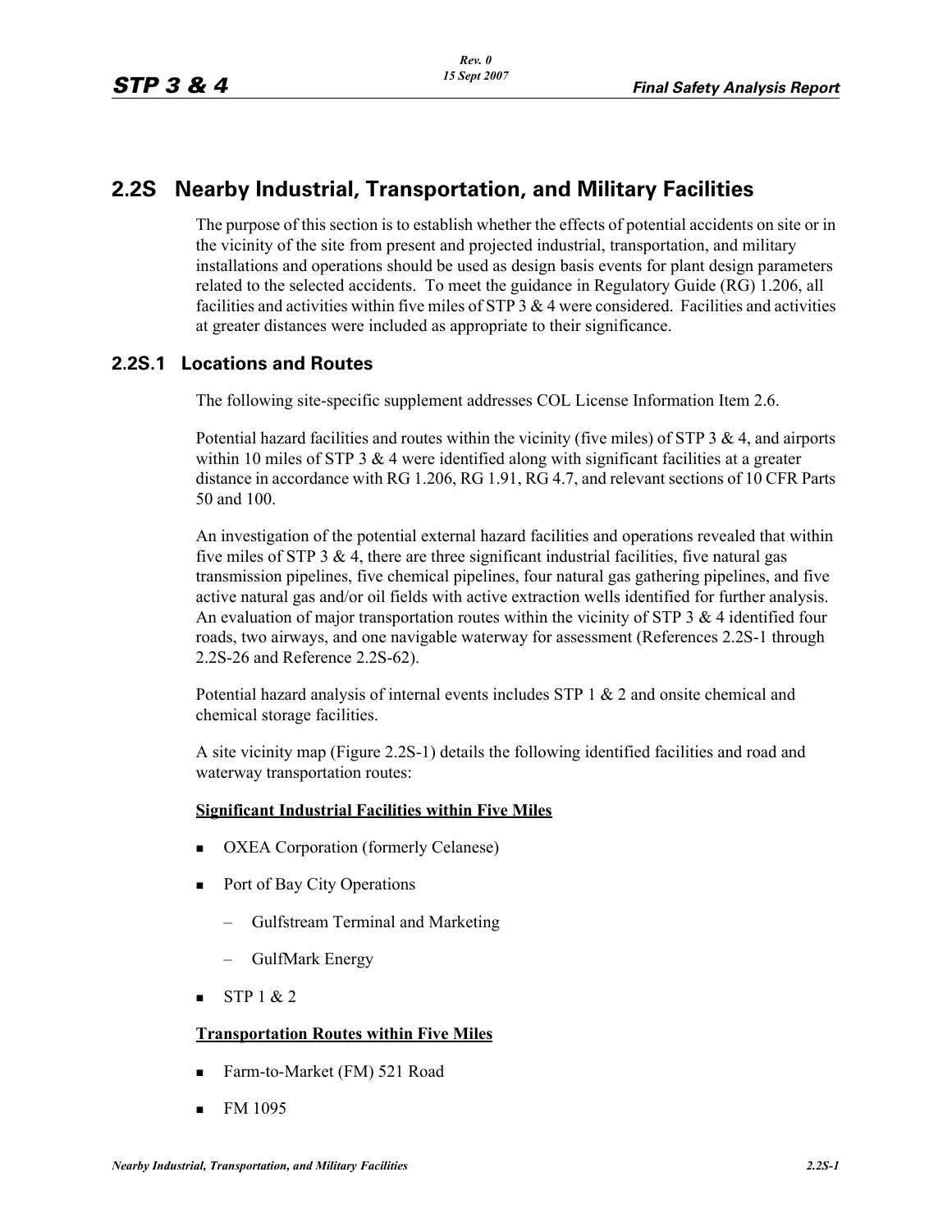# 2.2S Nearby Industrial, Transportation, and Military Facilities

The purpose of this section is to establish whether the effects of potential accidents on site or in the vicinity of the site from present and projected industrial, transportation, and military installations and operations should be used as design basis events for plant design parameters related to the selected accidents. To meet the guidance in Regulatory Guide (RG) 1.206, all facilities and activities within five miles of STP 3 & 4 were considered. Facilities and activities at greater distances were included as appropriate to their significance.

## 2.2S.1 Locations and Routes

The following site-specific supplement addresses COL License Information Item 2.6.

Potential hazard facilities and routes within the vicinity (five miles) of STP 3 & 4, and airports within 10 miles of STP 3 & 4 were identified along with significant facilities at a greater distance in accordance with RG 1.206, RG 1.91, RG 4.7, and relevant sections of 10 CFR Parts 50 and 100.

An investigation of the potential external hazard facilities and operations revealed that within five miles of STP 3 & 4, there are three significant industrial facilities, five natural gas transmission pipelines, five chemical pipelines, four natural gas gathering pipelines, and five active natural gas and/or oil fields with active extraction wells identified for further analysis. An evaluation of major transportation routes within the vicinity of STP 3 & 4 identified four roads, two airways, and one navigable waterway for assessment (References 2.2S-1 through 2.2S-26 and Reference 2.2S-62).

Potential hazard analysis of internal events includes STP 1 & 2 and onsite chemical and chemical storage facilities.

A site vicinity map (Figure 2.2S-1) details the following identified facilities and road and waterway transportation routes:

**Significant Industrial Facilities within Five Miles**

- OXEA Corporation (formerly Celanese)
- Port of Bay City Operations
  - Gulfstream Terminal and Marketing
  - GulfMark Energy
- STP 1 & 2

**Transportation Routes within Five Miles**

- Farm-to-Market (FM) 521 Road
- FM 1095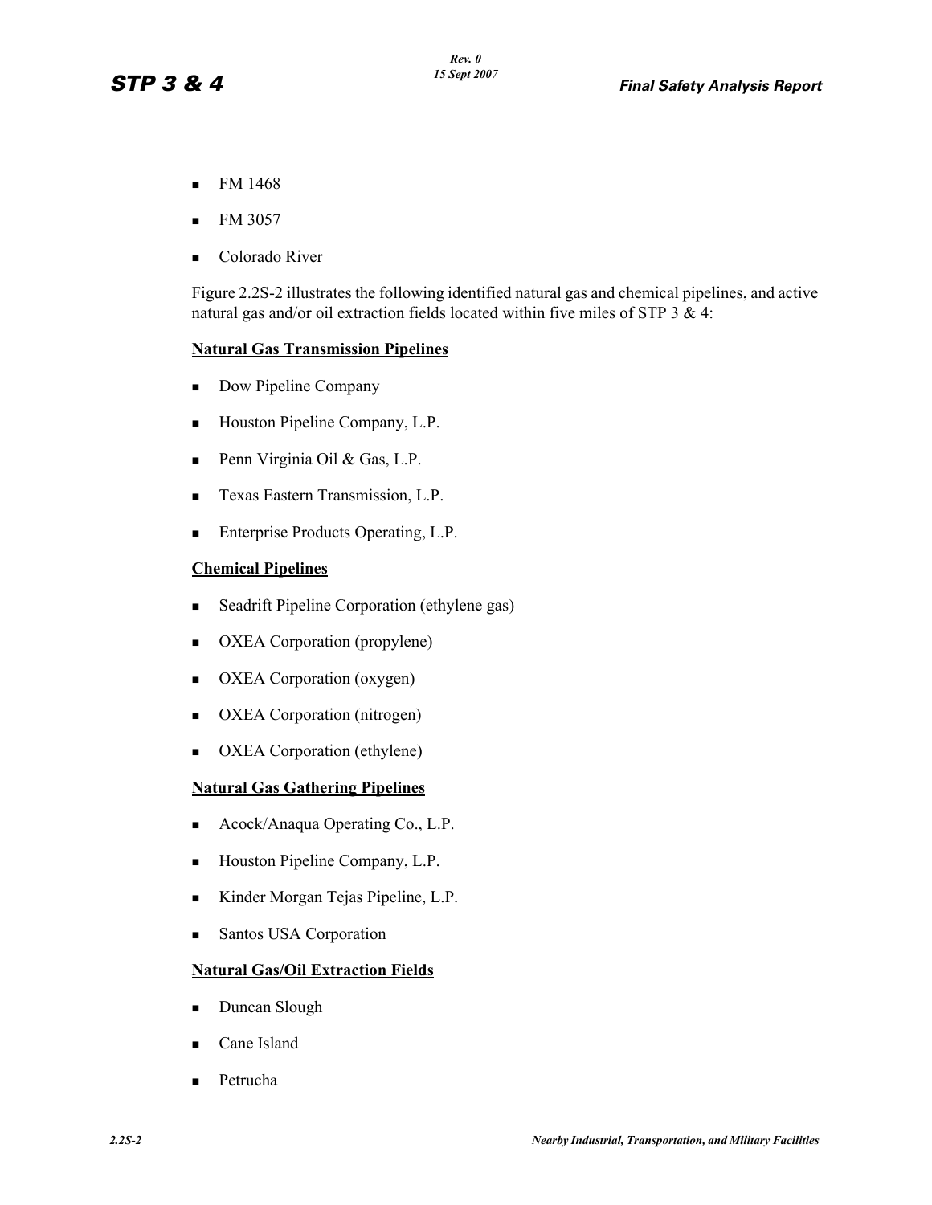- FM 1468
- FM 3057
- Colorado River

Figure 2.2S-2 illustrates the following identified natural gas and chemical pipelines, and active natural gas and/or oil extraction fields located within five miles of STP 3 & 4:

**Natural Gas Transmission Pipelines**

- Dow Pipeline Company
- Houston Pipeline Company, L.P.
- Penn Virginia Oil & Gas, L.P.
- Texas Eastern Transmission, L.P.
- Enterprise Products Operating, L.P.

**Chemical Pipelines**

- Seadrift Pipeline Corporation (ethylene gas)
- OXEA Corporation (propylene)
- OXEA Corporation (oxygen)
- OXEA Corporation (nitrogen)
- OXEA Corporation (ethylene)

**Natural Gas Gathering Pipelines**

- Acock/Anaqua Operating Co., L.P.
- Houston Pipeline Company, L.P.
- Kinder Morgan Tejas Pipeline, L.P.
- Santos USA Corporation

**Natural Gas/Oil Extraction Fields**

- Duncan Slough
- Cane Island
- Petrucha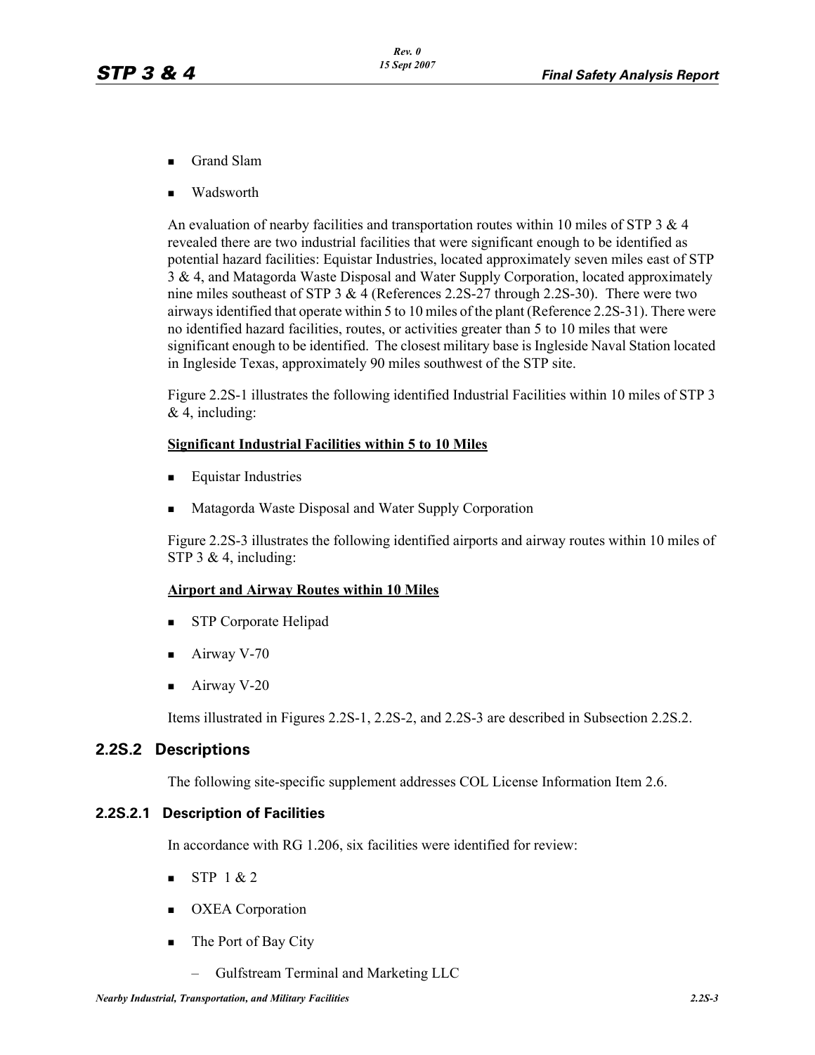- Grand Slam
- Wadsworth

An evaluation of nearby facilities and transportation routes within 10 miles of STP 3 & 4 revealed there are two industrial facilities that were significant enough to be identified as potential hazard facilities: Equistar Industries, located approximately seven miles east of STP 3 & 4, and Matagorda Waste Disposal and Water Supply Corporation, located approximately nine miles southeast of STP 3 & 4 (References 2.2S-27 through 2.2S-30). There were two airways identified that operate within 5 to 10 miles of the plant (Reference 2.2S-31). There were no identified hazard facilities, routes, or activities greater than 5 to 10 miles that were significant enough to be identified. The closest military base is Ingleside Naval Station located in Ingleside Texas, approximately 90 miles southwest of the STP site.

Figure 2.2S-1 illustrates the following identified Industrial Facilities within 10 miles of STP 3 & 4, including:

**Significant Industrial Facilities within 5 to 10 Miles**

- Equistar Industries
- Matagorda Waste Disposal and Water Supply Corporation

Figure 2.2S-3 illustrates the following identified airports and airway routes within 10 miles of STP 3 & 4, including:

**Airport and Airway Routes within 10 Miles**

- STP Corporate Helipad
- Airway V-70
- Airway V-20

Items illustrated in Figures 2.2S-1, 2.2S-2, and 2.2S-3 are described in Subsection 2.2S.2.

## 2.2S.2 Descriptions

The following site-specific supplement addresses COL License Information Item 2.6.

### 2.2S.2.1 Description of Facilities

In accordance with RG 1.206, six facilities were identified for review:

- STP 1 & 2
- OXEA Corporation
- The Port of Bay City
  - Gulfstream Terminal and Marketing LLC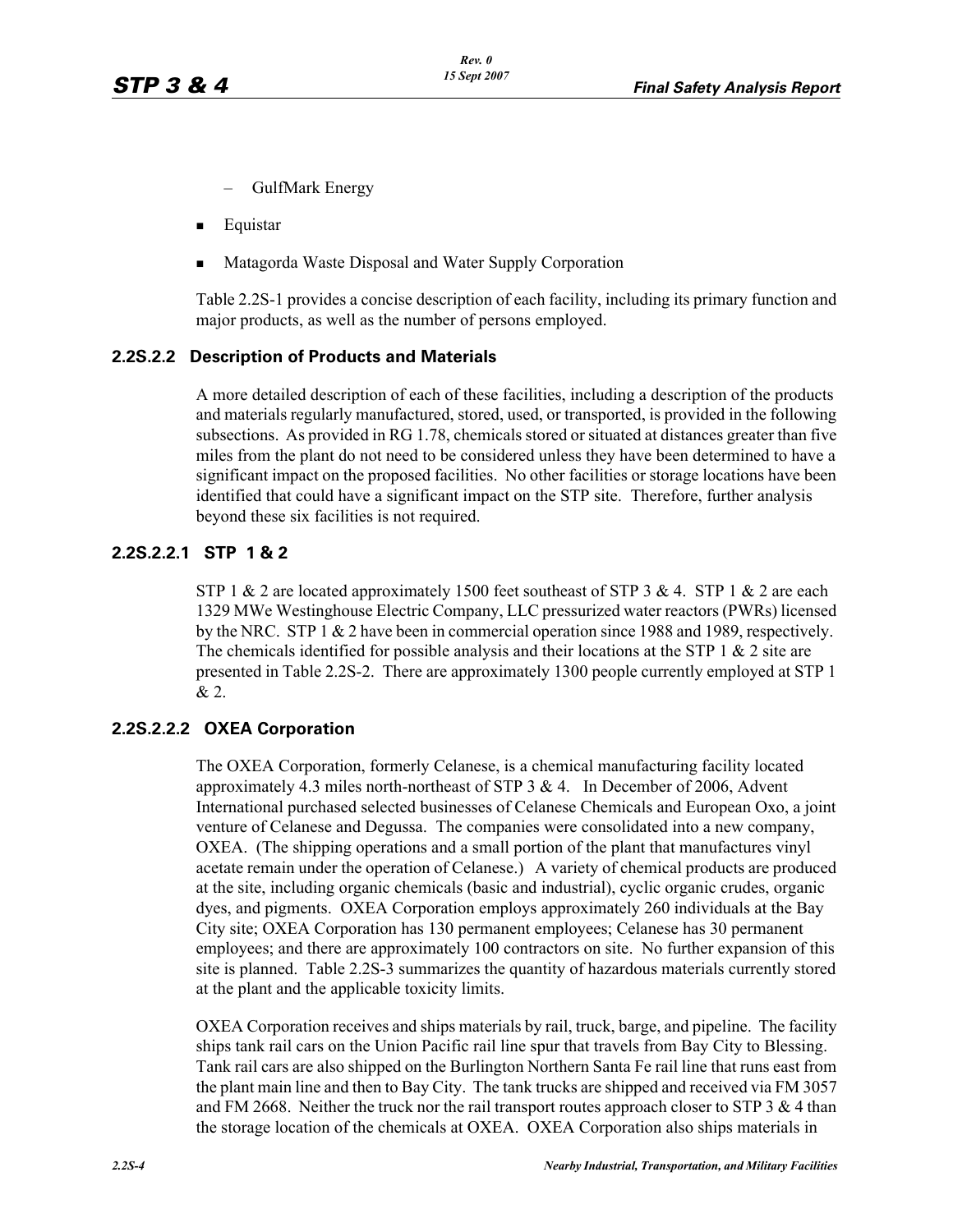- GulfMark Energy

- Equistar
- Matagorda Waste Disposal and Water Supply Corporation

Table 2.2S-1 provides a concise description of each facility, including its primary function and major products, as well as the number of persons employed.

### 2.2S.2.2 Description of Products and Materials

A more detailed description of each of these facilities, including a description of the products and materials regularly manufactured, stored, used, or transported, is provided in the following subsections. As provided in RG 1.78, chemicals stored or situated at distances greater than five miles from the plant do not need to be considered unless they have been determined to have a significant impact on the proposed facilities. No other facilities or storage locations have been identified that could have a significant impact on the STP site. Therefore, further analysis beyond these six facilities is not required.

#### 2.2S.2.2.1 STP 1 & 2

STP 1 & 2 are located approximately 1500 feet southeast of STP 3 & 4. STP 1 & 2 are each 1329 MWe Westinghouse Electric Company, LLC pressurized water reactors (PWRs) licensed by the NRC. STP 1 & 2 have been in commercial operation since 1988 and 1989, respectively. The chemicals identified for possible analysis and their locations at the STP 1 & 2 site are presented in Table 2.2S-2. There are approximately 1300 people currently employed at STP 1 & 2.

#### 2.2S.2.2.2 OXEA Corporation

The OXEA Corporation, formerly Celanese, is a chemical manufacturing facility located approximately 4.3 miles north-northeast of STP 3 & 4. In December of 2006, Advent International purchased selected businesses of Celanese Chemicals and European Oxo, a joint venture of Celanese and Degussa. The companies were consolidated into a new company, OXEA. (The shipping operations and a small portion of the plant that manufactures vinyl acetate remain under the operation of Celanese.) A variety of chemical products are produced at the site, including organic chemicals (basic and industrial), cyclic organic crudes, organic dyes, and pigments. OXEA Corporation employs approximately 260 individuals at the Bay City site; OXEA Corporation has 130 permanent employees; Celanese has 30 permanent employees; and there are approximately 100 contractors on site. No further expansion of this site is planned. Table 2.2S-3 summarizes the quantity of hazardous materials currently stored at the plant and the applicable toxicity limits.

OXEA Corporation receives and ships materials by rail, truck, barge, and pipeline. The facility ships tank rail cars on the Union Pacific rail line spur that travels from Bay City to Blessing. Tank rail cars are also shipped on the Burlington Northern Santa Fe rail line that runs east from the plant main line and then to Bay City. The tank trucks are shipped and received via FM 3057 and FM 2668. Neither the truck nor the rail transport routes approach closer to STP 3 & 4 than the storage location of the chemicals at OXEA. OXEA Corporation also ships materials in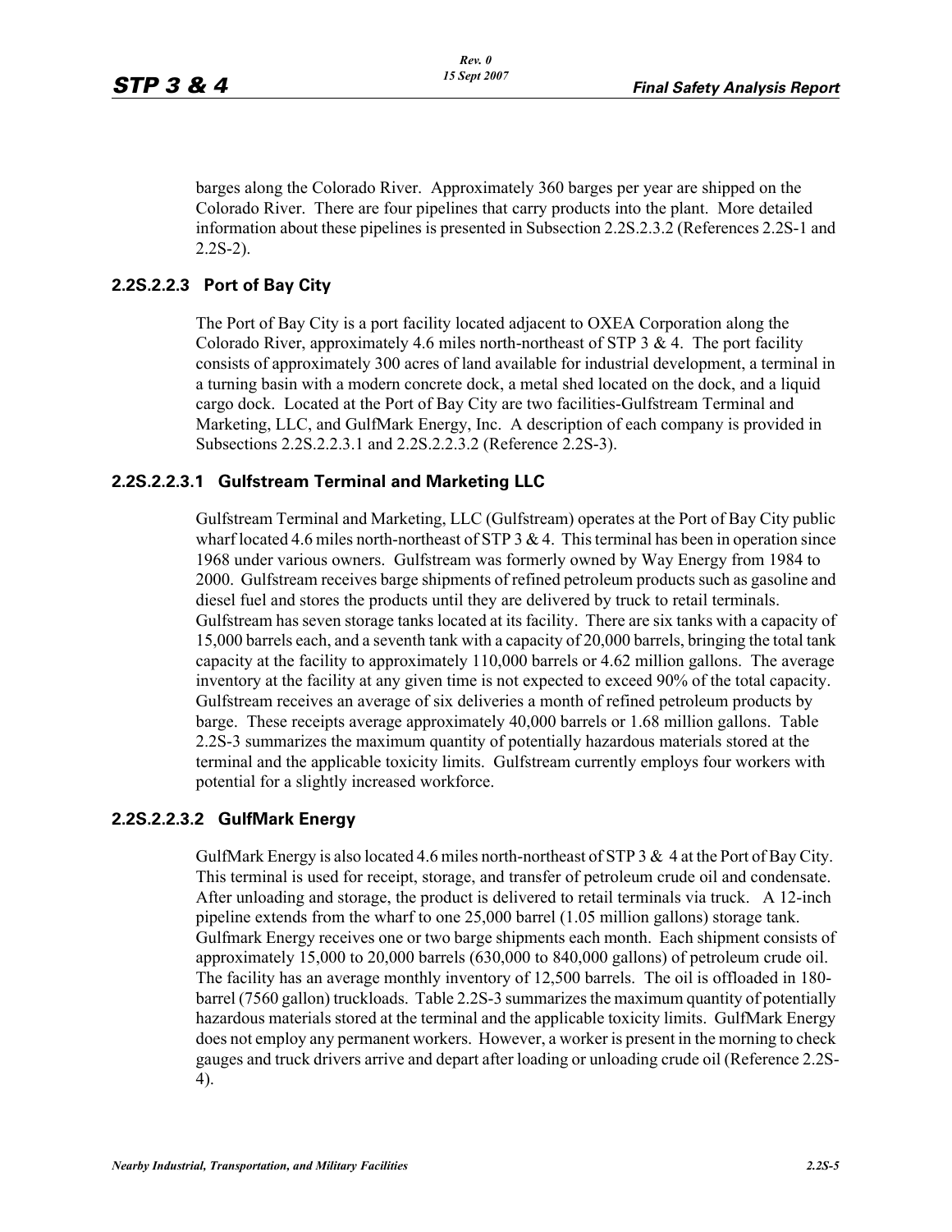barges along the Colorado River. Approximately 360 barges per year are shipped on the Colorado River. There are four pipelines that carry products into the plant. More detailed information about these pipelines is presented in Subsection 2.2S.2.3.2 (References 2.2S-1 and 2.2S-2).

### 2.2S.2.2.3 Port of Bay City

The Port of Bay City is a port facility located adjacent to OXEA Corporation along the Colorado River, approximately 4.6 miles north-northeast of STP 3 & 4. The port facility consists of approximately 300 acres of land available for industrial development, a terminal in a turning basin with a modern concrete dock, a metal shed located on the dock, and a liquid cargo dock. Located at the Port of Bay City are two facilities-Gulfstream Terminal and Marketing, LLC, and GulfMark Energy, Inc. A description of each company is provided in Subsections 2.2S.2.2.3.1 and 2.2S.2.2.3.2 (Reference 2.2S-3).

#### 2.2S.2.2.3.1 Gulfstream Terminal and Marketing LLC

Gulfstream Terminal and Marketing, LLC (Gulfstream) operates at the Port of Bay City public wharf located 4.6 miles north-northeast of STP 3 & 4. This terminal has been in operation since 1968 under various owners. Gulfstream was formerly owned by Way Energy from 1984 to 2000. Gulfstream receives barge shipments of refined petroleum products such as gasoline and diesel fuel and stores the products until they are delivered by truck to retail terminals. Gulfstream has seven storage tanks located at its facility. There are six tanks with a capacity of 15,000 barrels each, and a seventh tank with a capacity of 20,000 barrels, bringing the total tank capacity at the facility to approximately 110,000 barrels or 4.62 million gallons. The average inventory at the facility at any given time is not expected to exceed 90% of the total capacity. Gulfstream receives an average of six deliveries a month of refined petroleum products by barge. These receipts average approximately 40,000 barrels or 1.68 million gallons. Table 2.2S-3 summarizes the maximum quantity of potentially hazardous materials stored at the terminal and the applicable toxicity limits. Gulfstream currently employs four workers with potential for a slightly increased workforce.

#### 2.2S.2.2.3.2 GulfMark Energy

GulfMark Energy is also located 4.6 miles north-northeast of STP 3 & 4 at the Port of Bay City. This terminal is used for receipt, storage, and transfer of petroleum crude oil and condensate. After unloading and storage, the product is delivered to retail terminals via truck. A 12-inch pipeline extends from the wharf to one 25,000 barrel (1.05 million gallons) storage tank. Gulfmark Energy receives one or two barge shipments each month. Each shipment consists of approximately 15,000 to 20,000 barrels (630,000 to 840,000 gallons) of petroleum crude oil. The facility has an average monthly inventory of 12,500 barrels. The oil is offloaded in 180-barrel (7560 gallon) truckloads. Table 2.2S-3 summarizes the maximum quantity of potentially hazardous materials stored at the terminal and the applicable toxicity limits. GulfMark Energy does not employ any permanent workers. However, a worker is present in the morning to check gauges and truck drivers arrive and depart after loading or unloading crude oil (Reference 2.2S-4).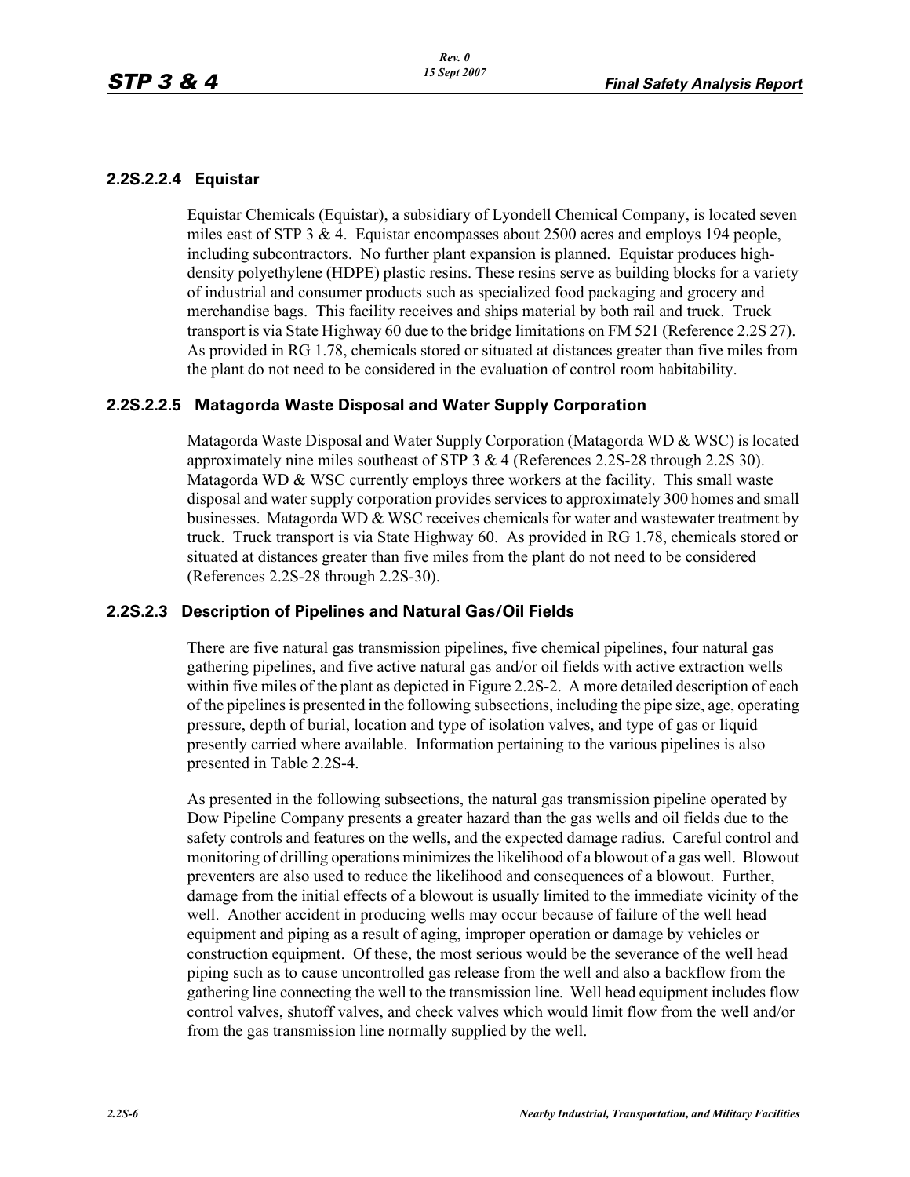### 2.2S.2.2.4 Equistar

Equistar Chemicals (Equistar), a subsidiary of Lyondell Chemical Company, is located seven miles east of STP 3 & 4. Equistar encompasses about 2500 acres and employs 194 people, including subcontractors. No further plant expansion is planned. Equistar produces high-density polyethylene (HDPE) plastic resins. These resins serve as building blocks for a variety of industrial and consumer products such as specialized food packaging and grocery and merchandise bags. This facility receives and ships material by both rail and truck. Truck transport is via State Highway 60 due to the bridge limitations on FM 521 (Reference 2.2S 27). As provided in RG 1.78, chemicals stored or situated at distances greater than five miles from the plant do not need to be considered in the evaluation of control room habitability.

### 2.2S.2.2.5 Matagorda Waste Disposal and Water Supply Corporation

Matagorda Waste Disposal and Water Supply Corporation (Matagorda WD & WSC) is located approximately nine miles southeast of STP 3 & 4 (References 2.2S-28 through 2.2S 30). Matagorda WD & WSC currently employs three workers at the facility. This small waste disposal and water supply corporation provides services to approximately 300 homes and small businesses. Matagorda WD & WSC receives chemicals for water and wastewater treatment by truck. Truck transport is via State Highway 60. As provided in RG 1.78, chemicals stored or situated at distances greater than five miles from the plant do not need to be considered (References 2.2S-28 through 2.2S-30).

### 2.2S.2.3 Description of Pipelines and Natural Gas/Oil Fields

There are five natural gas transmission pipelines, five chemical pipelines, four natural gas gathering pipelines, and five active natural gas and/or oil fields with active extraction wells within five miles of the plant as depicted in Figure 2.2S-2. A more detailed description of each of the pipelines is presented in the following subsections, including the pipe size, age, operating pressure, depth of burial, location and type of isolation valves, and type of gas or liquid presently carried where available. Information pertaining to the various pipelines is also presented in Table 2.2S-4.

As presented in the following subsections, the natural gas transmission pipeline operated by Dow Pipeline Company presents a greater hazard than the gas wells and oil fields due to the safety controls and features on the wells, and the expected damage radius. Careful control and monitoring of drilling operations minimizes the likelihood of a blowout of a gas well. Blowout preventers are also used to reduce the likelihood and consequences of a blowout. Further, damage from the initial effects of a blowout is usually limited to the immediate vicinity of the well. Another accident in producing wells may occur because of failure of the well head equipment and piping as a result of aging, improper operation or damage by vehicles or construction equipment. Of these, the most serious would be the severance of the well head piping such as to cause uncontrolled gas release from the well and also a backflow from the gathering line connecting the well to the transmission line. Well head equipment includes flow control valves, shutoff valves, and check valves which would limit flow from the well and/or from the gas transmission line normally supplied by the well.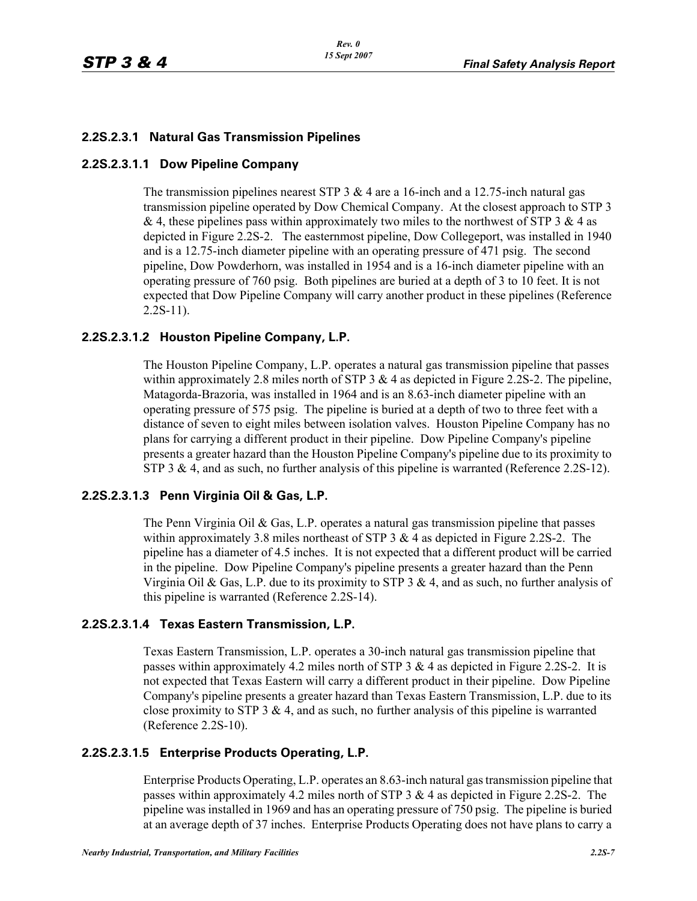### 2.2S.2.3.1 Natural Gas Transmission Pipelines

#### 2.2S.2.3.1.1 Dow Pipeline Company

The transmission pipelines nearest STP 3 & 4 are a 16-inch and a 12.75-inch natural gas transmission pipeline operated by Dow Chemical Company. At the closest approach to STP 3 & 4, these pipelines pass within approximately two miles to the northwest of STP 3 & 4 as depicted in Figure 2.2S-2. The easternmost pipeline, Dow Collegeport, was installed in 1940 and is a 12.75-inch diameter pipeline with an operating pressure of 471 psig. The second pipeline, Dow Powderhorn, was installed in 1954 and is a 16-inch diameter pipeline with an operating pressure of 760 psig. Both pipelines are buried at a depth of 3 to 10 feet. It is not expected that Dow Pipeline Company will carry another product in these pipelines (Reference 2.2S-11).

#### 2.2S.2.3.1.2 Houston Pipeline Company, L.P.

The Houston Pipeline Company, L.P. operates a natural gas transmission pipeline that passes within approximately 2.8 miles north of STP 3 & 4 as depicted in Figure 2.2S-2. The pipeline, Matagorda-Brazoria, was installed in 1964 and is an 8.63-inch diameter pipeline with an operating pressure of 575 psig. The pipeline is buried at a depth of two to three feet with a distance of seven to eight miles between isolation valves. Houston Pipeline Company has no plans for carrying a different product in their pipeline. Dow Pipeline Company's pipeline presents a greater hazard than the Houston Pipeline Company's pipeline due to its proximity to STP 3 & 4, and as such, no further analysis of this pipeline is warranted (Reference 2.2S-12).

#### 2.2S.2.3.1.3 Penn Virginia Oil & Gas, L.P.

The Penn Virginia Oil & Gas, L.P. operates a natural gas transmission pipeline that passes within approximately 3.8 miles northeast of STP 3 & 4 as depicted in Figure 2.2S-2. The pipeline has a diameter of 4.5 inches. It is not expected that a different product will be carried in the pipeline. Dow Pipeline Company's pipeline presents a greater hazard than the Penn Virginia Oil & Gas, L.P. due to its proximity to STP 3 & 4, and as such, no further analysis of this pipeline is warranted (Reference 2.2S-14).

#### 2.2S.2.3.1.4 Texas Eastern Transmission, L.P.

Texas Eastern Transmission, L.P. operates a 30-inch natural gas transmission pipeline that passes within approximately 4.2 miles north of STP 3 & 4 as depicted in Figure 2.2S-2. It is not expected that Texas Eastern will carry a different product in their pipeline. Dow Pipeline Company's pipeline presents a greater hazard than Texas Eastern Transmission, L.P. due to its close proximity to STP 3 & 4, and as such, no further analysis of this pipeline is warranted (Reference 2.2S-10).

#### 2.2S.2.3.1.5 Enterprise Products Operating, L.P.

Enterprise Products Operating, L.P. operates an 8.63-inch natural gas transmission pipeline that passes within approximately 4.2 miles north of STP 3 & 4 as depicted in Figure 2.2S-2. The pipeline was installed in 1969 and has an operating pressure of 750 psig. The pipeline is buried at an average depth of 37 inches. Enterprise Products Operating does not have plans to carry a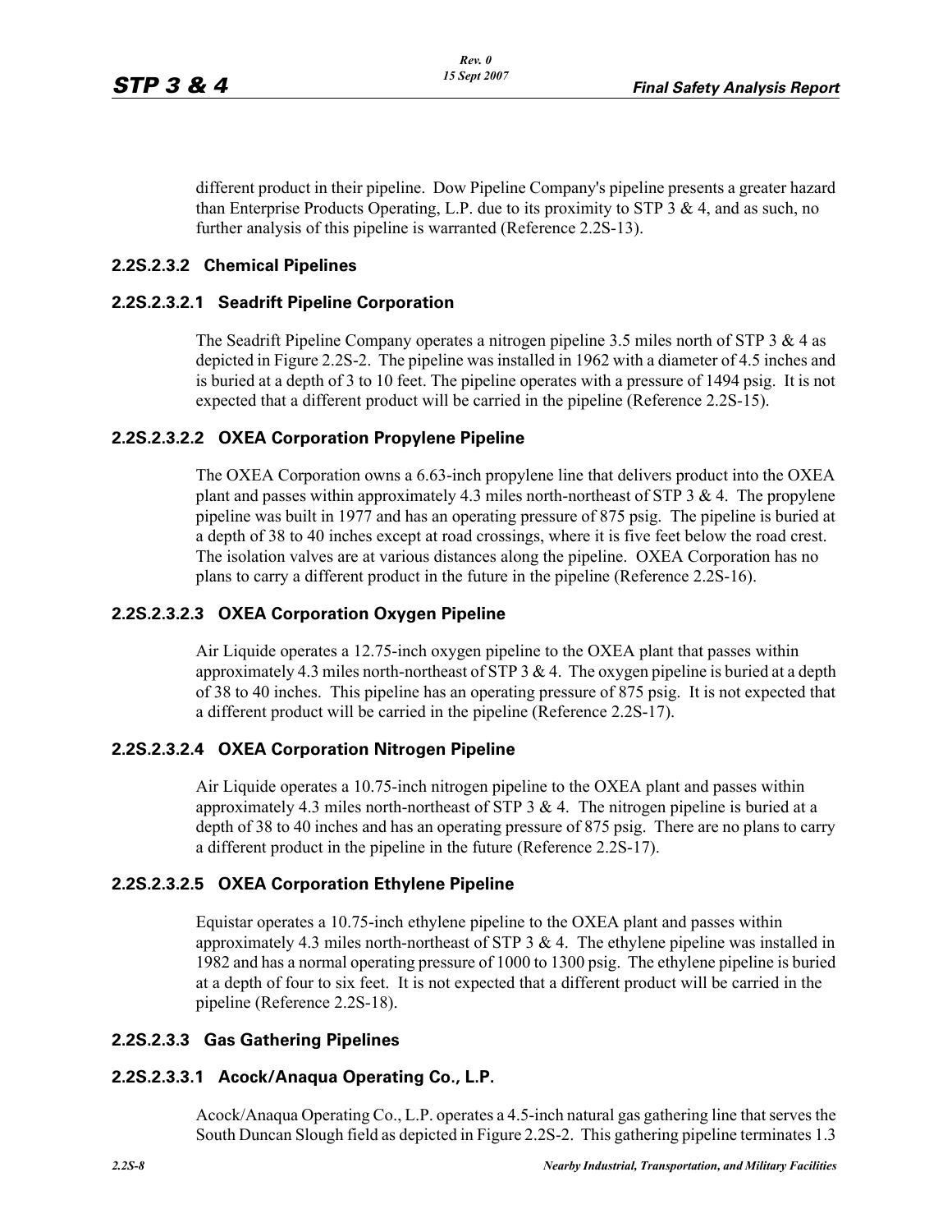different product in their pipeline. Dow Pipeline Company's pipeline presents a greater hazard than Enterprise Products Operating, L.P. due to its proximity to STP 3 & 4, and as such, no further analysis of this pipeline is warranted (Reference 2.2S-13).

### 2.2S.2.3.2 Chemical Pipelines

#### 2.2S.2.3.2.1 Seadrift Pipeline Corporation

The Seadrift Pipeline Company operates a nitrogen pipeline 3.5 miles north of STP 3 & 4 as depicted in Figure 2.2S-2. The pipeline was installed in 1962 with a diameter of 4.5 inches and is buried at a depth of 3 to 10 feet. The pipeline operates with a pressure of 1494 psig. It is not expected that a different product will be carried in the pipeline (Reference 2.2S-15).

#### 2.2S.2.3.2.2 OXEA Corporation Propylene Pipeline

The OXEA Corporation owns a 6.63-inch propylene line that delivers product into the OXEA plant and passes within approximately 4.3 miles north-northeast of STP 3 & 4. The propylene pipeline was built in 1977 and has an operating pressure of 875 psig. The pipeline is buried at a depth of 38 to 40 inches except at road crossings, where it is five feet below the road crest. The isolation valves are at various distances along the pipeline. OXEA Corporation has no plans to carry a different product in the future in the pipeline (Reference 2.2S-16).

#### 2.2S.2.3.2.3 OXEA Corporation Oxygen Pipeline

Air Liquide operates a 12.75-inch oxygen pipeline to the OXEA plant that passes within approximately 4.3 miles north-northeast of STP 3 & 4. The oxygen pipeline is buried at a depth of 38 to 40 inches. This pipeline has an operating pressure of 875 psig. It is not expected that a different product will be carried in the pipeline (Reference 2.2S-17).

#### 2.2S.2.3.2.4 OXEA Corporation Nitrogen Pipeline

Air Liquide operates a 10.75-inch nitrogen pipeline to the OXEA plant and passes within approximately 4.3 miles north-northeast of STP 3 & 4. The nitrogen pipeline is buried at a depth of 38 to 40 inches and has an operating pressure of 875 psig. There are no plans to carry a different product in the pipeline in the future (Reference 2.2S-17).

#### 2.2S.2.3.2.5 OXEA Corporation Ethylene Pipeline

Equistar operates a 10.75-inch ethylene pipeline to the OXEA plant and passes within approximately 4.3 miles north-northeast of STP 3 & 4. The ethylene pipeline was installed in 1982 and has a normal operating pressure of 1000 to 1300 psig. The ethylene pipeline is buried at a depth of four to six feet. It is not expected that a different product will be carried in the pipeline (Reference 2.2S-18).

### 2.2S.2.3.3 Gas Gathering Pipelines

#### 2.2S.2.3.3.1 Acock/Anaqua Operating Co., L.P.

Acock/Anaqua Operating Co., L.P. operates a 4.5-inch natural gas gathering line that serves the South Duncan Slough field as depicted in Figure 2.2S-2. This gathering pipeline terminates 1.3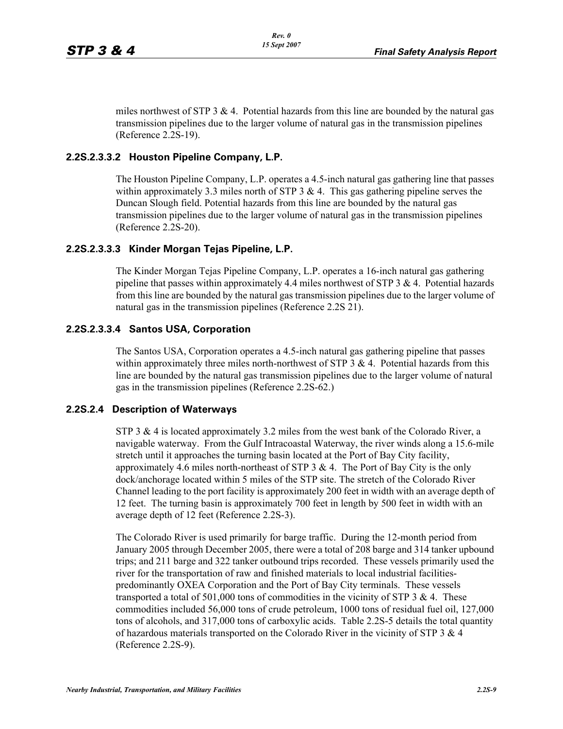miles northwest of STP 3 & 4. Potential hazards from this line are bounded by the natural gas transmission pipelines due to the larger volume of natural gas in the transmission pipelines (Reference 2.2S-19).

### 2.2S.2.3.3.2 Houston Pipeline Company, L.P.

The Houston Pipeline Company, L.P. operates a 4.5-inch natural gas gathering line that passes within approximately 3.3 miles north of STP 3 & 4. This gas gathering pipeline serves the Duncan Slough field. Potential hazards from this line are bounded by the natural gas transmission pipelines due to the larger volume of natural gas in the transmission pipelines (Reference 2.2S-20).

### 2.2S.2.3.3.3 Kinder Morgan Tejas Pipeline, L.P.

The Kinder Morgan Tejas Pipeline Company, L.P. operates a 16-inch natural gas gathering pipeline that passes within approximately 4.4 miles northwest of STP 3 & 4. Potential hazards from this line are bounded by the natural gas transmission pipelines due to the larger volume of natural gas in the transmission pipelines (Reference 2.2S 21).

### 2.2S.2.3.3.4 Santos USA, Corporation

The Santos USA, Corporation operates a 4.5-inch natural gas gathering pipeline that passes within approximately three miles north-northwest of STP 3 & 4. Potential hazards from this line are bounded by the natural gas transmission pipelines due to the larger volume of natural gas in the transmission pipelines (Reference 2.2S-62.)

## 2.2S.2.4 Description of Waterways

STP 3 & 4 is located approximately 3.2 miles from the west bank of the Colorado River, a navigable waterway. From the Gulf Intracoastal Waterway, the river winds along a 15.6-mile stretch until it approaches the turning basin located at the Port of Bay City facility, approximately 4.6 miles north-northeast of STP 3 & 4. The Port of Bay City is the only dock/anchorage located within 5 miles of the STP site. The stretch of the Colorado River Channel leading to the port facility is approximately 200 feet in width with an average depth of 12 feet. The turning basin is approximately 700 feet in length by 500 feet in width with an average depth of 12 feet (Reference 2.2S-3).

The Colorado River is used primarily for barge traffic. During the 12-month period from January 2005 through December 2005, there were a total of 208 barge and 314 tanker upbound trips; and 211 barge and 322 tanker outbound trips recorded. These vessels primarily used the river for the transportation of raw and finished materials to local industrial facilities-predominantly OXEA Corporation and the Port of Bay City terminals. These vessels transported a total of 501,000 tons of commodities in the vicinity of STP 3 & 4. These commodities included 56,000 tons of crude petroleum, 1000 tons of residual fuel oil, 127,000 tons of alcohols, and 317,000 tons of carboxylic acids. Table 2.2S-5 details the total quantity of hazardous materials transported on the Colorado River in the vicinity of STP 3 & 4 (Reference 2.2S-9).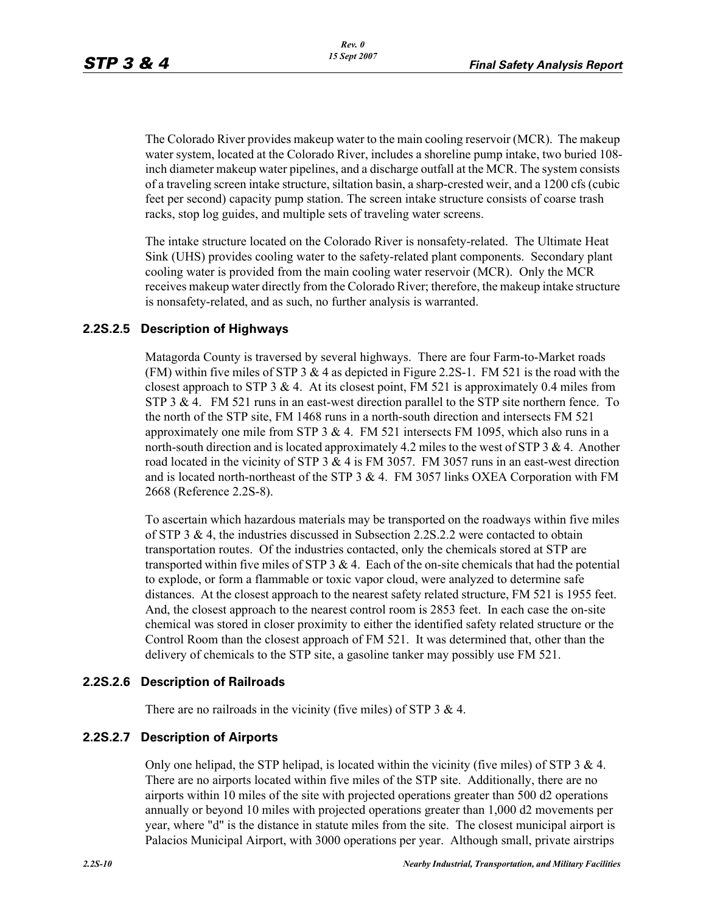The Colorado River provides makeup water to the main cooling reservoir (MCR). The makeup water system, located at the Colorado River, includes a shoreline pump intake, two buried 108-inch diameter makeup water pipelines, and a discharge outfall at the MCR. The system consists of a traveling screen intake structure, siltation basin, a sharp-crested weir, and a 1200 cfs (cubic feet per second) capacity pump station. The screen intake structure consists of coarse trash racks, stop log guides, and multiple sets of traveling water screens.

The intake structure located on the Colorado River is nonsafety-related. The Ultimate Heat Sink (UHS) provides cooling water to the safety-related plant components. Secondary plant cooling water is provided from the main cooling water reservoir (MCR). Only the MCR receives makeup water directly from the Colorado River; therefore, the makeup intake structure is nonsafety-related, and as such, no further analysis is warranted.

### 2.2S.2.5 Description of Highways

Matagorda County is traversed by several highways. There are four Farm-to-Market roads (FM) within five miles of STP 3 & 4 as depicted in Figure 2.2S-1. FM 521 is the road with the closest approach to STP 3 & 4. At its closest point, FM 521 is approximately 0.4 miles from STP 3 & 4. FM 521 runs in an east-west direction parallel to the STP site northern fence. To the north of the STP site, FM 1468 runs in a north-south direction and intersects FM 521 approximately one mile from STP 3 & 4. FM 521 intersects FM 1095, which also runs in a north-south direction and is located approximately 4.2 miles to the west of STP 3 & 4. Another road located in the vicinity of STP 3 & 4 is FM 3057. FM 3057 runs in an east-west direction and is located north-northeast of the STP 3 & 4. FM 3057 links OXEA Corporation with FM 2668 (Reference 2.2S-8).

To ascertain which hazardous materials may be transported on the roadways within five miles of STP 3 & 4, the industries discussed in Subsection 2.2S.2.2 were contacted to obtain transportation routes. Of the industries contacted, only the chemicals stored at STP are transported within five miles of STP 3 & 4. Each of the on-site chemicals that had the potential to explode, or form a flammable or toxic vapor cloud, were analyzed to determine safe distances. At the closest approach to the nearest safety related structure, FM 521 is 1955 feet. And, the closest approach to the nearest control room is 2853 feet. In each case the on-site chemical was stored in closer proximity to either the identified safety related structure or the Control Room than the closest approach of FM 521. It was determined that, other than the delivery of chemicals to the STP site, a gasoline tanker may possibly use FM 521.

### 2.2S.2.6 Description of Railroads

There are no railroads in the vicinity (five miles) of STP 3 & 4.

### 2.2S.2.7 Description of Airports

Only one helipad, the STP helipad, is located within the vicinity (five miles) of STP 3 & 4. There are no airports located within five miles of the STP site. Additionally, there are no airports within 10 miles of the site with projected operations greater than 500 d2 operations annually or beyond 10 miles with projected operations greater than 1,000 d2 movements per year, where "d" is the distance in statute miles from the site. The closest municipal airport is Palacios Municipal Airport, with 3000 operations per year. Although small, private airstrips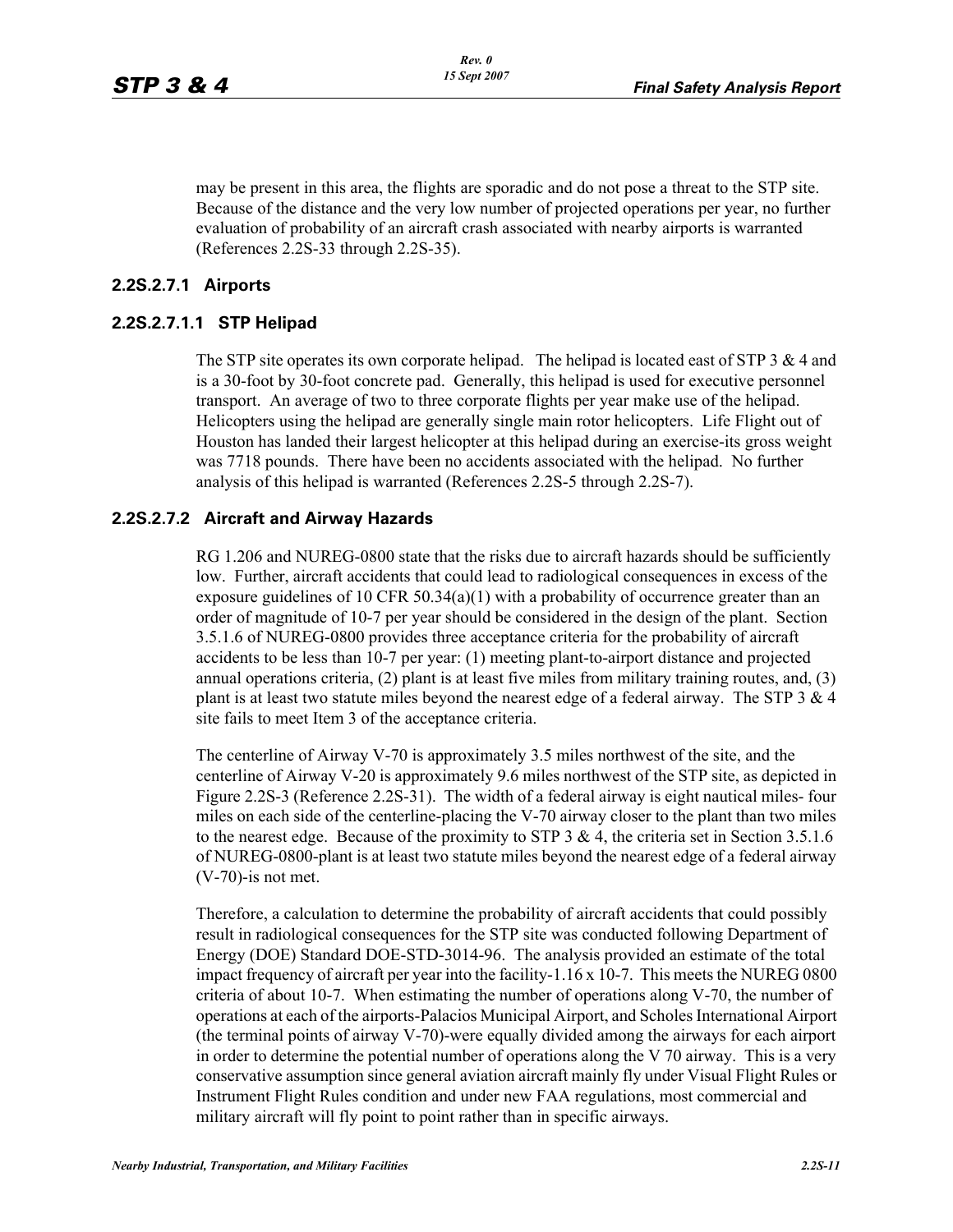may be present in this area, the flights are sporadic and do not pose a threat to the STP site. Because of the distance and the very low number of projected operations per year, no further evaluation of probability of an aircraft crash associated with nearby airports is warranted (References 2.2S-33 through 2.2S-35).

### 2.2S.2.7.1 Airports

#### 2.2S.2.7.1.1 STP Helipad

The STP site operates its own corporate helipad. The helipad is located east of STP 3 & 4 and is a 30-foot by 30-foot concrete pad. Generally, this helipad is used for executive personnel transport. An average of two to three corporate flights per year make use of the helipad. Helicopters using the helipad are generally single main rotor helicopters. Life Flight out of Houston has landed their largest helicopter at this helipad during an exercise-its gross weight was 7718 pounds. There have been no accidents associated with the helipad. No further analysis of this helipad is warranted (References 2.2S-5 through 2.2S-7).

### 2.2S.2.7.2 Aircraft and Airway Hazards

RG 1.206 and NUREG-0800 state that the risks due to aircraft hazards should be sufficiently low. Further, aircraft accidents that could lead to radiological consequences in excess of the exposure guidelines of 10 CFR 50.34(a)(1) with a probability of occurrence greater than an order of magnitude of $10^{-7}$ per year should be considered in the design of the plant. Section 3.5.1.6 of NUREG-0800 provides three acceptance criteria for the probability of aircraft accidents to be less than $10^{-7}$ per year: (1) meeting plant-to-airport distance and projected annual operations criteria, (2) plant is at least five miles from military training routes, and, (3) plant is at least two statute miles beyond the nearest edge of a federal airway. The STP 3 & 4 site fails to meet Item 3 of the acceptance criteria.

The centerline of Airway V-70 is approximately 3.5 miles northwest of the site, and the centerline of Airway V-20 is approximately 9.6 miles northwest of the STP site, as depicted in Figure 2.2S-3 (Reference 2.2S-31). The width of a federal airway is eight nautical miles- four miles on each side of the centerline-placing the V-70 airway closer to the plant than two miles to the nearest edge. Because of the proximity to STP 3 & 4, the criteria set in Section 3.5.1.6 of NUREG-0800-plant is at least two statute miles beyond the nearest edge of a federal airway (V-70)-is not met.

Therefore, a calculation to determine the probability of aircraft accidents that could possibly result in radiological consequences for the STP site was conducted following Department of Energy (DOE) Standard DOE-STD-3014-96. The analysis provided an estimate of the total impact frequency of aircraft per year into the facility-$1.16 \times 10^{-7}$. This meets the NUREG 0800 criteria of about $10^{-7}$. When estimating the number of operations along V-70, the number of operations at each of the airports-Palacios Municipal Airport, and Scholes International Airport (the terminal points of airway V-70)-were equally divided among the airways for each airport in order to determine the potential number of operations along the V 70 airway. This is a very conservative assumption since general aviation aircraft mainly fly under Visual Flight Rules or Instrument Flight Rules condition and under new FAA regulations, most commercial and military aircraft will fly point to point rather than in specific airways.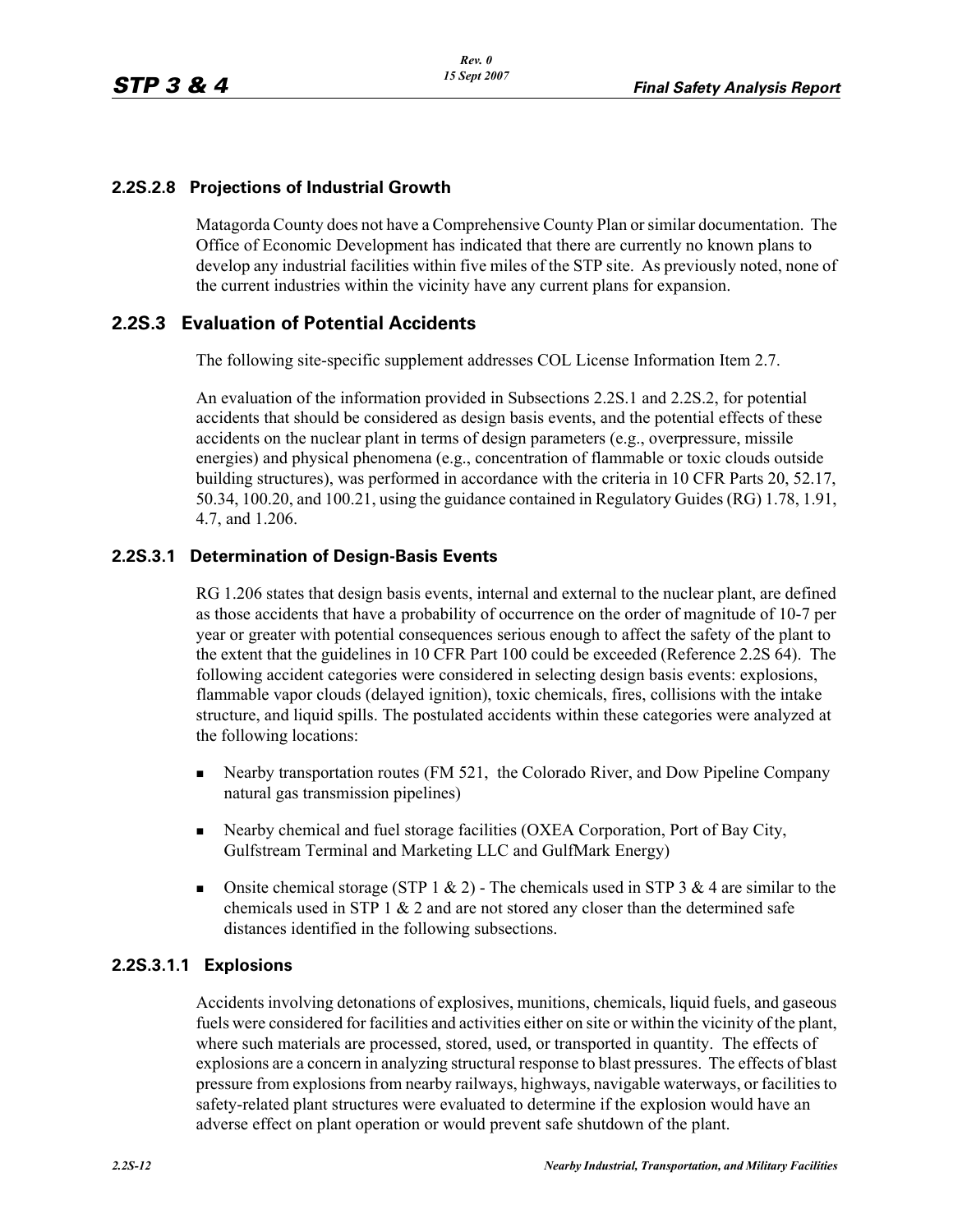## 2.2S.2.8 Projections of Industrial Growth

Matagorda County does not have a Comprehensive County Plan or similar documentation. The Office of Economic Development has indicated that there are currently no known plans to develop any industrial facilities within five miles of the STP site. As previously noted, none of the current industries within the vicinity have any current plans for expansion.

# 2.2S.3 Evaluation of Potential Accidents

The following site-specific supplement addresses COL License Information Item 2.7.

An evaluation of the information provided in Subsections 2.2S.1 and 2.2S.2, for potential accidents that should be considered as design basis events, and the potential effects of these accidents on the nuclear plant in terms of design parameters (e.g., overpressure, missile energies) and physical phenomena (e.g., concentration of flammable or toxic clouds outside building structures), was performed in accordance with the criteria in 10 CFR Parts 20, 52.17, 50.34, 100.20, and 100.21, using the guidance contained in Regulatory Guides (RG) 1.78, 1.91, 4.7, and 1.206.

## 2.2S.3.1 Determination of Design-Basis Events

RG 1.206 states that design basis events, internal and external to the nuclear plant, are defined as those accidents that have a probability of occurrence on the order of magnitude of 10-7 per year or greater with potential consequences serious enough to affect the safety of the plant to the extent that the guidelines in 10 CFR Part 100 could be exceeded (Reference 2.2S 64). The following accident categories were considered in selecting design basis events: explosions, flammable vapor clouds (delayed ignition), toxic chemicals, fires, collisions with the intake structure, and liquid spills. The postulated accidents within these categories were analyzed at the following locations:

- Nearby transportation routes (FM 521, the Colorado River, and Dow Pipeline Company natural gas transmission pipelines)
- Nearby chemical and fuel storage facilities (OXEA Corporation, Port of Bay City, Gulfstream Terminal and Marketing LLC and GulfMark Energy)
- Onsite chemical storage (STP 1 & 2) - The chemicals used in STP 3 & 4 are similar to the chemicals used in STP 1 & 2 and are not stored any closer than the determined safe distances identified in the following subsections.

### 2.2S.3.1.1 Explosions

Accidents involving detonations of explosives, munitions, chemicals, liquid fuels, and gaseous fuels were considered for facilities and activities either on site or within the vicinity of the plant, where such materials are processed, stored, used, or transported in quantity. The effects of explosions are a concern in analyzing structural response to blast pressures. The effects of blast pressure from explosions from nearby railways, highways, navigable waterways, or facilities to safety-related plant structures were evaluated to determine if the explosion would have an adverse effect on plant operation or would prevent safe shutdown of the plant.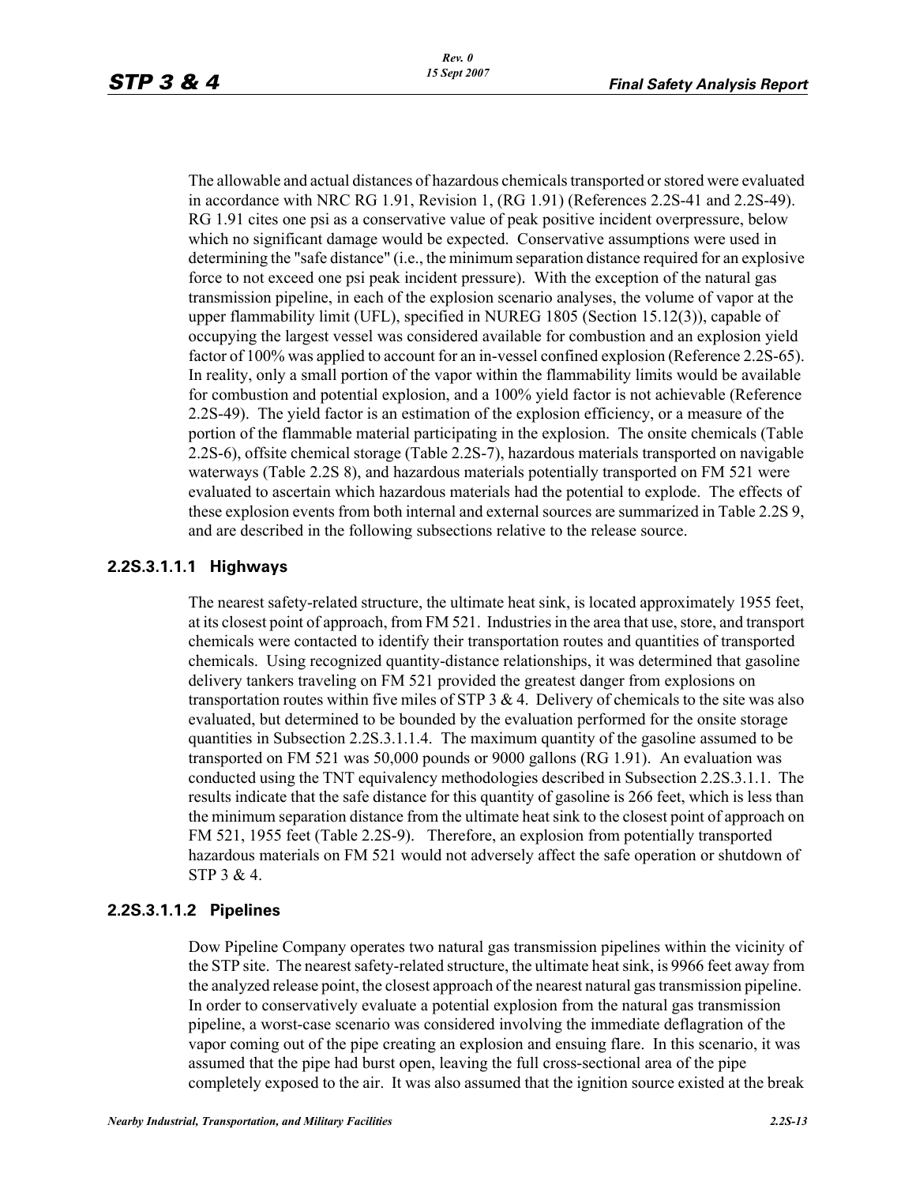The allowable and actual distances of hazardous chemicals transported or stored were evaluated in accordance with NRC RG 1.91, Revision 1, (RG 1.91) (References 2.2S-41 and 2.2S-49). RG 1.91 cites one psi as a conservative value of peak positive incident overpressure, below which no significant damage would be expected. Conservative assumptions were used in determining the "safe distance" (i.e., the minimum separation distance required for an explosive force to not exceed one psi peak incident pressure). With the exception of the natural gas transmission pipeline, in each of the explosion scenario analyses, the volume of vapor at the upper flammability limit (UFL), specified in NUREG 1805 (Section 15.12(3)), capable of occupying the largest vessel was considered available for combustion and an explosion yield factor of 100% was applied to account for an in-vessel confined explosion (Reference 2.2S-65). In reality, only a small portion of the vapor within the flammability limits would be available for combustion and potential explosion, and a 100% yield factor is not achievable (Reference 2.2S-49). The yield factor is an estimation of the explosion efficiency, or a measure of the portion of the flammable material participating in the explosion. The onsite chemicals (Table 2.2S-6), offsite chemical storage (Table 2.2S-7), hazardous materials transported on navigable waterways (Table 2.2S 8), and hazardous materials potentially transported on FM 521 were evaluated to ascertain which hazardous materials had the potential to explode. The effects of these explosion events from both internal and external sources are summarized in Table 2.2S 9, and are described in the following subsections relative to the release source.

#### 2.2S.3.1.1.1 Highways

The nearest safety-related structure, the ultimate heat sink, is located approximately 1955 feet, at its closest point of approach, from FM 521. Industries in the area that use, store, and transport chemicals were contacted to identify their transportation routes and quantities of transported chemicals. Using recognized quantity-distance relationships, it was determined that gasoline delivery tankers traveling on FM 521 provided the greatest danger from explosions on transportation routes within five miles of STP 3 & 4. Delivery of chemicals to the site was also evaluated, but determined to be bounded by the evaluation performed for the onsite storage quantities in Subsection 2.2S.3.1.1.4. The maximum quantity of the gasoline assumed to be transported on FM 521 was 50,000 pounds or 9000 gallons (RG 1.91). An evaluation was conducted using the TNT equivalency methodologies described in Subsection 2.2S.3.1.1. The results indicate that the safe distance for this quantity of gasoline is 266 feet, which is less than the minimum separation distance from the ultimate heat sink to the closest point of approach on FM 521, 1955 feet (Table 2.2S-9). Therefore, an explosion from potentially transported hazardous materials on FM 521 would not adversely affect the safe operation or shutdown of STP 3 & 4.

#### 2.2S.3.1.1.2 Pipelines

Dow Pipeline Company operates two natural gas transmission pipelines within the vicinity of the STP site. The nearest safety-related structure, the ultimate heat sink, is 9966 feet away from the analyzed release point, the closest approach of the nearest natural gas transmission pipeline. In order to conservatively evaluate a potential explosion from the natural gas transmission pipeline, a worst-case scenario was considered involving the immediate deflagration of the vapor coming out of the pipe creating an explosion and ensuing flare. In this scenario, it was assumed that the pipe had burst open, leaving the full cross-sectional area of the pipe completely exposed to the air. It was also assumed that the ignition source existed at the break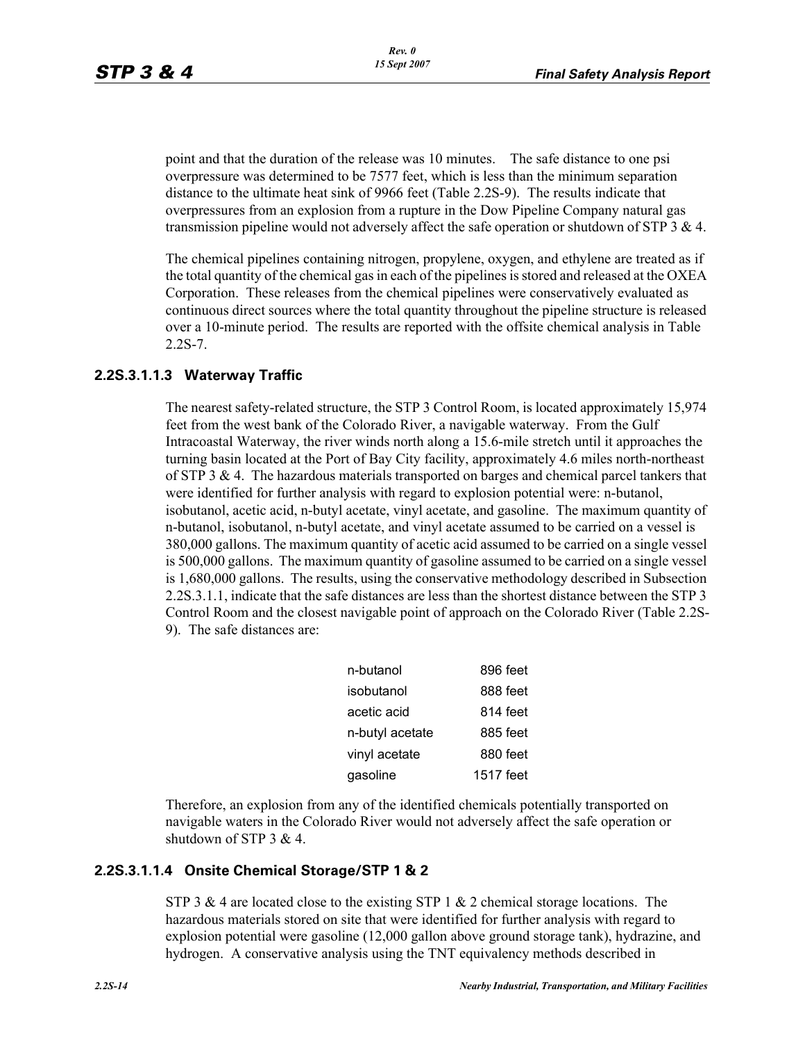point and that the duration of the release was 10 minutes. The safe distance to one psi overpressure was determined to be 7577 feet, which is less than the minimum separation distance to the ultimate heat sink of 9966 feet (Table 2.2S-9). The results indicate that overpressures from an explosion from a rupture in the Dow Pipeline Company natural gas transmission pipeline would not adversely affect the safe operation or shutdown of STP 3 & 4.

The chemical pipelines containing nitrogen, propylene, oxygen, and ethylene are treated as if the total quantity of the chemical gas in each of the pipelines is stored and released at the OXEA Corporation. These releases from the chemical pipelines were conservatively evaluated as continuous direct sources where the total quantity throughout the pipeline structure is released over a 10-minute period. The results are reported with the offsite chemical analysis in Table 2.2S-7.

#### 2.2S.3.1.1.3 Waterway Traffic

The nearest safety-related structure, the STP 3 Control Room, is located approximately 15,974 feet from the west bank of the Colorado River, a navigable waterway. From the Gulf Intracoastal Waterway, the river winds north along a 15.6-mile stretch until it approaches the turning basin located at the Port of Bay City facility, approximately 4.6 miles north-northeast of STP 3 & 4. The hazardous materials transported on barges and chemical parcel tankers that were identified for further analysis with regard to explosion potential were: n-butanol, isobutanol, acetic acid, n-butyl acetate, vinyl acetate, and gasoline. The maximum quantity of n-butanol, isobutanol, n-butyl acetate, and vinyl acetate assumed to be carried on a vessel is 380,000 gallons. The maximum quantity of acetic acid assumed to be carried on a single vessel is 500,000 gallons. The maximum quantity of gasoline assumed to be carried on a single vessel is 1,680,000 gallons. The results, using the conservative methodology described in Subsection 2.2S.3.1.1, indicate that the safe distances are less than the shortest distance between the STP 3 Control Room and the closest navigable point of approach on the Colorado River (Table 2.2S-9). The safe distances are:

| | |
|---|---|
| n-butanol | 896 feet |
| isobutanol | 888 feet |
| acetic acid | 814 feet |
| n-butyl acetate | 885 feet |
| vinyl acetate | 880 feet |
| gasoline | 1517 feet |

Therefore, an explosion from any of the identified chemicals potentially transported on navigable waters in the Colorado River would not adversely affect the safe operation or shutdown of STP 3 & 4.

#### 2.2S.3.1.1.4 Onsite Chemical Storage/STP 1 & 2

STP 3 & 4 are located close to the existing STP 1 & 2 chemical storage locations. The hazardous materials stored on site that were identified for further analysis with regard to explosion potential were gasoline (12,000 gallon above ground storage tank), hydrazine, and hydrogen. A conservative analysis using the TNT equivalency methods described in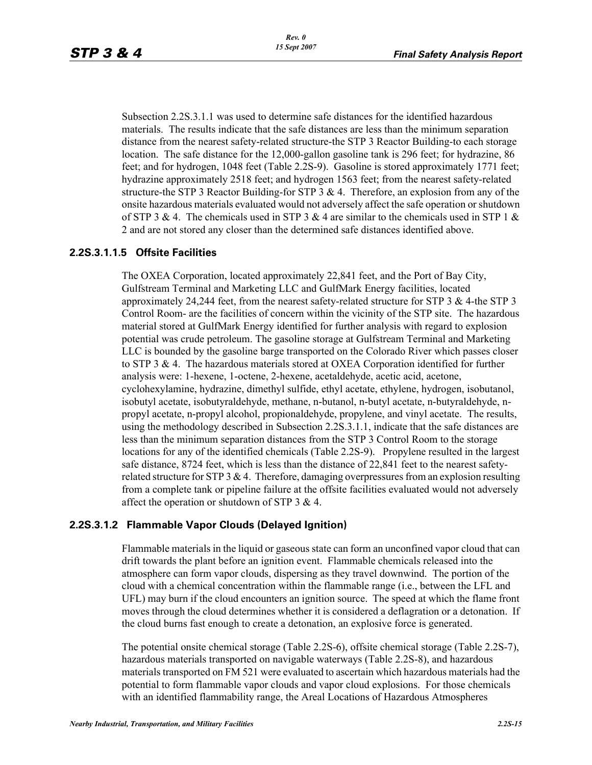Subsection 2.2S.3.1.1 was used to determine safe distances for the identified hazardous materials. The results indicate that the safe distances are less than the minimum separation distance from the nearest safety-related structure-the STP 3 Reactor Building-to each storage location. The safe distance for the 12,000-gallon gasoline tank is 296 feet; for hydrazine, 86 feet; and for hydrogen, 1048 feet (Table 2.2S-9). Gasoline is stored approximately 1771 feet; hydrazine approximately 2518 feet; and hydrogen 1563 feet; from the nearest safety-related structure-the STP 3 Reactor Building-for STP 3 & 4. Therefore, an explosion from any of the onsite hazardous materials evaluated would not adversely affect the safe operation or shutdown of STP 3 & 4. The chemicals used in STP 3 & 4 are similar to the chemicals used in STP 1 & 2 and are not stored any closer than the determined safe distances identified above.

#### 2.2S.3.1.1.5 Offsite Facilities

The OXEA Corporation, located approximately 22,841 feet, and the Port of Bay City, Gulfstream Terminal and Marketing LLC and GulfMark Energy facilities, located approximately 24,244 feet, from the nearest safety-related structure for STP 3 & 4-the STP 3 Control Room- are the facilities of concern within the vicinity of the STP site. The hazardous material stored at GulfMark Energy identified for further analysis with regard to explosion potential was crude petroleum. The gasoline storage at Gulfstream Terminal and Marketing LLC is bounded by the gasoline barge transported on the Colorado River which passes closer to STP 3 & 4. The hazardous materials stored at OXEA Corporation identified for further analysis were: 1-hexene, 1-octene, 2-hexene, acetaldehyde, acetic acid, acetone, cyclohexylamine, hydrazine, dimethyl sulfide, ethyl acetate, ethylene, hydrogen, isobutanol, isobutyl acetate, isobutyraldehyde, methane, n-butanol, n-butyl acetate, n-butyraldehyde, n-propyl acetate, n-propyl alcohol, propionaldehyde, propylene, and vinyl acetate. The results, using the methodology described in Subsection 2.2S.3.1.1, indicate that the safe distances are less than the minimum separation distances from the STP 3 Control Room to the storage locations for any of the identified chemicals (Table 2.2S-9). Propylene resulted in the largest safe distance, 8724 feet, which is less than the distance of 22,841 feet to the nearest safety-related structure for STP 3 & 4. Therefore, damaging overpressures from an explosion resulting from a complete tank or pipeline failure at the offsite facilities evaluated would not adversely affect the operation or shutdown of STP 3 & 4.

### 2.2S.3.1.2 Flammable Vapor Clouds (Delayed Ignition)

Flammable materials in the liquid or gaseous state can form an unconfined vapor cloud that can drift towards the plant before an ignition event. Flammable chemicals released into the atmosphere can form vapor clouds, dispersing as they travel downwind. The portion of the cloud with a chemical concentration within the flammable range (i.e., between the LFL and UFL) may burn if the cloud encounters an ignition source. The speed at which the flame front moves through the cloud determines whether it is considered a deflagration or a detonation. If the cloud burns fast enough to create a detonation, an explosive force is generated.

The potential onsite chemical storage (Table 2.2S-6), offsite chemical storage (Table 2.2S-7), hazardous materials transported on navigable waterways (Table 2.2S-8), and hazardous materials transported on FM 521 were evaluated to ascertain which hazardous materials had the potential to form flammable vapor clouds and vapor cloud explosions. For those chemicals with an identified flammability range, the Areal Locations of Hazardous Atmospheres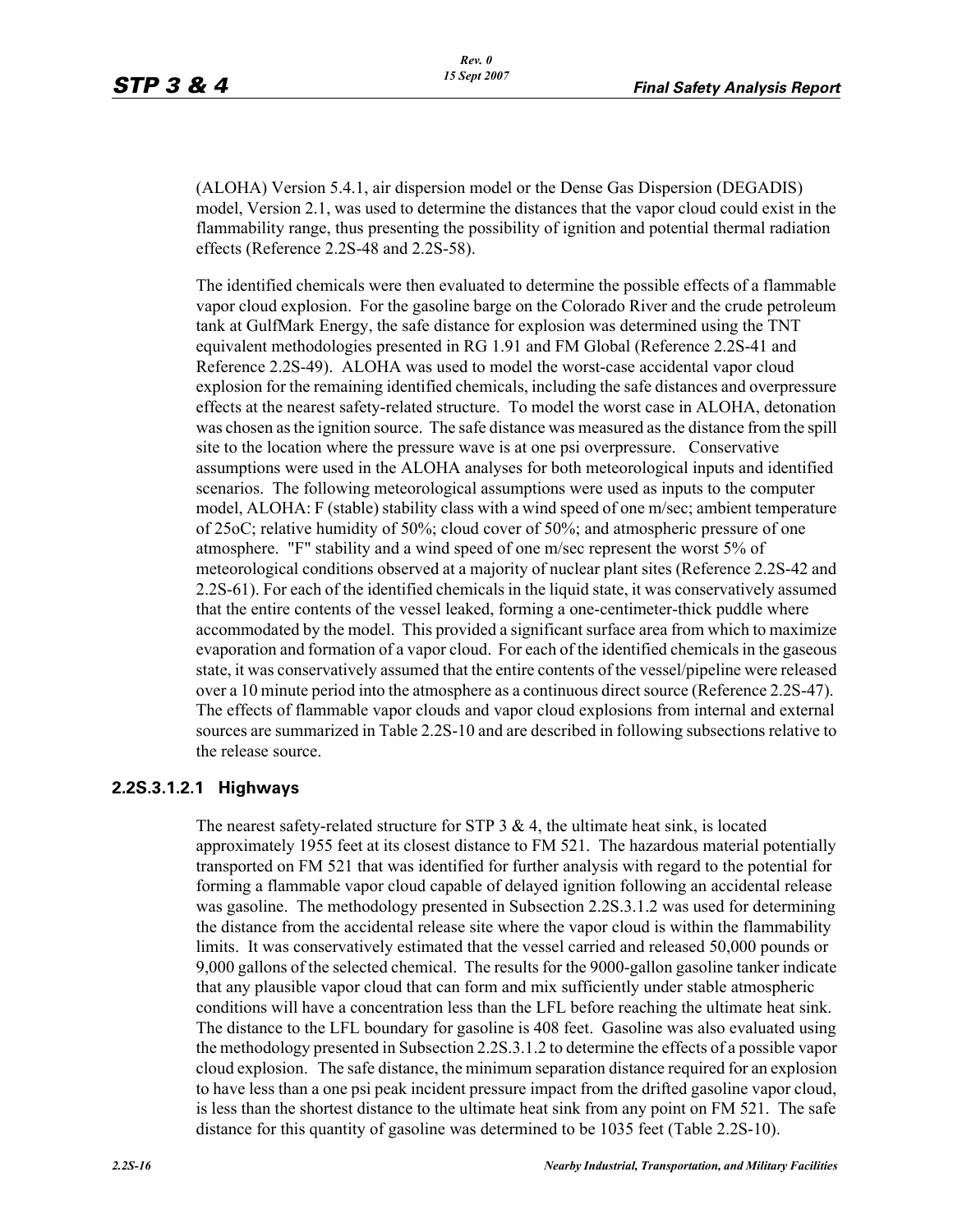(ALOHA) Version 5.4.1, air dispersion model or the Dense Gas Dispersion (DEGADIS) model, Version 2.1, was used to determine the distances that the vapor cloud could exist in the flammability range, thus presenting the possibility of ignition and potential thermal radiation effects (Reference 2.2S-48 and 2.2S-58).

The identified chemicals were then evaluated to determine the possible effects of a flammable vapor cloud explosion. For the gasoline barge on the Colorado River and the crude petroleum tank at GulfMark Energy, the safe distance for explosion was determined using the TNT equivalent methodologies presented in RG 1.91 and FM Global (Reference 2.2S-41 and Reference 2.2S-49). ALOHA was used to model the worst-case accidental vapor cloud explosion for the remaining identified chemicals, including the safe distances and overpressure effects at the nearest safety-related structure. To model the worst case in ALOHA, detonation was chosen as the ignition source. The safe distance was measured as the distance from the spill site to the location where the pressure wave is at one psi overpressure. Conservative assumptions were used in the ALOHA analyses for both meteorological inputs and identified scenarios. The following meteorological assumptions were used as inputs to the computer model, ALOHA: F (stable) stability class with a wind speed of one m/sec; ambient temperature of 25oC; relative humidity of 50%; cloud cover of 50%; and atmospheric pressure of one atmosphere. "F" stability and a wind speed of one m/sec represent the worst 5% of meteorological conditions observed at a majority of nuclear plant sites (Reference 2.2S-42 and 2.2S-61). For each of the identified chemicals in the liquid state, it was conservatively assumed that the entire contents of the vessel leaked, forming a one-centimeter-thick puddle where accommodated by the model. This provided a significant surface area from which to maximize evaporation and formation of a vapor cloud. For each of the identified chemicals in the gaseous state, it was conservatively assumed that the entire contents of the vessel/pipeline were released over a 10 minute period into the atmosphere as a continuous direct source (Reference 2.2S-47). The effects of flammable vapor clouds and vapor cloud explosions from internal and external sources are summarized in Table 2.2S-10 and are described in following subsections relative to the release source.

#### 2.2S.3.1.2.1 Highways

The nearest safety-related structure for STP 3 & 4, the ultimate heat sink, is located approximately 1955 feet at its closest distance to FM 521. The hazardous material potentially transported on FM 521 that was identified for further analysis with regard to the potential for forming a flammable vapor cloud capable of delayed ignition following an accidental release was gasoline. The methodology presented in Subsection 2.2S.3.1.2 was used for determining the distance from the accidental release site where the vapor cloud is within the flammability limits. It was conservatively estimated that the vessel carried and released 50,000 pounds or 9,000 gallons of the selected chemical. The results for the 9000-gallon gasoline tanker indicate that any plausible vapor cloud that can form and mix sufficiently under stable atmospheric conditions will have a concentration less than the LFL before reaching the ultimate heat sink. The distance to the LFL boundary for gasoline is 408 feet. Gasoline was also evaluated using the methodology presented in Subsection 2.2S.3.1.2 to determine the effects of a possible vapor cloud explosion. The safe distance, the minimum separation distance required for an explosion to have less than a one psi peak incident pressure impact from the drifted gasoline vapor cloud, is less than the shortest distance to the ultimate heat sink from any point on FM 521. The safe distance for this quantity of gasoline was determined to be 1035 feet (Table 2.2S-10).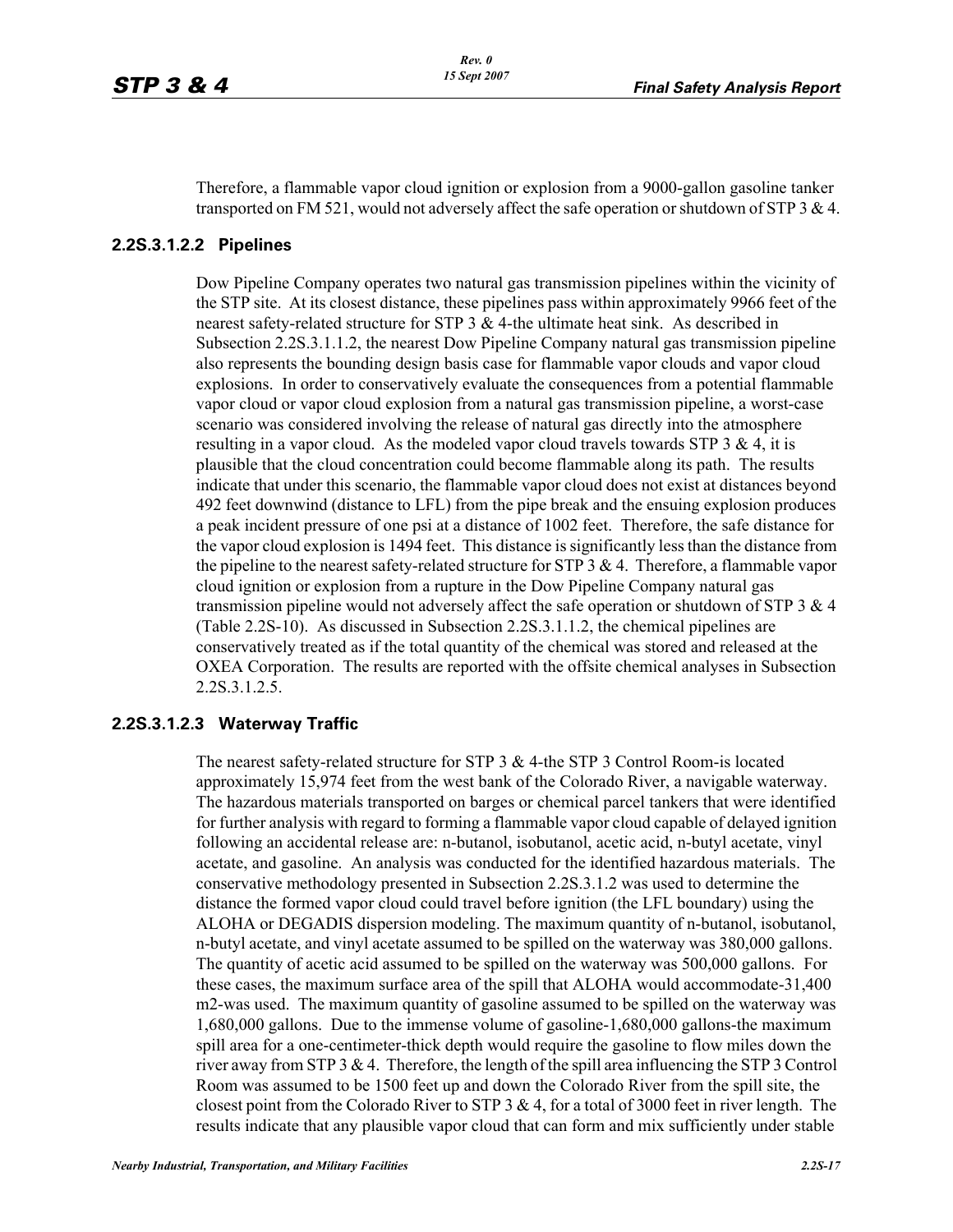Therefore, a flammable vapor cloud ignition or explosion from a 9000-gallon gasoline tanker transported on FM 521, would not adversely affect the safe operation or shutdown of STP 3 & 4.

#### 2.2S.3.1.2.2 Pipelines

Dow Pipeline Company operates two natural gas transmission pipelines within the vicinity of the STP site. At its closest distance, these pipelines pass within approximately 9966 feet of the nearest safety-related structure for STP 3 & 4-the ultimate heat sink. As described in Subsection 2.2S.3.1.1.2, the nearest Dow Pipeline Company natural gas transmission pipeline also represents the bounding design basis case for flammable vapor clouds and vapor cloud explosions. In order to conservatively evaluate the consequences from a potential flammable vapor cloud or vapor cloud explosion from a natural gas transmission pipeline, a worst-case scenario was considered involving the release of natural gas directly into the atmosphere resulting in a vapor cloud. As the modeled vapor cloud travels towards STP 3 & 4, it is plausible that the cloud concentration could become flammable along its path. The results indicate that under this scenario, the flammable vapor cloud does not exist at distances beyond 492 feet downwind (distance to LFL) from the pipe break and the ensuing explosion produces a peak incident pressure of one psi at a distance of 1002 feet. Therefore, the safe distance for the vapor cloud explosion is 1494 feet. This distance is significantly less than the distance from the pipeline to the nearest safety-related structure for STP 3 & 4. Therefore, a flammable vapor cloud ignition or explosion from a rupture in the Dow Pipeline Company natural gas transmission pipeline would not adversely affect the safe operation or shutdown of STP 3 & 4 (Table 2.2S-10). As discussed in Subsection 2.2S.3.1.1.2, the chemical pipelines are conservatively treated as if the total quantity of the chemical was stored and released at the OXEA Corporation. The results are reported with the offsite chemical analyses in Subsection 2.2S.3.1.2.5.

#### 2.2S.3.1.2.3 Waterway Traffic

The nearest safety-related structure for STP 3 & 4-the STP 3 Control Room-is located approximately 15,974 feet from the west bank of the Colorado River, a navigable waterway. The hazardous materials transported on barges or chemical parcel tankers that were identified for further analysis with regard to forming a flammable vapor cloud capable of delayed ignition following an accidental release are: n-butanol, isobutanol, acetic acid, n-butyl acetate, vinyl acetate, and gasoline. An analysis was conducted for the identified hazardous materials. The conservative methodology presented in Subsection 2.2S.3.1.2 was used to determine the distance the formed vapor cloud could travel before ignition (the LFL boundary) using the ALOHA or DEGADIS dispersion modeling. The maximum quantity of n-butanol, isobutanol, n-butyl acetate, and vinyl acetate assumed to be spilled on the waterway was 380,000 gallons. The quantity of acetic acid assumed to be spilled on the waterway was 500,000 gallons. For these cases, the maximum surface area of the spill that ALOHA would accommodate-31,400 m2-was used. The maximum quantity of gasoline assumed to be spilled on the waterway was 1,680,000 gallons. Due to the immense volume of gasoline-1,680,000 gallons-the maximum spill area for a one-centimeter-thick depth would require the gasoline to flow miles down the river away from STP 3 & 4. Therefore, the length of the spill area influencing the STP 3 Control Room was assumed to be 1500 feet up and down the Colorado River from the spill site, the closest point from the Colorado River to STP 3 & 4, for a total of 3000 feet in river length. The results indicate that any plausible vapor cloud that can form and mix sufficiently under stable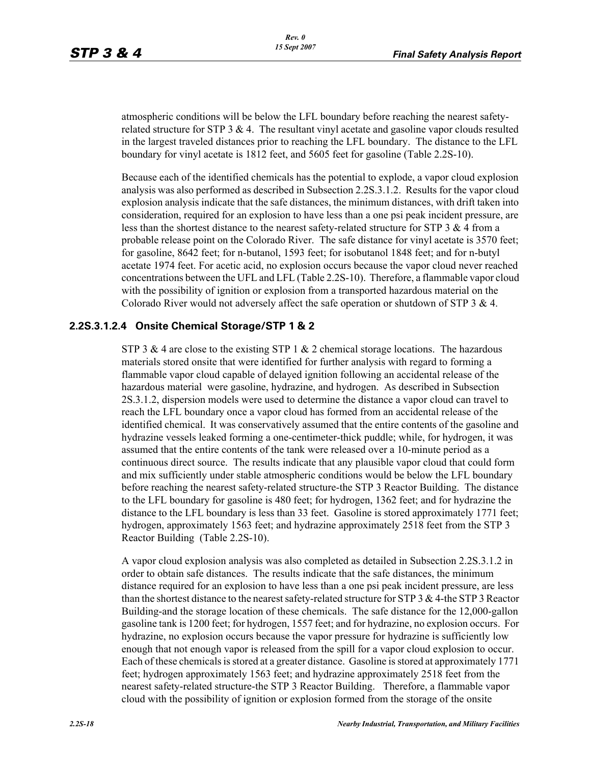atmospheric conditions will be below the LFL boundary before reaching the nearest safety-related structure for STP 3 & 4. The resultant vinyl acetate and gasoline vapor clouds resulted in the largest traveled distances prior to reaching the LFL boundary. The distance to the LFL boundary for vinyl acetate is 1812 feet, and 5605 feet for gasoline (Table 2.2S-10).

Because each of the identified chemicals has the potential to explode, a vapor cloud explosion analysis was also performed as described in Subsection 2.2S.3.1.2. Results for the vapor cloud explosion analysis indicate that the safe distances, the minimum distances, with drift taken into consideration, required for an explosion to have less than a one psi peak incident pressure, are less than the shortest distance to the nearest safety-related structure for STP 3 & 4 from a probable release point on the Colorado River. The safe distance for vinyl acetate is 3570 feet; for gasoline, 8642 feet; for n-butanol, 1593 feet; for isobutanol 1848 feet; and for n-butyl acetate 1974 feet. For acetic acid, no explosion occurs because the vapor cloud never reached concentrations between the UFL and LFL (Table 2.2S-10). Therefore, a flammable vapor cloud with the possibility of ignition or explosion from a transported hazardous material on the Colorado River would not adversely affect the safe operation or shutdown of STP 3 & 4.

### 2.2S.3.1.2.4 Onsite Chemical Storage/STP 1 & 2

STP 3 & 4 are close to the existing STP 1 & 2 chemical storage locations. The hazardous materials stored onsite that were identified for further analysis with regard to forming a flammable vapor cloud capable of delayed ignition following an accidental release of the hazardous material were gasoline, hydrazine, and hydrogen. As described in Subsection 2S.3.1.2, dispersion models were used to determine the distance a vapor cloud can travel to reach the LFL boundary once a vapor cloud has formed from an accidental release of the identified chemical. It was conservatively assumed that the entire contents of the gasoline and hydrazine vessels leaked forming a one-centimeter-thick puddle; while, for hydrogen, it was assumed that the entire contents of the tank were released over a 10-minute period as a continuous direct source. The results indicate that any plausible vapor cloud that could form and mix sufficiently under stable atmospheric conditions would be below the LFL boundary before reaching the nearest safety-related structure-the STP 3 Reactor Building. The distance to the LFL boundary for gasoline is 480 feet; for hydrogen, 1362 feet; and for hydrazine the distance to the LFL boundary is less than 33 feet. Gasoline is stored approximately 1771 feet; hydrogen, approximately 1563 feet; and hydrazine approximately 2518 feet from the STP 3 Reactor Building (Table 2.2S-10).

A vapor cloud explosion analysis was also completed as detailed in Subsection 2.2S.3.1.2 in order to obtain safe distances. The results indicate that the safe distances, the minimum distance required for an explosion to have less than a one psi peak incident pressure, are less than the shortest distance to the nearest safety-related structure for STP 3 & 4-the STP 3 Reactor Building-and the storage location of these chemicals. The safe distance for the 12,000-gallon gasoline tank is 1200 feet; for hydrogen, 1557 feet; and for hydrazine, no explosion occurs. For hydrazine, no explosion occurs because the vapor pressure for hydrazine is sufficiently low enough that not enough vapor is released from the spill for a vapor cloud explosion to occur. Each of these chemicals is stored at a greater distance. Gasoline is stored at approximately 1771 feet; hydrogen approximately 1563 feet; and hydrazine approximately 2518 feet from the nearest safety-related structure-the STP 3 Reactor Building. Therefore, a flammable vapor cloud with the possibility of ignition or explosion formed from the storage of the onsite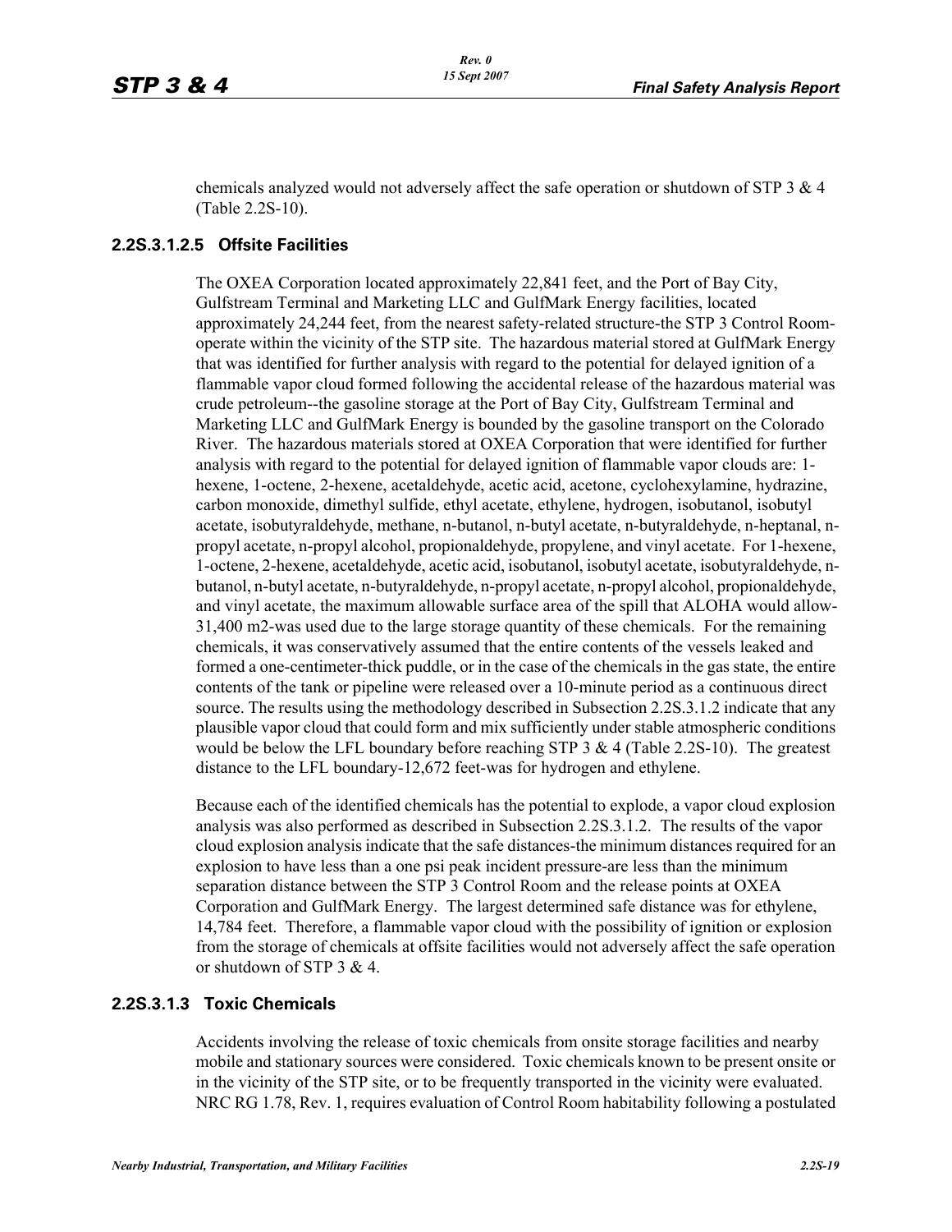chemicals analyzed would not adversely affect the safe operation or shutdown of STP 3 & 4 (Table 2.2S-10).

### 2.2S.3.1.2.5 Offsite Facilities

The OXEA Corporation located approximately 22,841 feet, and the Port of Bay City, Gulfstream Terminal and Marketing LLC and GulfMark Energy facilities, located approximately 24,244 feet, from the nearest safety-related structure-the STP 3 Control Room-operate within the vicinity of the STP site. The hazardous material stored at GulfMark Energy that was identified for further analysis with regard to the potential for delayed ignition of a flammable vapor cloud formed following the accidental release of the hazardous material was crude petroleum--the gasoline storage at the Port of Bay City, Gulfstream Terminal and Marketing LLC and GulfMark Energy is bounded by the gasoline transport on the Colorado River. The hazardous materials stored at OXEA Corporation that were identified for further analysis with regard to the potential for delayed ignition of flammable vapor clouds are: 1-hexene, 1-octene, 2-hexene, acetaldehyde, acetic acid, acetone, cyclohexylamine, hydrazine, carbon monoxide, dimethyl sulfide, ethyl acetate, ethylene, hydrogen, isobutanol, isobutyl acetate, isobutyraldehyde, methane, n-butanol, n-butyl acetate, n-butyraldehyde, n-heptanal, n-propyl acetate, n-propyl alcohol, propionaldehyde, propylene, and vinyl acetate. For 1-hexene, 1-octene, 2-hexene, acetaldehyde, acetic acid, isobutanol, isobutyl acetate, isobutyraldehyde, n-butanol, n-butyl acetate, n-butyraldehyde, n-propyl acetate, n-propyl alcohol, propionaldehyde, and vinyl acetate, the maximum allowable surface area of the spill that ALOHA would allow-31,400 m2-was used due to the large storage quantity of these chemicals. For the remaining chemicals, it was conservatively assumed that the entire contents of the vessels leaked and formed a one-centimeter-thick puddle, or in the case of the chemicals in the gas state, the entire contents of the tank or pipeline were released over a 10-minute period as a continuous direct source. The results using the methodology described in Subsection 2.2S.3.1.2 indicate that any plausible vapor cloud that could form and mix sufficiently under stable atmospheric conditions would be below the LFL boundary before reaching STP 3 & 4 (Table 2.2S-10). The greatest distance to the LFL boundary-12,672 feet-was for hydrogen and ethylene.

Because each of the identified chemicals has the potential to explode, a vapor cloud explosion analysis was also performed as described in Subsection 2.2S.3.1.2. The results of the vapor cloud explosion analysis indicate that the safe distances-the minimum distances required for an explosion to have less than a one psi peak incident pressure-are less than the minimum separation distance between the STP 3 Control Room and the release points at OXEA Corporation and GulfMark Energy. The largest determined safe distance was for ethylene, 14,784 feet. Therefore, a flammable vapor cloud with the possibility of ignition or explosion from the storage of chemicals at offsite facilities would not adversely affect the safe operation or shutdown of STP 3 & 4.

### 2.2S.3.1.3 Toxic Chemicals

Accidents involving the release of toxic chemicals from onsite storage facilities and nearby mobile and stationary sources were considered. Toxic chemicals known to be present onsite or in the vicinity of the STP site, or to be frequently transported in the vicinity were evaluated. NRC RG 1.78, Rev. 1, requires evaluation of Control Room habitability following a postulated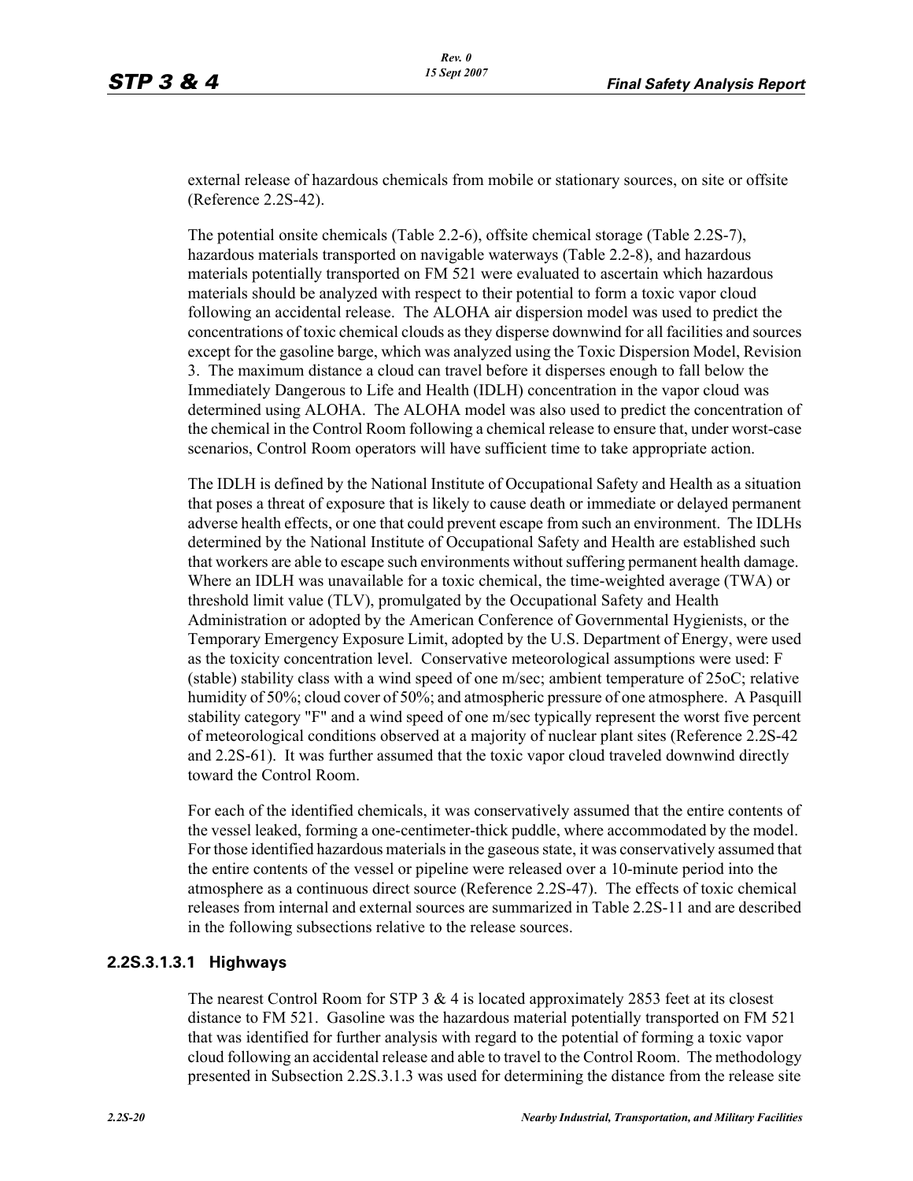external release of hazardous chemicals from mobile or stationary sources, on site or offsite (Reference 2.2S-42).

The potential onsite chemicals (Table 2.2-6), offsite chemical storage (Table 2.2S-7), hazardous materials transported on navigable waterways (Table 2.2-8), and hazardous materials potentially transported on FM 521 were evaluated to ascertain which hazardous materials should be analyzed with respect to their potential to form a toxic vapor cloud following an accidental release. The ALOHA air dispersion model was used to predict the concentrations of toxic chemical clouds as they disperse downwind for all facilities and sources except for the gasoline barge, which was analyzed using the Toxic Dispersion Model, Revision 3. The maximum distance a cloud can travel before it disperses enough to fall below the Immediately Dangerous to Life and Health (IDLH) concentration in the vapor cloud was determined using ALOHA. The ALOHA model was also used to predict the concentration of the chemical in the Control Room following a chemical release to ensure that, under worst-case scenarios, Control Room operators will have sufficient time to take appropriate action.

The IDLH is defined by the National Institute of Occupational Safety and Health as a situation that poses a threat of exposure that is likely to cause death or immediate or delayed permanent adverse health effects, or one that could prevent escape from such an environment. The IDLHs determined by the National Institute of Occupational Safety and Health are established such that workers are able to escape such environments without suffering permanent health damage. Where an IDLH was unavailable for a toxic chemical, the time-weighted average (TWA) or threshold limit value (TLV), promulgated by the Occupational Safety and Health Administration or adopted by the American Conference of Governmental Hygienists, or the Temporary Emergency Exposure Limit, adopted by the U.S. Department of Energy, were used as the toxicity concentration level. Conservative meteorological assumptions were used: F (stable) stability class with a wind speed of one m/sec; ambient temperature of 25oC; relative humidity of 50%; cloud cover of 50%; and atmospheric pressure of one atmosphere. A Pasquill stability category "F" and a wind speed of one m/sec typically represent the worst five percent of meteorological conditions observed at a majority of nuclear plant sites (Reference 2.2S-42 and 2.2S-61). It was further assumed that the toxic vapor cloud traveled downwind directly toward the Control Room.

For each of the identified chemicals, it was conservatively assumed that the entire contents of the vessel leaked, forming a one-centimeter-thick puddle, where accommodated by the model. For those identified hazardous materials in the gaseous state, it was conservatively assumed that the entire contents of the vessel or pipeline were released over a 10-minute period into the atmosphere as a continuous direct source (Reference 2.2S-47). The effects of toxic chemical releases from internal and external sources are summarized in Table 2.2S-11 and are described in the following subsections relative to the release sources.

### 2.2S.3.1.3.1 Highways

The nearest Control Room for STP 3 & 4 is located approximately 2853 feet at its closest distance to FM 521. Gasoline was the hazardous material potentially transported on FM 521 that was identified for further analysis with regard to the potential of forming a toxic vapor cloud following an accidental release and able to travel to the Control Room. The methodology presented in Subsection 2.2S.3.1.3 was used for determining the distance from the release site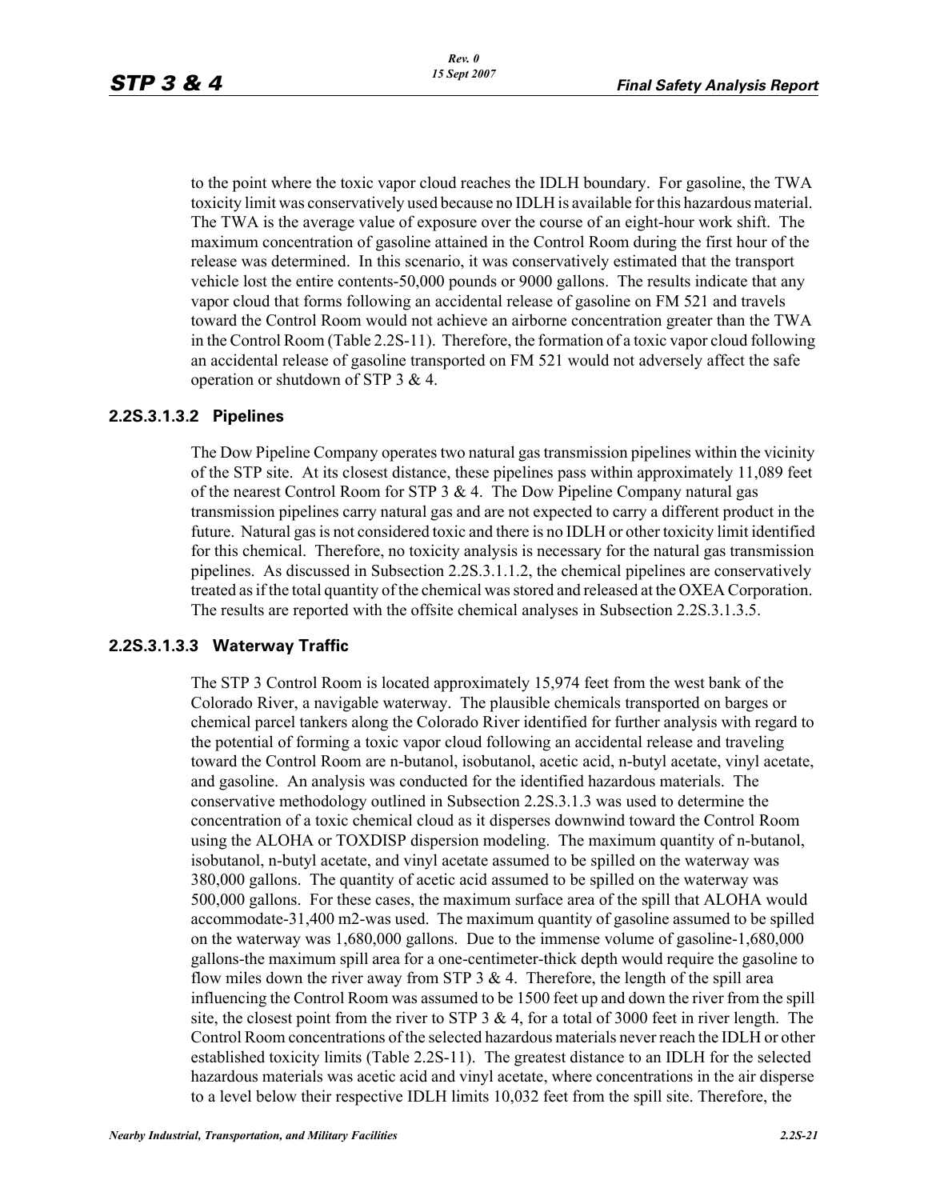to the point where the toxic vapor cloud reaches the IDLH boundary. For gasoline, the TWA toxicity limit was conservatively used because no IDLH is available for this hazardous material. The TWA is the average value of exposure over the course of an eight-hour work shift. The maximum concentration of gasoline attained in the Control Room during the first hour of the release was determined. In this scenario, it was conservatively estimated that the transport vehicle lost the entire contents-50,000 pounds or 9000 gallons. The results indicate that any vapor cloud that forms following an accidental release of gasoline on FM 521 and travels toward the Control Room would not achieve an airborne concentration greater than the TWA in the Control Room (Table 2.2S-11). Therefore, the formation of a toxic vapor cloud following an accidental release of gasoline transported on FM 521 would not adversely affect the safe operation or shutdown of STP 3 & 4.

### 2.2S.3.1.3.2 Pipelines

The Dow Pipeline Company operates two natural gas transmission pipelines within the vicinity of the STP site. At its closest distance, these pipelines pass within approximately 11,089 feet of the nearest Control Room for STP 3 & 4. The Dow Pipeline Company natural gas transmission pipelines carry natural gas and are not expected to carry a different product in the future. Natural gas is not considered toxic and there is no IDLH or other toxicity limit identified for this chemical. Therefore, no toxicity analysis is necessary for the natural gas transmission pipelines. As discussed in Subsection 2.2S.3.1.1.2, the chemical pipelines are conservatively treated as if the total quantity of the chemical was stored and released at the OXEA Corporation. The results are reported with the offsite chemical analyses in Subsection 2.2S.3.1.3.5.

### 2.2S.3.1.3.3 Waterway Traffic

The STP 3 Control Room is located approximately 15,974 feet from the west bank of the Colorado River, a navigable waterway. The plausible chemicals transported on barges or chemical parcel tankers along the Colorado River identified for further analysis with regard to the potential of forming a toxic vapor cloud following an accidental release and traveling toward the Control Room are n-butanol, isobutanol, acetic acid, n-butyl acetate, vinyl acetate, and gasoline. An analysis was conducted for the identified hazardous materials. The conservative methodology outlined in Subsection 2.2S.3.1.3 was used to determine the concentration of a toxic chemical cloud as it disperses downwind toward the Control Room using the ALOHA or TOXDISP dispersion modeling. The maximum quantity of n-butanol, isobutanol, n-butyl acetate, and vinyl acetate assumed to be spilled on the waterway was 380,000 gallons. The quantity of acetic acid assumed to be spilled on the waterway was 500,000 gallons. For these cases, the maximum surface area of the spill that ALOHA would accommodate-31,400 m2-was used. The maximum quantity of gasoline assumed to be spilled on the waterway was 1,680,000 gallons. Due to the immense volume of gasoline-1,680,000 gallons-the maximum spill area for a one-centimeter-thick depth would require the gasoline to flow miles down the river away from STP 3 & 4. Therefore, the length of the spill area influencing the Control Room was assumed to be 1500 feet up and down the river from the spill site, the closest point from the river to STP 3 & 4, for a total of 3000 feet in river length. The Control Room concentrations of the selected hazardous materials never reach the IDLH or other established toxicity limits (Table 2.2S-11). The greatest distance to an IDLH for the selected hazardous materials was acetic acid and vinyl acetate, where concentrations in the air disperse to a level below their respective IDLH limits 10,032 feet from the spill site. Therefore, the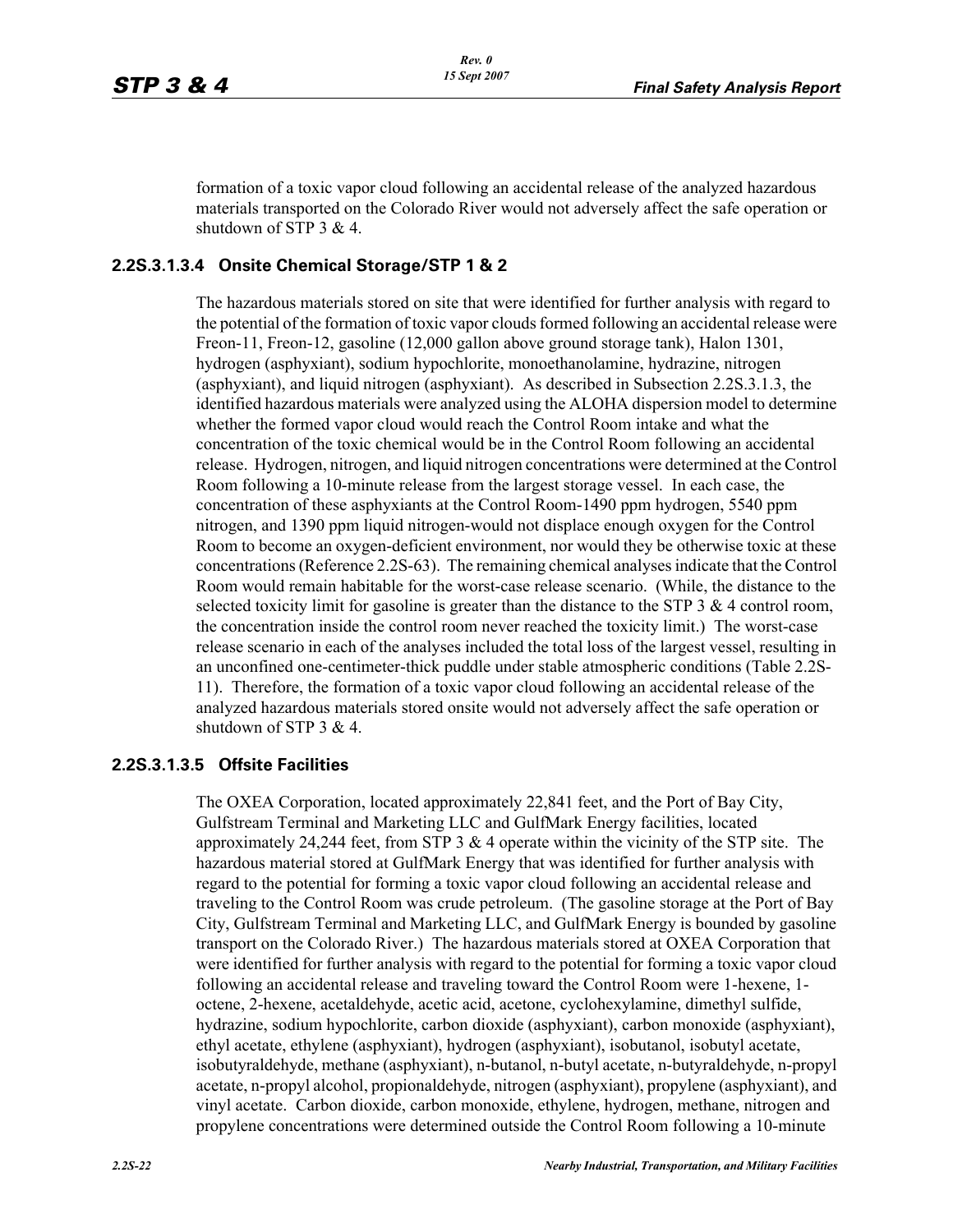formation of a toxic vapor cloud following an accidental release of the analyzed hazardous materials transported on the Colorado River would not adversely affect the safe operation or shutdown of STP 3 & 4.

#### 2.2S.3.1.3.4 Onsite Chemical Storage/STP 1 & 2

The hazardous materials stored on site that were identified for further analysis with regard to the potential of the formation of toxic vapor clouds formed following an accidental release were Freon-11, Freon-12, gasoline (12,000 gallon above ground storage tank), Halon 1301, hydrogen (asphyxiant), sodium hypochlorite, monoethanolamine, hydrazine, nitrogen (asphyxiant), and liquid nitrogen (asphyxiant). As described in Subsection 2.2S.3.1.3, the identified hazardous materials were analyzed using the ALOHA dispersion model to determine whether the formed vapor cloud would reach the Control Room intake and what the concentration of the toxic chemical would be in the Control Room following an accidental release. Hydrogen, nitrogen, and liquid nitrogen concentrations were determined at the Control Room following a 10-minute release from the largest storage vessel. In each case, the concentration of these asphyxiants at the Control Room-1490 ppm hydrogen, 5540 ppm nitrogen, and 1390 ppm liquid nitrogen-would not displace enough oxygen for the Control Room to become an oxygen-deficient environment, nor would they be otherwise toxic at these concentrations (Reference 2.2S-63). The remaining chemical analyses indicate that the Control Room would remain habitable for the worst-case release scenario. (While, the distance to the selected toxicity limit for gasoline is greater than the distance to the STP 3 & 4 control room, the concentration inside the control room never reached the toxicity limit.) The worst-case release scenario in each of the analyses included the total loss of the largest vessel, resulting in an unconfined one-centimeter-thick puddle under stable atmospheric conditions (Table 2.2S-11). Therefore, the formation of a toxic vapor cloud following an accidental release of the analyzed hazardous materials stored onsite would not adversely affect the safe operation or shutdown of STP 3 & 4.

#### 2.2S.3.1.3.5 Offsite Facilities

The OXEA Corporation, located approximately 22,841 feet, and the Port of Bay City, Gulfstream Terminal and Marketing LLC and GulfMark Energy facilities, located approximately 24,244 feet, from STP 3 & 4 operate within the vicinity of the STP site. The hazardous material stored at GulfMark Energy that was identified for further analysis with regard to the potential for forming a toxic vapor cloud following an accidental release and traveling to the Control Room was crude petroleum. (The gasoline storage at the Port of Bay City, Gulfstream Terminal and Marketing LLC, and GulfMark Energy is bounded by gasoline transport on the Colorado River.) The hazardous materials stored at OXEA Corporation that were identified for further analysis with regard to the potential for forming a toxic vapor cloud following an accidental release and traveling toward the Control Room were 1-hexene, 1-octene, 2-hexene, acetaldehyde, acetic acid, acetone, cyclohexylamine, dimethyl sulfide, hydrazine, sodium hypochlorite, carbon dioxide (asphyxiant), carbon monoxide (asphyxiant), ethyl acetate, ethylene (asphyxiant), hydrogen (asphyxiant), isobutanol, isobutyl acetate, isobutyraldehyde, methane (asphyxiant), n-butanol, n-butyl acetate, n-butyraldehyde, n-propyl acetate, n-propyl alcohol, propionaldehyde, nitrogen (asphyxiant), propylene (asphyxiant), and vinyl acetate. Carbon dioxide, carbon monoxide, ethylene, hydrogen, methane, nitrogen and propylene concentrations were determined outside the Control Room following a 10-minute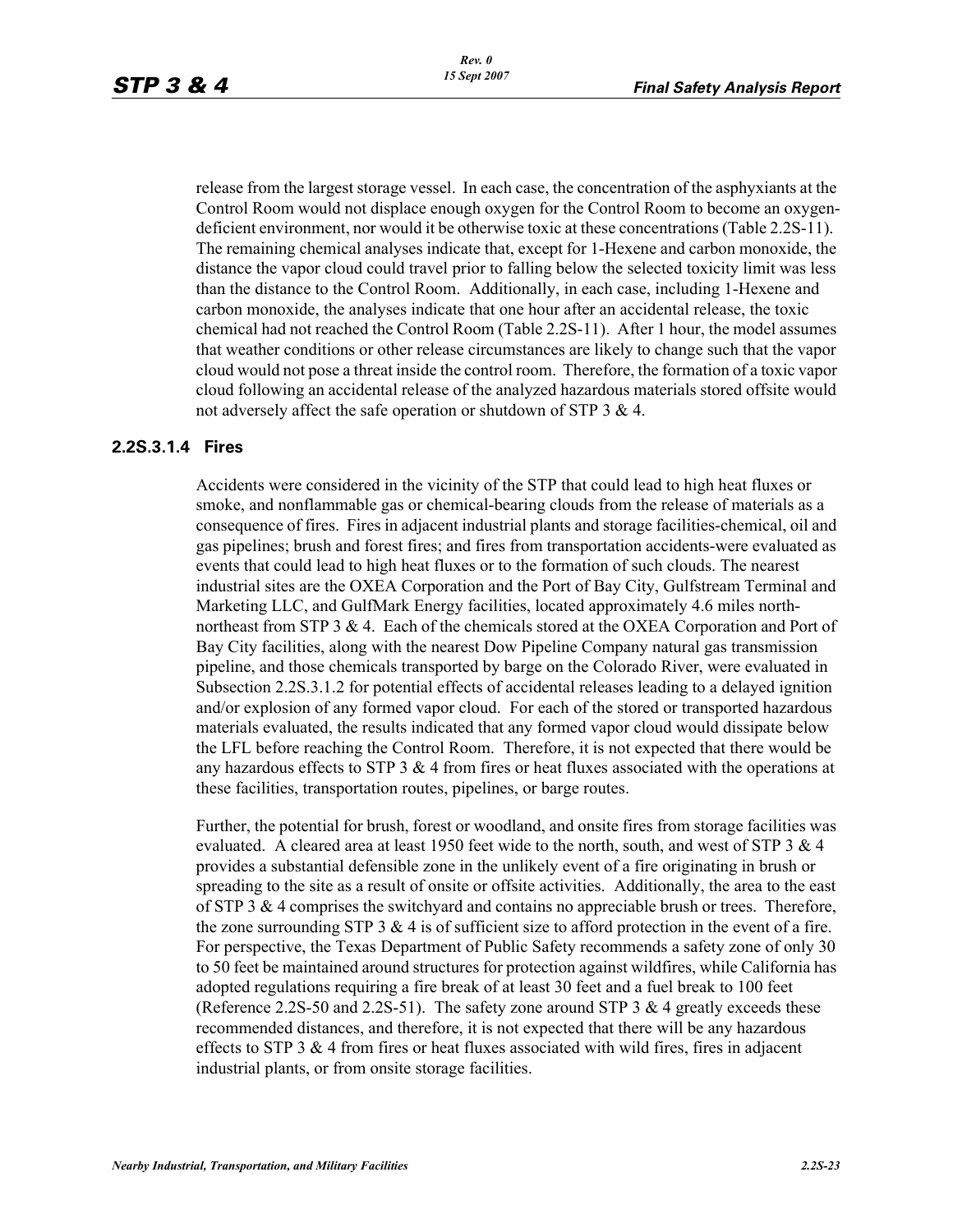release from the largest storage vessel. In each case, the concentration of the asphyxiants at the Control Room would not displace enough oxygen for the Control Room to become an oxygen-deficient environment, nor would it be otherwise toxic at these concentrations (Table 2.2S-11). The remaining chemical analyses indicate that, except for 1-Hexene and carbon monoxide, the distance the vapor cloud could travel prior to falling below the selected toxicity limit was less than the distance to the Control Room. Additionally, in each case, including 1-Hexene and carbon monoxide, the analyses indicate that one hour after an accidental release, the toxic chemical had not reached the Control Room (Table 2.2S-11). After 1 hour, the model assumes that weather conditions or other release circumstances are likely to change such that the vapor cloud would not pose a threat inside the control room. Therefore, the formation of a toxic vapor cloud following an accidental release of the analyzed hazardous materials stored offsite would not adversely affect the safe operation or shutdown of STP 3 & 4.

### 2.2S.3.1.4 Fires

Accidents were considered in the vicinity of the STP that could lead to high heat fluxes or smoke, and nonflammable gas or chemical-bearing clouds from the release of materials as a consequence of fires. Fires in adjacent industrial plants and storage facilities-chemical, oil and gas pipelines; brush and forest fires; and fires from transportation accidents-were evaluated as events that could lead to high heat fluxes or to the formation of such clouds. The nearest industrial sites are the OXEA Corporation and the Port of Bay City, Gulfstream Terminal and Marketing LLC, and GulfMark Energy facilities, located approximately 4.6 miles north-northeast from STP 3 & 4. Each of the chemicals stored at the OXEA Corporation and Port of Bay City facilities, along with the nearest Dow Pipeline Company natural gas transmission pipeline, and those chemicals transported by barge on the Colorado River, were evaluated in Subsection 2.2S.3.1.2 for potential effects of accidental releases leading to a delayed ignition and/or explosion of any formed vapor cloud. For each of the stored or transported hazardous materials evaluated, the results indicated that any formed vapor cloud would dissipate below the LFL before reaching the Control Room. Therefore, it is not expected that there would be any hazardous effects to STP 3 & 4 from fires or heat fluxes associated with the operations at these facilities, transportation routes, pipelines, or barge routes.

Further, the potential for brush, forest or woodland, and onsite fires from storage facilities was evaluated. A cleared area at least 1950 feet wide to the north, south, and west of STP 3 & 4 provides a substantial defensible zone in the unlikely event of a fire originating in brush or spreading to the site as a result of onsite or offsite activities. Additionally, the area to the east of STP 3 & 4 comprises the switchyard and contains no appreciable brush or trees. Therefore, the zone surrounding STP 3 & 4 is of sufficient size to afford protection in the event of a fire. For perspective, the Texas Department of Public Safety recommends a safety zone of only 30 to 50 feet be maintained around structures for protection against wildfires, while California has adopted regulations requiring a fire break of at least 30 feet and a fuel break to 100 feet (Reference 2.2S-50 and 2.2S-51). The safety zone around STP 3 & 4 greatly exceeds these recommended distances, and therefore, it is not expected that there will be any hazardous effects to STP 3 & 4 from fires or heat fluxes associated with wild fires, fires in adjacent industrial plants, or from onsite storage facilities.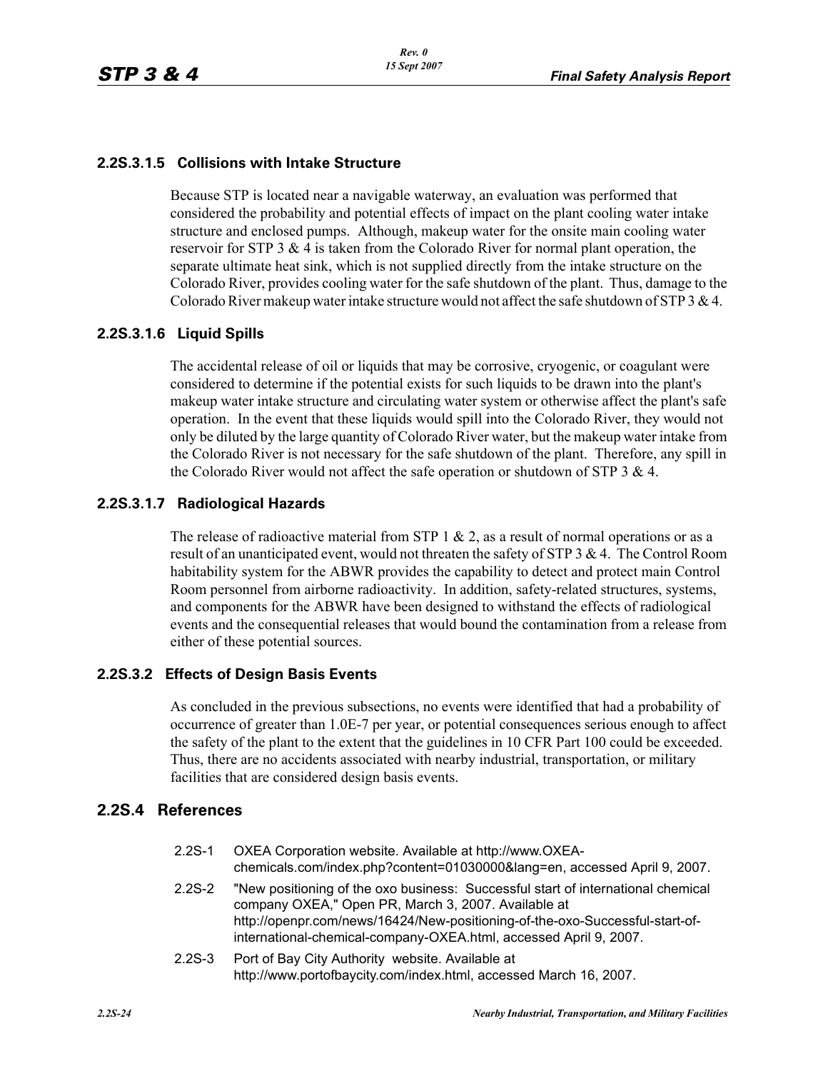### 2.2S.3.1.5 Collisions with Intake Structure

Because STP is located near a navigable waterway, an evaluation was performed that considered the probability and potential effects of impact on the plant cooling water intake structure and enclosed pumps. Although, makeup water for the onsite main cooling water reservoir for STP 3 & 4 is taken from the Colorado River for normal plant operation, the separate ultimate heat sink, which is not supplied directly from the intake structure on the Colorado River, provides cooling water for the safe shutdown of the plant. Thus, damage to the Colorado River makeup water intake structure would not affect the safe shutdown of STP 3 & 4.

### 2.2S.3.1.6 Liquid Spills

The accidental release of oil or liquids that may be corrosive, cryogenic, or coagulant were considered to determine if the potential exists for such liquids to be drawn into the plant's makeup water intake structure and circulating water system or otherwise affect the plant's safe operation. In the event that these liquids would spill into the Colorado River, they would not only be diluted by the large quantity of Colorado River water, but the makeup water intake from the Colorado River is not necessary for the safe shutdown of the plant. Therefore, any spill in the Colorado River would not affect the safe operation or shutdown of STP 3 & 4.

### 2.2S.3.1.7 Radiological Hazards

The release of radioactive material from STP 1 & 2, as a result of normal operations or as a result of an unanticipated event, would not threaten the safety of STP 3 & 4. The Control Room habitability system for the ABWR provides the capability to detect and protect main Control Room personnel from airborne radioactivity. In addition, safety-related structures, systems, and components for the ABWR have been designed to withstand the effects of radiological events and the consequential releases that would bound the contamination from a release from either of these potential sources.

### 2.2S.3.2 Effects of Design Basis Events

As concluded in the previous subsections, no events were identified that had a probability of occurrence of greater than 1.0E-7 per year, or potential consequences serious enough to affect the safety of the plant to the extent that the guidelines in 10 CFR Part 100 could be exceeded. Thus, there are no accidents associated with nearby industrial, transportation, or military facilities that are considered design basis events.

## 2.2S.4 References

2.2S-1 OXEA Corporation website. Available at http://www.OXEA-chemicals.com/index.php?content=01030000&lang=en, accessed April 9, 2007.

2.2S-2 "New positioning of the oxo business: Successful start of international chemical company OXEA," Open PR, March 3, 2007. Available at http://openpr.com/news/16424/New-positioning-of-the-oxo-Successful-start-of-international-chemical-company-OXEA.html, accessed April 9, 2007.

2.2S-3 Port of Bay City Authority website. Available at http://www.portofbaycity.com/index.html, accessed March 16, 2007.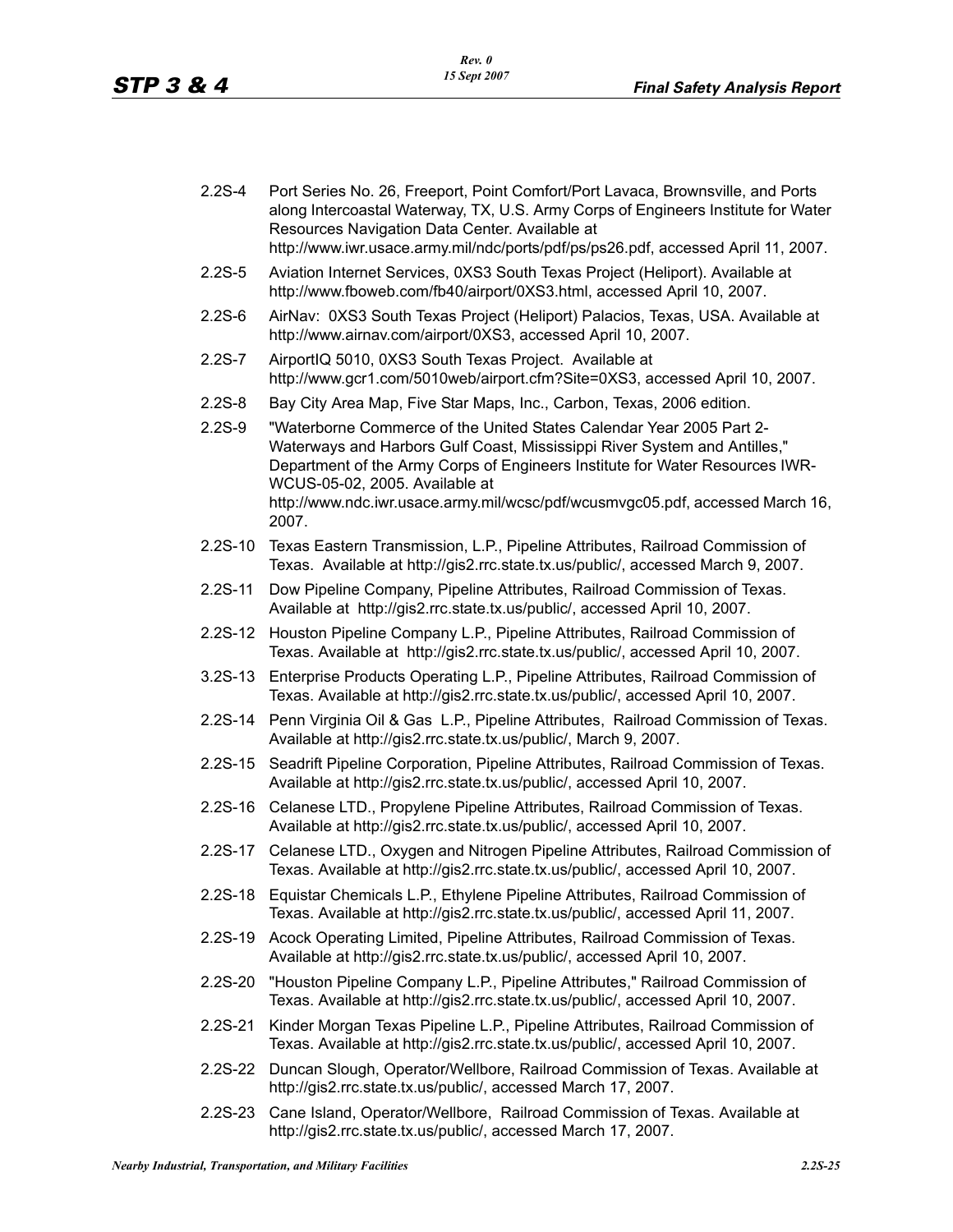2.2S-4 Port Series No. 26, Freeport, Point Comfort/Port Lavaca, Brownsville, and Ports along Intercoastal Waterway, TX, U.S. Army Corps of Engineers Institute for Water Resources Navigation Data Center. Available at http://www.iwr.usace.army.mil/ndc/ports/pdf/ps/ps26.pdf, accessed April 11, 2007.

2.2S-5 Aviation Internet Services, 0XS3 South Texas Project (Heliport). Available at http://www.fboweb.com/fb40/airport/0XS3.html, accessed April 10, 2007.

2.2S-6 AirNav: 0XS3 South Texas Project (Heliport) Palacios, Texas, USA. Available at http://www.airnav.com/airport/0XS3, accessed April 10, 2007.

2.2S-7 AirportIQ 5010, 0XS3 South Texas Project. Available at http://www.gcr1.com/5010web/airport.cfm?Site=0XS3, accessed April 10, 2007.

2.2S-8 Bay City Area Map, Five Star Maps, Inc., Carbon, Texas, 2006 edition.

2.2S-9 "Waterborne Commerce of the United States Calendar Year 2005 Part 2- Waterways and Harbors Gulf Coast, Mississippi River System and Antilles," Department of the Army Corps of Engineers Institute for Water Resources IWR-WCUS-05-02, 2005. Available at http://www.ndc.iwr.usace.army.mil/wcsc/pdf/wcusmvgc05.pdf, accessed March 16, 2007.

2.2S-10 Texas Eastern Transmission, L.P., Pipeline Attributes, Railroad Commission of Texas. Available at http://gis2.rrc.state.tx.us/public/, accessed March 9, 2007.

2.2S-11 Dow Pipeline Company, Pipeline Attributes, Railroad Commission of Texas. Available at http://gis2.rrc.state.tx.us/public/, accessed April 10, 2007.

2.2S-12 Houston Pipeline Company L.P., Pipeline Attributes, Railroad Commission of Texas. Available at http://gis2.rrc.state.tx.us/public/, accessed April 10, 2007.

3.2S-13 Enterprise Products Operating L.P., Pipeline Attributes, Railroad Commission of Texas. Available at http://gis2.rrc.state.tx.us/public/, accessed April 10, 2007.

2.2S-14 Penn Virginia Oil & Gas L.P., Pipeline Attributes, Railroad Commission of Texas. Available at http://gis2.rrc.state.tx.us/public/, March 9, 2007.

2.2S-15 Seadrift Pipeline Corporation, Pipeline Attributes, Railroad Commission of Texas. Available at http://gis2.rrc.state.tx.us/public/, accessed April 10, 2007.

2.2S-16 Celanese LTD., Propylene Pipeline Attributes, Railroad Commission of Texas. Available at http://gis2.rrc.state.tx.us/public/, accessed April 10, 2007.

2.2S-17 Celanese LTD., Oxygen and Nitrogen Pipeline Attributes, Railroad Commission of Texas. Available at http://gis2.rrc.state.tx.us/public/, accessed April 10, 2007.

2.2S-18 Equistar Chemicals L.P., Ethylene Pipeline Attributes, Railroad Commission of Texas. Available at http://gis2.rrc.state.tx.us/public/, accessed April 11, 2007.

2.2S-19 Acock Operating Limited, Pipeline Attributes, Railroad Commission of Texas. Available at http://gis2.rrc.state.tx.us/public/, accessed April 10, 2007.

2.2S-20 "Houston Pipeline Company L.P., Pipeline Attributes," Railroad Commission of Texas. Available at http://gis2.rrc.state.tx.us/public/, accessed April 10, 2007.

2.2S-21 Kinder Morgan Texas Pipeline L.P., Pipeline Attributes, Railroad Commission of Texas. Available at http://gis2.rrc.state.tx.us/public/, accessed April 10, 2007.

2.2S-22 Duncan Slough, Operator/Wellbore, Railroad Commission of Texas. Available at http://gis2.rrc.state.tx.us/public/, accessed March 17, 2007.

2.2S-23 Cane Island, Operator/Wellbore, Railroad Commission of Texas. Available at http://gis2.rrc.state.tx.us/public/, accessed March 17, 2007.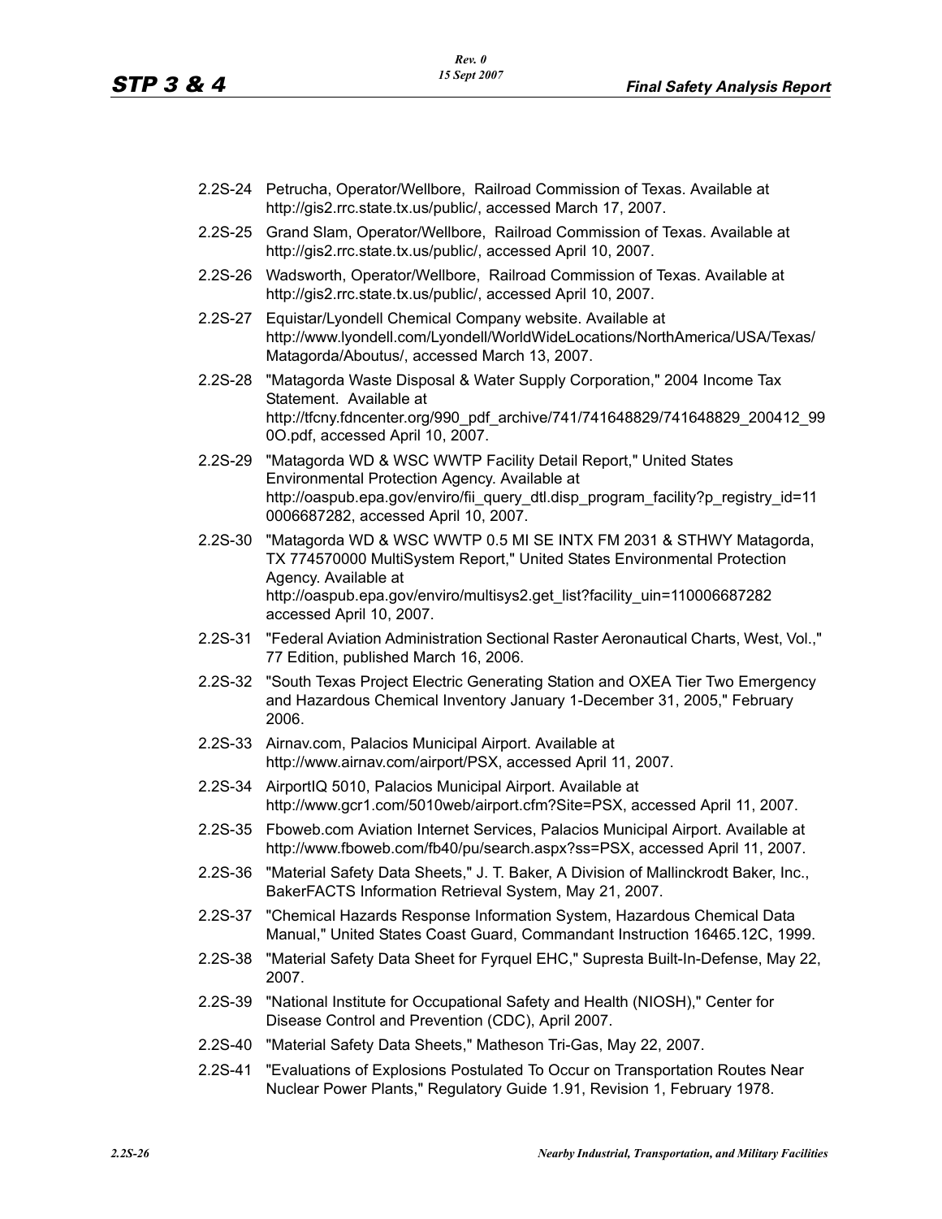2.2S-24 Petrucha, Operator/Wellbore, Railroad Commission of Texas. Available at http://gis2.rrc.state.tx.us/public/, accessed March 17, 2007.

2.2S-25 Grand Slam, Operator/Wellbore, Railroad Commission of Texas. Available at http://gis2.rrc.state.tx.us/public/, accessed April 10, 2007.

2.2S-26 Wadsworth, Operator/Wellbore, Railroad Commission of Texas. Available at http://gis2.rrc.state.tx.us/public/, accessed April 10, 2007.

2.2S-27 Equistar/Lyondell Chemical Company website. Available at http://www.lyondell.com/Lyondell/WorldWideLocations/NorthAmerica/USA/Texas/Matagorda/Aboutus/, accessed March 13, 2007.

2.2S-28 "Matagorda Waste Disposal & Water Supply Corporation," 2004 Income Tax Statement. Available at http://tfcny.fdncenter.org/990_pdf_archive/741/741648829/741648829_200412_990O.pdf, accessed April 10, 2007.

2.2S-29 "Matagorda WD & WSC WWTP Facility Detail Report," United States Environmental Protection Agency. Available at http://oaspub.epa.gov/enviro/fii_query_dtl.disp_program_facility?p_registry_id=110006687282, accessed April 10, 2007.

2.2S-30 "Matagorda WD & WSC WWTP 0.5 MI SE INTX FM 2031 & STHWY Matagorda, TX 774570000 MultiSystem Report," United States Environmental Protection Agency. Available at http://oaspub.epa.gov/enviro/multisys2.get_list?facility_uin=110006687282 accessed April 10, 2007.

2.2S-31 "Federal Aviation Administration Sectional Raster Aeronautical Charts, West, Vol.," 77 Edition, published March 16, 2006.

2.2S-32 "South Texas Project Electric Generating Station and OXEA Tier Two Emergency and Hazardous Chemical Inventory January 1-December 31, 2005," February 2006.

2.2S-33 Airnav.com, Palacios Municipal Airport. Available at http://www.airnav.com/airport/PSX, accessed April 11, 2007.

2.2S-34 AirportIQ 5010, Palacios Municipal Airport. Available at http://www.gcr1.com/5010web/airport.cfm?Site=PSX, accessed April 11, 2007.

2.2S-35 Fboweb.com Aviation Internet Services, Palacios Municipal Airport. Available at http://www.fboweb.com/fb40/pu/search.aspx?ss=PSX, accessed April 11, 2007.

2.2S-36 "Material Safety Data Sheets," J. T. Baker, A Division of Mallinckrodt Baker, Inc., BakerFACTS Information Retrieval System, May 21, 2007.

2.2S-37 "Chemical Hazards Response Information System, Hazardous Chemical Data Manual," United States Coast Guard, Commandant Instruction 16465.12C, 1999.

2.2S-38 "Material Safety Data Sheet for Fyrquel EHC," Supresta Built-In-Defense, May 22, 2007.

2.2S-39 "National Institute for Occupational Safety and Health (NIOSH)," Center for Disease Control and Prevention (CDC), April 2007.

2.2S-40 "Material Safety Data Sheets," Matheson Tri-Gas, May 22, 2007.

2.2S-41 "Evaluations of Explosions Postulated To Occur on Transportation Routes Near Nuclear Power Plants," Regulatory Guide 1.91, Revision 1, February 1978.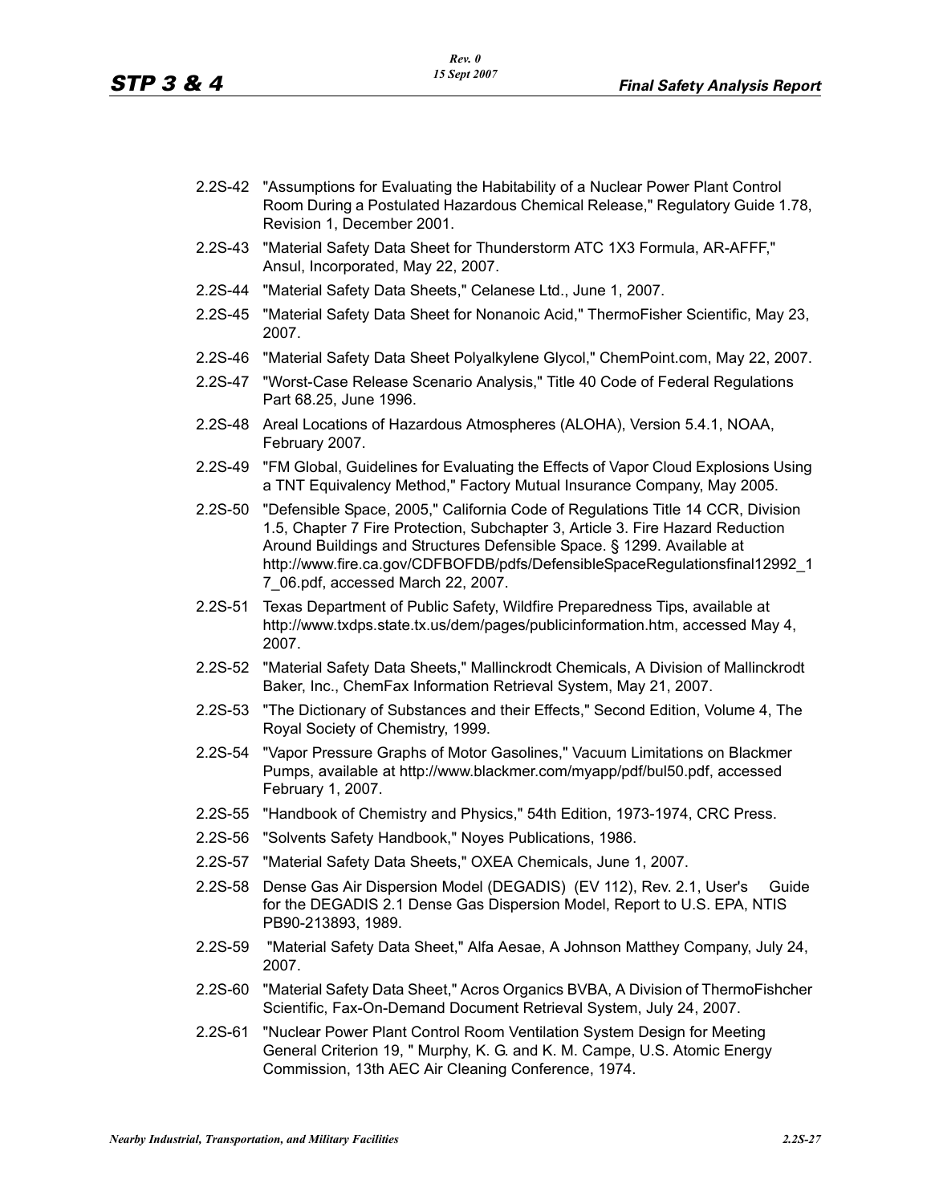2.2S-42 "Assumptions for Evaluating the Habitability of a Nuclear Power Plant Control Room During a Postulated Hazardous Chemical Release," Regulatory Guide 1.78, Revision 1, December 2001.

2.2S-43 "Material Safety Data Sheet for Thunderstorm ATC 1X3 Formula, AR-AFFF," Ansul, Incorporated, May 22, 2007.

2.2S-44 "Material Safety Data Sheets," Celanese Ltd., June 1, 2007.

2.2S-45 "Material Safety Data Sheet for Nonanoic Acid," ThermoFisher Scientific, May 23, 2007.

2.2S-46 "Material Safety Data Sheet Polyalkylene Glycol," ChemPoint.com, May 22, 2007.

2.2S-47 "Worst-Case Release Scenario Analysis," Title 40 Code of Federal Regulations Part 68.25, June 1996.

2.2S-48 Areal Locations of Hazardous Atmospheres (ALOHA), Version 5.4.1, NOAA, February 2007.

2.2S-49 "FM Global, Guidelines for Evaluating the Effects of Vapor Cloud Explosions Using a TNT Equivalency Method," Factory Mutual Insurance Company, May 2005.

2.2S-50 "Defensible Space, 2005," California Code of Regulations Title 14 CCR, Division 1.5, Chapter 7 Fire Protection, Subchapter 3, Article 3. Fire Hazard Reduction Around Buildings and Structures Defensible Space. § 1299. Available at http://www.fire.ca.gov/CDFBOFDB/pdfs/DefensibleSpaceRegulationsfinal12992_17_06.pdf, accessed March 22, 2007.

2.2S-51 Texas Department of Public Safety, Wildfire Preparedness Tips, available at http://www.txdps.state.tx.us/dem/pages/publicinformation.htm, accessed May 4, 2007.

2.2S-52 "Material Safety Data Sheets," Mallinckrodt Chemicals, A Division of Mallinckrodt Baker, Inc., ChemFax Information Retrieval System, May 21, 2007.

2.2S-53 "The Dictionary of Substances and their Effects," Second Edition, Volume 4, The Royal Society of Chemistry, 1999.

2.2S-54 "Vapor Pressure Graphs of Motor Gasolines," Vacuum Limitations on Blackmer Pumps, available at http://www.blackmer.com/myapp/pdf/bul50.pdf, accessed February 1, 2007.

2.2S-55 "Handbook of Chemistry and Physics," 54th Edition, 1973-1974, CRC Press.

2.2S-56 "Solvents Safety Handbook," Noyes Publications, 1986.

2.2S-57 "Material Safety Data Sheets," OXEA Chemicals, June 1, 2007.

2.2S-58 Dense Gas Air Dispersion Model (DEGADIS) (EV 112), Rev. 2.1, User's Guide for the DEGADIS 2.1 Dense Gas Dispersion Model, Report to U.S. EPA, NTIS PB90-213893, 1989.

2.2S-59 "Material Safety Data Sheet," Alfa Aesae, A Johnson Matthey Company, July 24, 2007.

2.2S-60 "Material Safety Data Sheet," Acros Organics BVBA, A Division of ThermoFishcher Scientific, Fax-On-Demand Document Retrieval System, July 24, 2007.

2.2S-61 "Nuclear Power Plant Control Room Ventilation System Design for Meeting General Criterion 19, " Murphy, K. G. and K. M. Campe, U.S. Atomic Energy Commission, 13th AEC Air Cleaning Conference, 1974.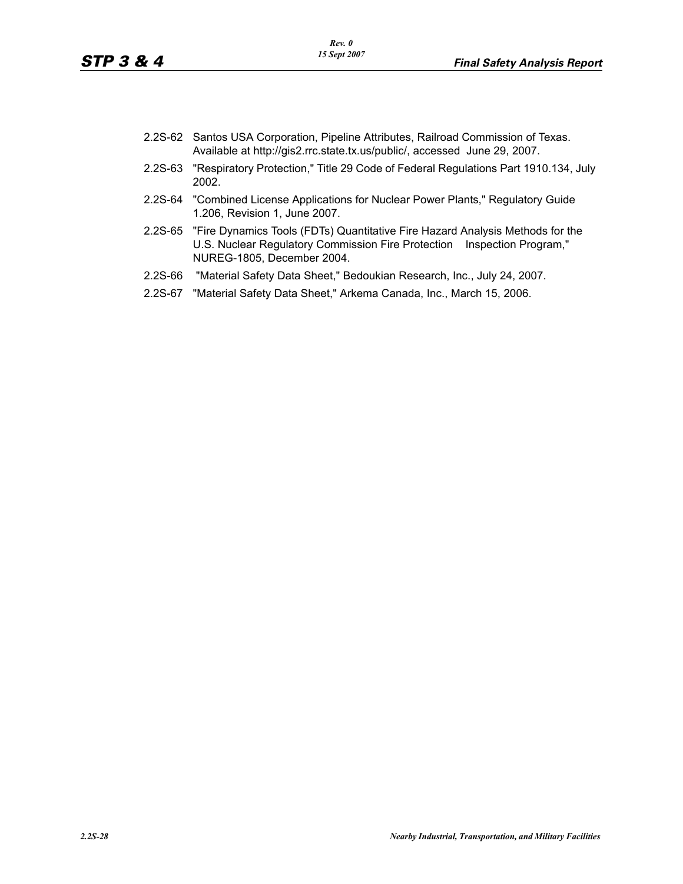2.2S-62 Santos USA Corporation, Pipeline Attributes, Railroad Commission of Texas. Available at http://gis2.rrc.state.tx.us/public/, accessed June 29, 2007.

2.2S-63 "Respiratory Protection," Title 29 Code of Federal Regulations Part 1910.134, July 2002.

2.2S-64 "Combined License Applications for Nuclear Power Plants," Regulatory Guide 1.206, Revision 1, June 2007.

2.2S-65 "Fire Dynamics Tools (FDTs) Quantitative Fire Hazard Analysis Methods for the U.S. Nuclear Regulatory Commission Fire Protection Inspection Program," NUREG-1805, December 2004.

2.2S-66 "Material Safety Data Sheet," Bedoukian Research, Inc., July 24, 2007.

2.2S-67 "Material Safety Data Sheet," Arkema Canada, Inc., March 15, 2006.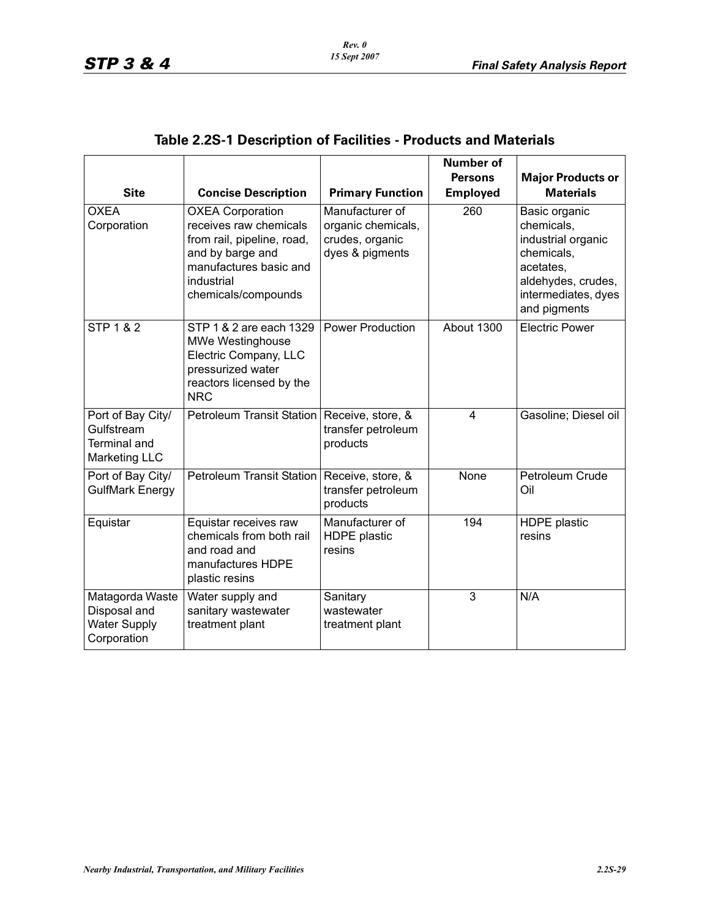## Table 2.2S-1 Description of Facilities - Products and Materials

| Site | Concise Description | Primary Function | Number of Persons Employed | Major Products or Materials |
|---|---|---|---|---|
| OXEA Corporation | OXEA Corporation receives raw chemicals from rail, pipeline, road, and by barge and manufactures basic and industrial chemicals/compounds | Manufacturer of organic chemicals, crudes, organic dyes & pigments | 260 | Basic organic chemicals, industrial organic chemicals, acetates, aldehydes, crudes, intermediates, dyes and pigments |
| STP 1 & 2 | STP 1 & 2 are each 1329 MWe Westinghouse Electric Company, LLC pressurized water reactors licensed by the NRC | Power Production | About 1300 | Electric Power |
| Port of Bay City/ Gulfstream Terminal and Marketing LLC | Petroleum Transit Station | Receive, store, & transfer petroleum products | 4 | Gasoline; Diesel oil |
| Port of Bay City/ GulfMark Energy | Petroleum Transit Station | Receive, store, & transfer petroleum products | None | Petroleum Crude Oil |
| Equistar | Equistar receives raw chemicals from both rail and road and manufactures HDPE plastic resins | Manufacturer of HDPE plastic resins | 194 | HDPE plastic resins |
| Matagorda Waste Disposal and Water Supply Corporation | Water supply and sanitary wastewater treatment plant | Sanitary wastewater treatment plant | 3 | N/A |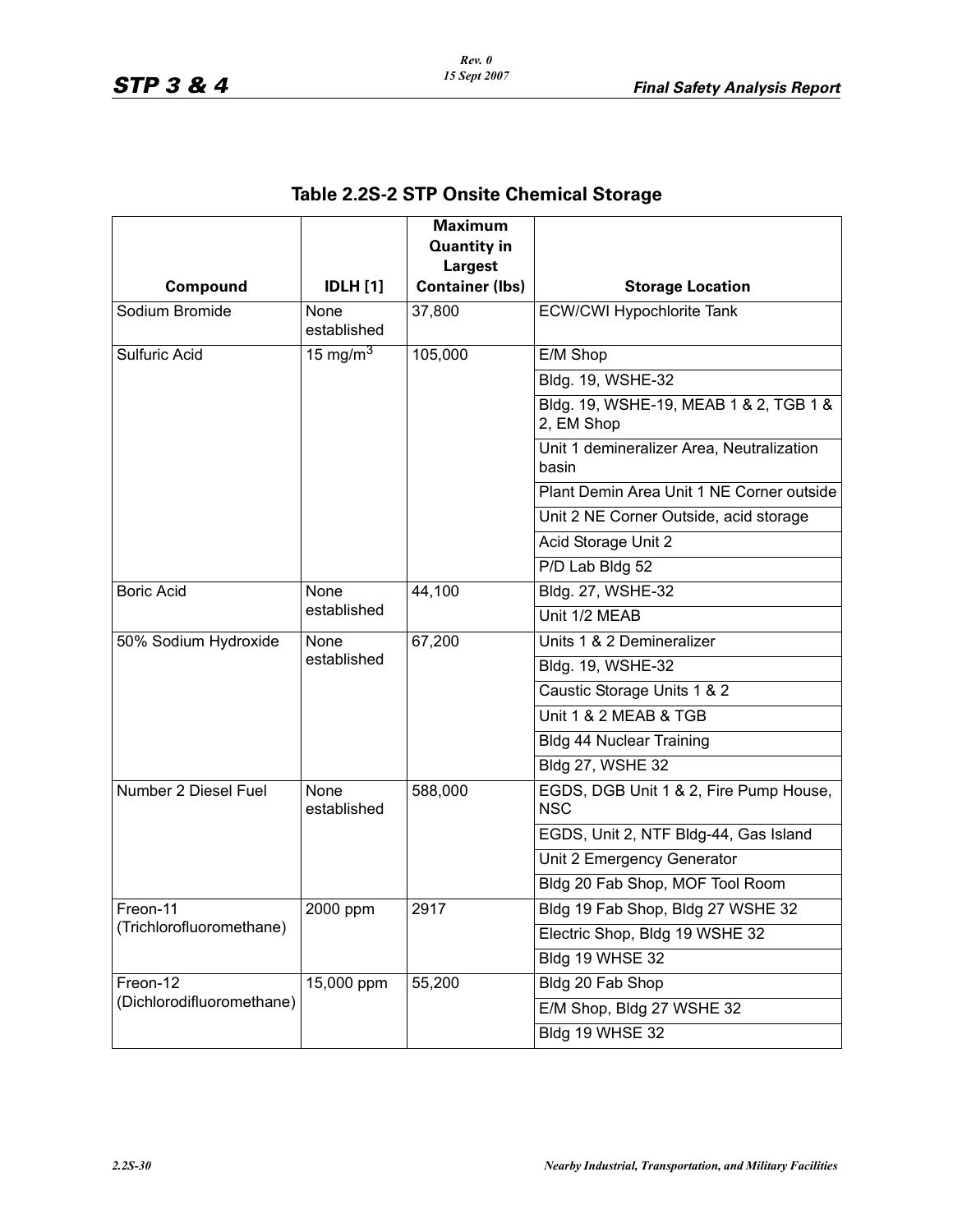## Table 2.2S-2 STP Onsite Chemical Storage

| Compound | IDLH [1] | Maximum Quantity in Largest Container (lbs) | Storage Location |
|---|---|---|---|
| Sodium Bromide | None established | 37,800 | ECW/CWI Hypochlorite Tank |
| Sulfuric Acid | 15 mg/m$^3$ | 105,000 | E/M Shop |
| | | | Bldg. 19, WSHE-32 |
| | | | Bldg. 19, WSHE-19, MEAB 1 & 2, TGB 1 & 2, EM Shop |
| | | | Unit 1 demineralizer Area, Neutralization basin |
| | | | Plant Demin Area Unit 1 NE Corner outside |
| | | | Unit 2 NE Corner Outside, acid storage |
| | | | Acid Storage Unit 2 |
| | | | P/D Lab Bldg 52 |
| Boric Acid | None established | 44,100 | Bldg. 27, WSHE-32 |
| | | | Unit 1/2 MEAB |
| 50% Sodium Hydroxide | None established | 67,200 | Units 1 & 2 Demineralizer |
| | | | Bldg. 19, WSHE-32 |
| | | | Caustic Storage Units 1 & 2 |
| | | | Unit 1 & 2 MEAB & TGB |
| | | | Bldg 44 Nuclear Training |
| | | | Bldg 27, WSHE 32 |
| Number 2 Diesel Fuel | None established | 588,000 | EGDS, DGB Unit 1 & 2, Fire Pump House, NSC |
| | | | EGDS, Unit 2, NTF Bldg-44, Gas Island |
| | | | Unit 2 Emergency Generator |
| | | | Bldg 20 Fab Shop, MOF Tool Room |
| Freon-11 (Trichlorofluoromethane) | 2000 ppm | 2917 | Bldg 19 Fab Shop, Bldg 27 WSHE 32 |
| | | | Electric Shop, Bldg 19 WSHE 32 |
| | | | Bldg 19 WHSE 32 |
| Freon-12 (Dichlorodifluoromethane) | 15,000 ppm | 55,200 | Bldg 20 Fab Shop |
| | | | E/M Shop, Bldg 27 WSHE 32 |
| | | | Bldg 19 WHSE 32 |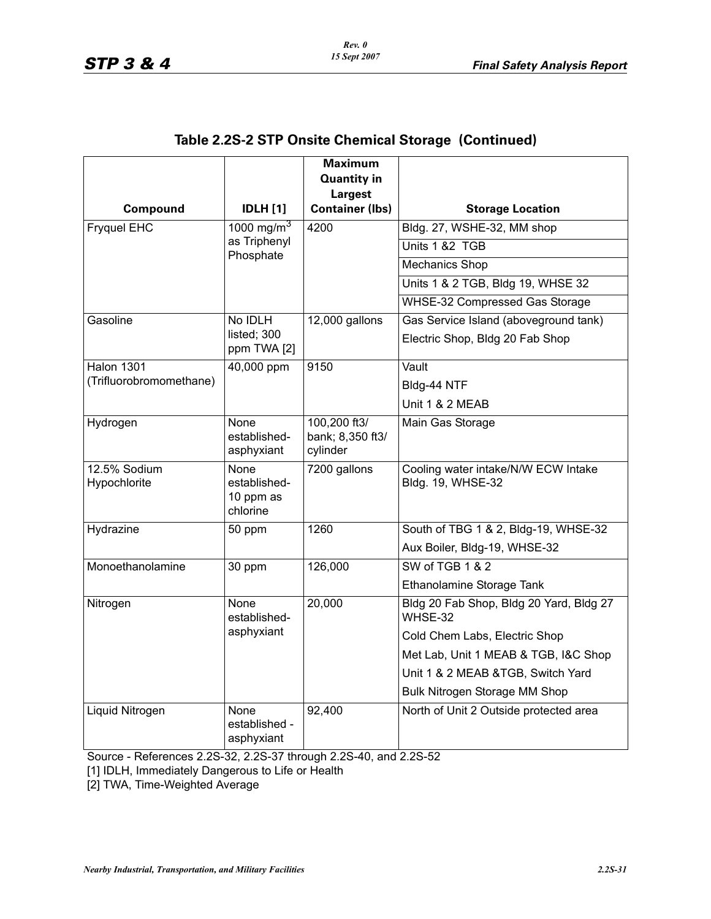## Table 2.2S-2 STP Onsite Chemical Storage (Continued)

| Compound | IDLH [1] | Maximum Quantity in Largest Container (lbs) | Storage Location |
|---|---|---|---|
| Fryquel EHC | 1000 mg/m$^3$ as Triphenyl Phosphate | 4200 | Bldg. 27, WSHE-32, MM shop |
| | | | Units 1 &2 TGB |
| | | | Mechanics Shop |
| | | | Units 1 & 2 TGB, Bldg 19, WHSE 32 |
| | | | WHSE-32 Compressed Gas Storage |
| Gasoline | No IDLH listed; 300 ppm TWA [2] | 12,000 gallons | Gas Service Island (aboveground tank) |
| | | | Electric Shop, Bldg 20 Fab Shop |
| Halon 1301 (Trifluorobromomethane) | 40,000 ppm | 9150 | Vault |
| | | | Bldg-44 NTF |
| | | | Unit 1 & 2 MEAB |
| Hydrogen | None established-asphyxiant | 100,200 ft3/ bank; 8,350 ft3/ cylinder | Main Gas Storage |
| 12.5% Sodium Hypochlorite | None established-10 ppm as chlorine | 7200 gallons | Cooling water intake/N/W ECW Intake Bldg. 19, WHSE-32 |
| Hydrazine | 50 ppm | 1260 | South of TBG 1 & 2, Bldg-19, WHSE-32 |
| | | | Aux Boiler, Bldg-19, WHSE-32 |
| Monoethanolamine | 30 ppm | 126,000 | SW of TGB 1 & 2 |
| | | | Ethanolamine Storage Tank |
| Nitrogen | None established-asphyxiant | 20,000 | Bldg 20 Fab Shop, Bldg 20 Yard, Bldg 27 WHSE-32 |
| | | | Cold Chem Labs, Electric Shop |
| | | | Met Lab, Unit 1 MEAB & TGB, I&C Shop |
| | | | Unit 1 & 2 MEAB &TGB, Switch Yard |
| | | | Bulk Nitrogen Storage MM Shop |
| Liquid Nitrogen | None established - asphyxiant | 92,400 | North of Unit 2 Outside protected area |

Source - References 2.2S-32, 2.2S-37 through 2.2S-40, and 2.2S-52

[1] IDLH, Immediately Dangerous to Life or Health

[2] TWA, Time-Weighted Average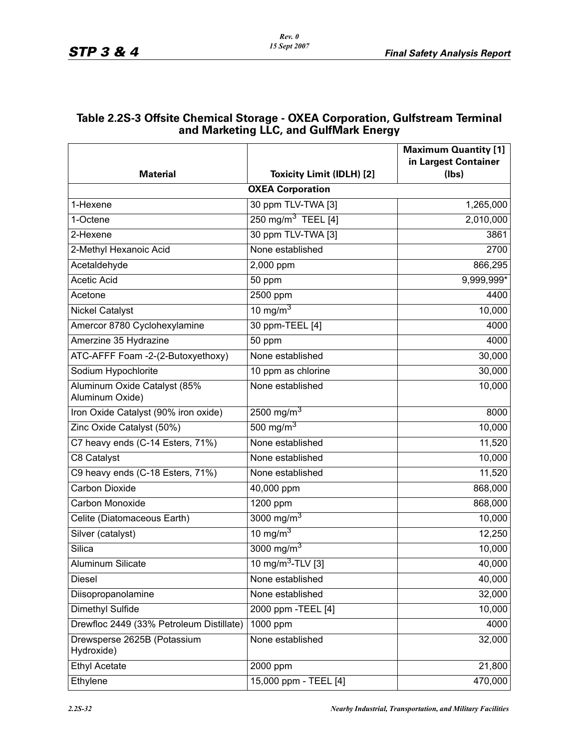## Table 2.2S-3 Offsite Chemical Storage - OXEA Corporation, Gulfstream Terminal and Marketing LLC, and GulfMark Energy

| Material | Toxicity Limit (IDLH) [2] | Maximum Quantity [1] in Largest Container (lbs) |
|---|---|---|
| **OXEA Corporation** | | |
| 1-Hexene | 30 ppm TLV-TWA [3] | 1,265,000 |
| 1-Octene | 250 $mg/m^3$ TEEL [4] | 2,010,000 |
| 2-Hexene | 30 ppm TLV-TWA [3] | 3861 |
| 2-Methyl Hexanoic Acid | None established | 2700 |
| Acetaldehyde | 2,000 ppm | 866,295 |
| Acetic Acid | 50 ppm | 9,999,999* |
| Acetone | 2500 ppm | 4400 |
| Nickel Catalyst | 10 $mg/m^3$ | 10,000 |
| Amercor 8780 Cyclohexylamine | 30 ppm-TEEL [4] | 4000 |
| Amerzine 35 Hydrazine | 50 ppm | 4000 |
| ATC-AFFF Foam -2-(2-Butoxyethoxy) | None established | 30,000 |
| Sodium Hypochlorite | 10 ppm as chlorine | 30,000 |
| Aluminum Oxide Catalyst (85% Aluminum Oxide) | None established | 10,000 |
| Iron Oxide Catalyst (90% iron oxide) | 2500 $mg/m^3$ | 8000 |
| Zinc Oxide Catalyst (50%) | 500 $mg/m^3$ | 10,000 |
| C7 heavy ends (C-14 Esters, 71%) | None established | 11,520 |
| C8 Catalyst | None established | 10,000 |
| C9 heavy ends (C-18 Esters, 71%) | None established | 11,520 |
| Carbon Dioxide | 40,000 ppm | 868,000 |
| Carbon Monoxide | 1200 ppm | 868,000 |
| Celite (Diatomaceous Earth) | 3000 $mg/m^3$ | 10,000 |
| Silver (catalyst) | 10 $mg/m^3$ | 12,250 |
| Silica | 3000 $mg/m^3$ | 10,000 |
| Aluminum Silicate | 10 $mg/m^3$-TLV [3] | 40,000 |
| Diesel | None established | 40,000 |
| Diisopropanolamine | None established | 32,000 |
| Dimethyl Sulfide | 2000 ppm -TEEL [4] | 10,000 |
| Drewfloc 2449 (33% Petroleum Distillate) | 1000 ppm | 4000 |
| Drewsperse 2625B (Potassium Hydroxide) | None established | 32,000 |
| Ethyl Acetate | 2000 ppm | 21,800 |
| Ethylene | 15,000 ppm - TEEL [4] | 470,000 |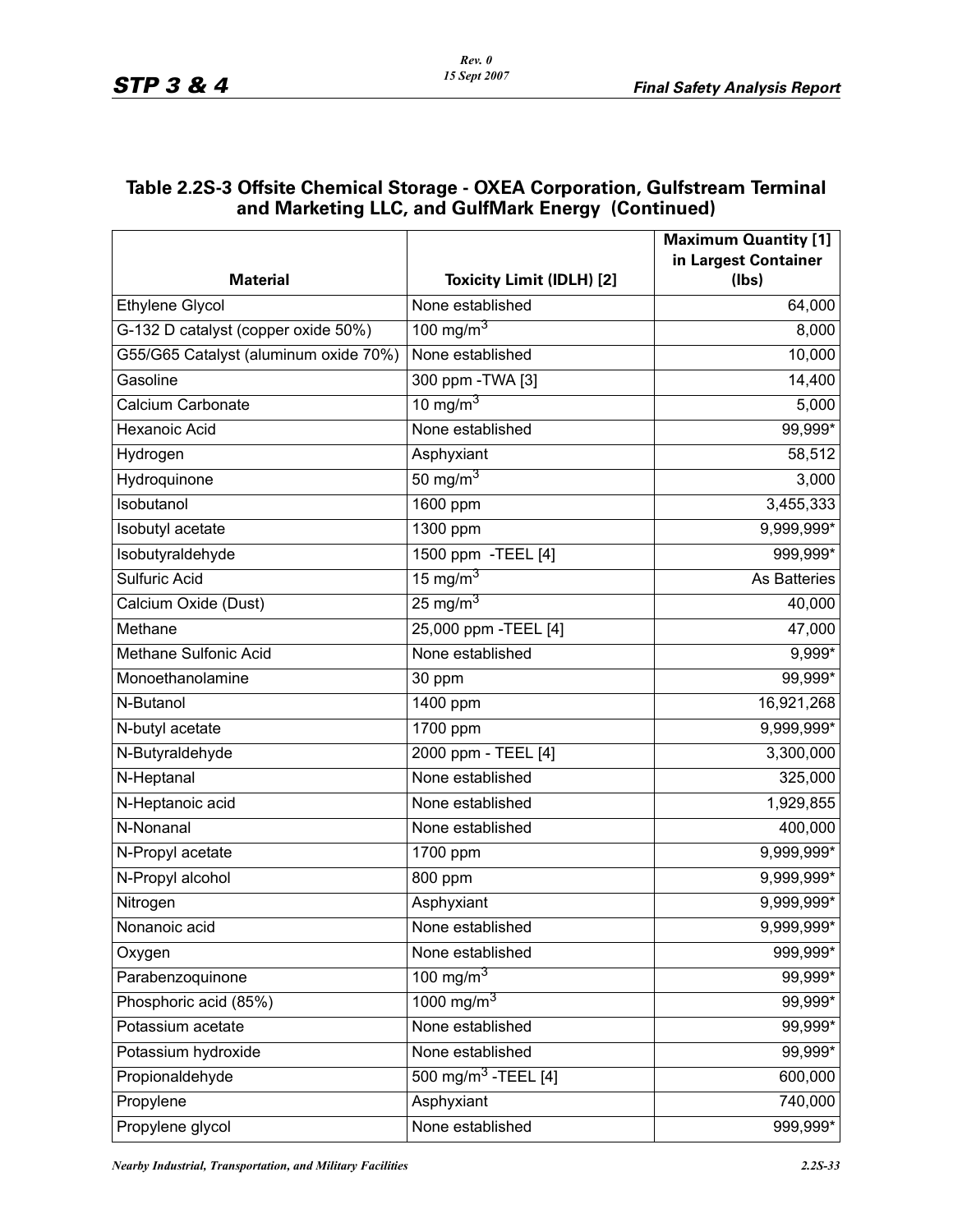## Table 2.2S-3 Offsite Chemical Storage - OXEA Corporation, Gulfstream Terminal and Marketing LLC, and GulfMark Energy (Continued)

| Material | Toxicity Limit (IDLH) [2] | Maximum Quantity [1] in Largest Container (lbs) |
|---|---|---|
| Ethylene Glycol | None established | 64,000 |
| G-132 D catalyst (copper oxide 50%) | 100 $mg/m^3$ | 8,000 |
| G55/G65 Catalyst (aluminum oxide 70%) | None established | 10,000 |
| Gasoline | 300 ppm -TWA [3] | 14,400 |
| Calcium Carbonate | 10 $mg/m^3$ | 5,000 |
| Hexanoic Acid | None established | 99,999* |
| Hydrogen | Asphyxiant | 58,512 |
| Hydroquinone | 50 $mg/m^3$ | 3,000 |
| Isobutanol | 1600 ppm | 3,455,333 |
| Isobutyl acetate | 1300 ppm | 9,999,999* |
| Isobutyraldehyde | 1500 ppm -TEEL [4] | 999,999* |
| Sulfuric Acid | 15 $mg/m^3$ | As Batteries |
| Calcium Oxide (Dust) | 25 $mg/m^3$ | 40,000 |
| Methane | 25,000 ppm -TEEL [4] | 47,000 |
| Methane Sulfonic Acid | None established | 9,999* |
| Monoethanolamine | 30 ppm | 99,999* |
| N-Butanol | 1400 ppm | 16,921,268 |
| N-butyl acetate | 1700 ppm | 9,999,999* |
| N-Butyraldehyde | 2000 ppm - TEEL [4] | 3,300,000 |
| N-Heptanal | None established | 325,000 |
| N-Heptanoic acid | None established | 1,929,855 |
| N-Nonanal | None established | 400,000 |
| N-Propyl acetate | 1700 ppm | 9,999,999* |
| N-Propyl alcohol | 800 ppm | 9,999,999* |
| Nitrogen | Asphyxiant | 9,999,999* |
| Nonanoic acid | None established | 9,999,999* |
| Oxygen | None established | 999,999* |
| Parabenzoquinone | 100 $mg/m^3$ | 99,999* |
| Phosphoric acid (85%) | 1000 $mg/m^3$ | 99,999* |
| Potassium acetate | None established | 99,999* |
| Potassium hydroxide | None established | 99,999* |
| Propionaldehyde | 500 $mg/m^3$ -TEEL [4] | 600,000 |
| Propylene | Asphyxiant | 740,000 |
| Propylene glycol | None established | 999,999* |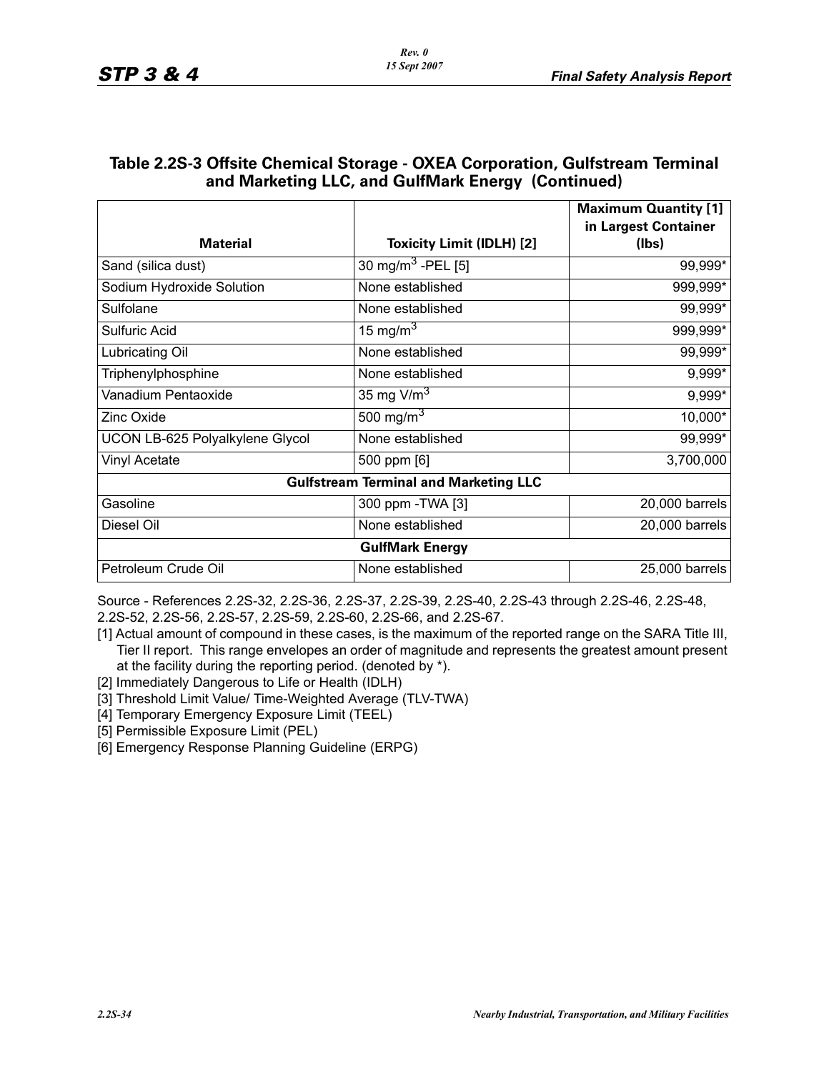## Table 2.2S-3 Offsite Chemical Storage - OXEA Corporation, Gulfstream Terminal and Marketing LLC, and GulfMark Energy (Continued)

| Material | Toxicity Limit (IDLH) [2] | Maximum Quantity [1] in Largest Container (lbs) |
|---|---|---|
| Sand (silica dust) | 30 $mg/m^3$ -PEL [5] | 99,999* |
| Sodium Hydroxide Solution | None established | 999,999* |
| Sulfolane | None established | 99,999* |
| Sulfuric Acid | 15 $mg/m^3$ | 999,999* |
| Lubricating Oil | None established | 99,999* |
| Triphenylphosphine | None established | 9,999* |
| Vanadium Pentaoxide | 35 mg $V/m^3$ | 9,999* |
| Zinc Oxide | 500 $mg/m^3$ | 10,000* |
| UCON LB-625 Polyalkylene Glycol | None established | 99,999* |
| Vinyl Acetate | 500 ppm [6] | 3,700,000 |
| **Gulfstream Terminal and Marketing LLC** | | |
| Gasoline | 300 ppm -TWA [3] | 20,000 barrels |
| Diesel Oil | None established | 20,000 barrels |
| **GulfMark Energy** | | |
| Petroleum Crude Oil | None established | 25,000 barrels |

Source - References 2.2S-32, 2.2S-36, 2.2S-37, 2.2S-39, 2.2S-40, 2.2S-43 through 2.2S-46, 2.2S-48, 2.2S-52, 2.2S-56, 2.2S-57, 2.2S-59, 2.2S-60, 2.2S-66, and 2.2S-67.

[1] Actual amount of compound in these cases, is the maximum of the reported range on the SARA Title III, Tier II report. This range envelopes an order of magnitude and represents the greatest amount present at the facility during the reporting period. (denoted by *).

[2] Immediately Dangerous to Life or Health (IDLH)

[3] Threshold Limit Value/ Time-Weighted Average (TLV-TWA)

[4] Temporary Emergency Exposure Limit (TEEL)

[5] Permissible Exposure Limit (PEL)

[6] Emergency Response Planning Guideline (ERPG)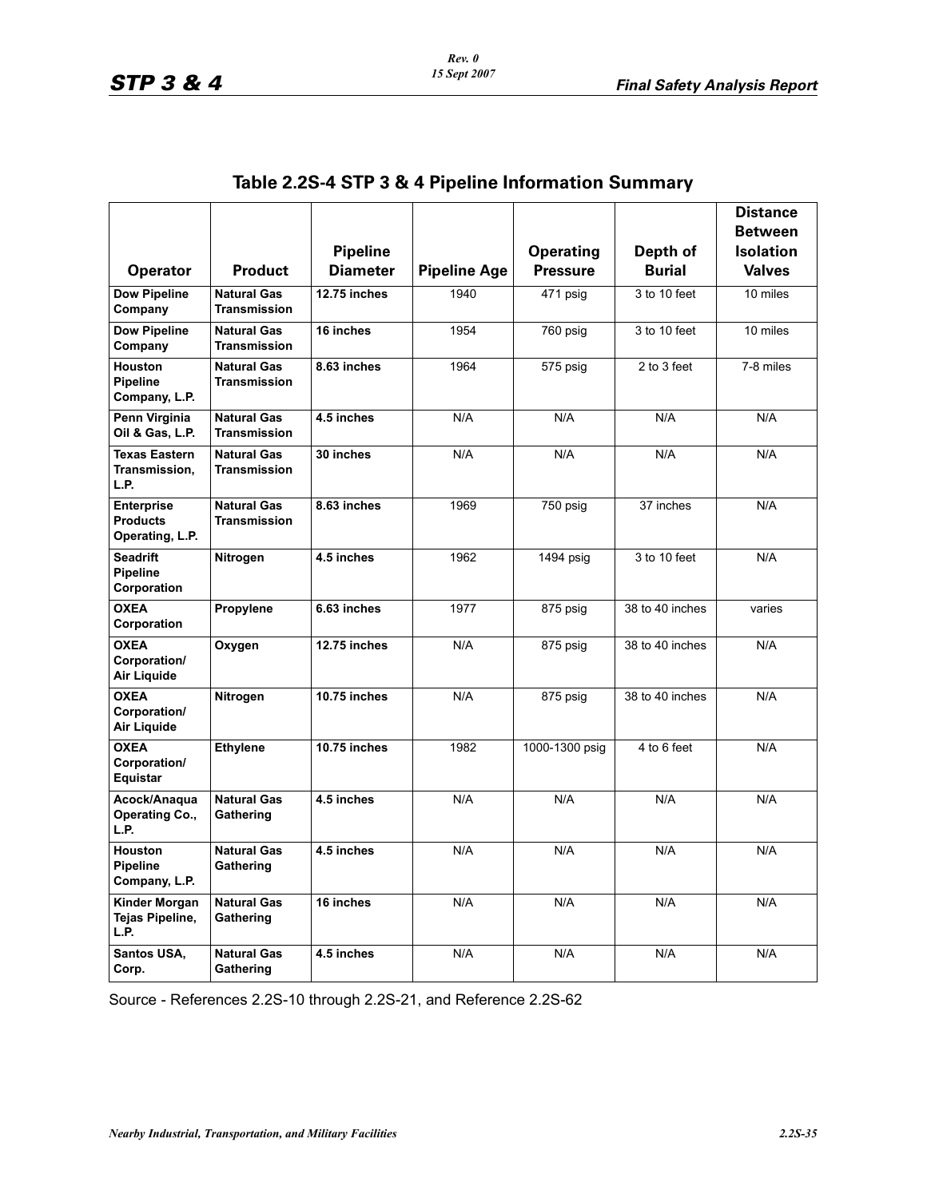## Table 2.2S-4 STP 3 & 4 Pipeline Information Summary

| Operator | Product | Pipeline Diameter | Pipeline Age | Operating Pressure | Depth of Burial | Distance Between Isolation Valves |
|---|---|---|---|---|---|---|
| **Dow Pipeline Company** | **Natural Gas Transmission** | **12.75 inches** | 1940 | 471 psig | 3 to 10 feet | 10 miles |
| **Dow Pipeline Company** | **Natural Gas Transmission** | **16 inches** | 1954 | 760 psig | 3 to 10 feet | 10 miles |
| **Houston Pipeline Company, L.P.** | **Natural Gas Transmission** | **8.63 inches** | 1964 | 575 psig | 2 to 3 feet | 7-8 miles |
| **Penn Virginia Oil & Gas, L.P.** | **Natural Gas Transmission** | **4.5 inches** | N/A | N/A | N/A | N/A |
| **Texas Eastern Transmission, L.P.** | **Natural Gas Transmission** | **30 inches** | N/A | N/A | N/A | N/A |
| **Enterprise Products Operating, L.P.** | **Natural Gas Transmission** | **8.63 inches** | 1969 | 750 psig | 37 inches | N/A |
| **Seadrift Pipeline Corporation** | **Nitrogen** | **4.5 inches** | 1962 | 1494 psig | 3 to 10 feet | N/A |
| **OXEA Corporation** | **Propylene** | **6.63 inches** | 1977 | 875 psig | 38 to 40 inches | varies |
| **OXEA Corporation/ Air Liquide** | **Oxygen** | **12.75 inches** | N/A | 875 psig | 38 to 40 inches | N/A |
| **OXEA Corporation/ Air Liquide** | **Nitrogen** | **10.75 inches** | N/A | 875 psig | 38 to 40 inches | N/A |
| **OXEA Corporation/ Equistar** | **Ethylene** | **10.75 inches** | 1982 | 1000-1300 psig | 4 to 6 feet | N/A |
| **Acock/Anaqua Operating Co., L.P.** | **Natural Gas Gathering** | **4.5 inches** | N/A | N/A | N/A | N/A |
| **Houston Pipeline Company, L.P.** | **Natural Gas Gathering** | **4.5 inches** | N/A | N/A | N/A | N/A |
| **Kinder Morgan Tejas Pipeline, L.P.** | **Natural Gas Gathering** | **16 inches** | N/A | N/A | N/A | N/A |
| **Santos USA, Corp.** | **Natural Gas Gathering** | **4.5 inches** | N/A | N/A | N/A | N/A |

Source - References 2.2S-10 through 2.2S-21, and Reference 2.2S-62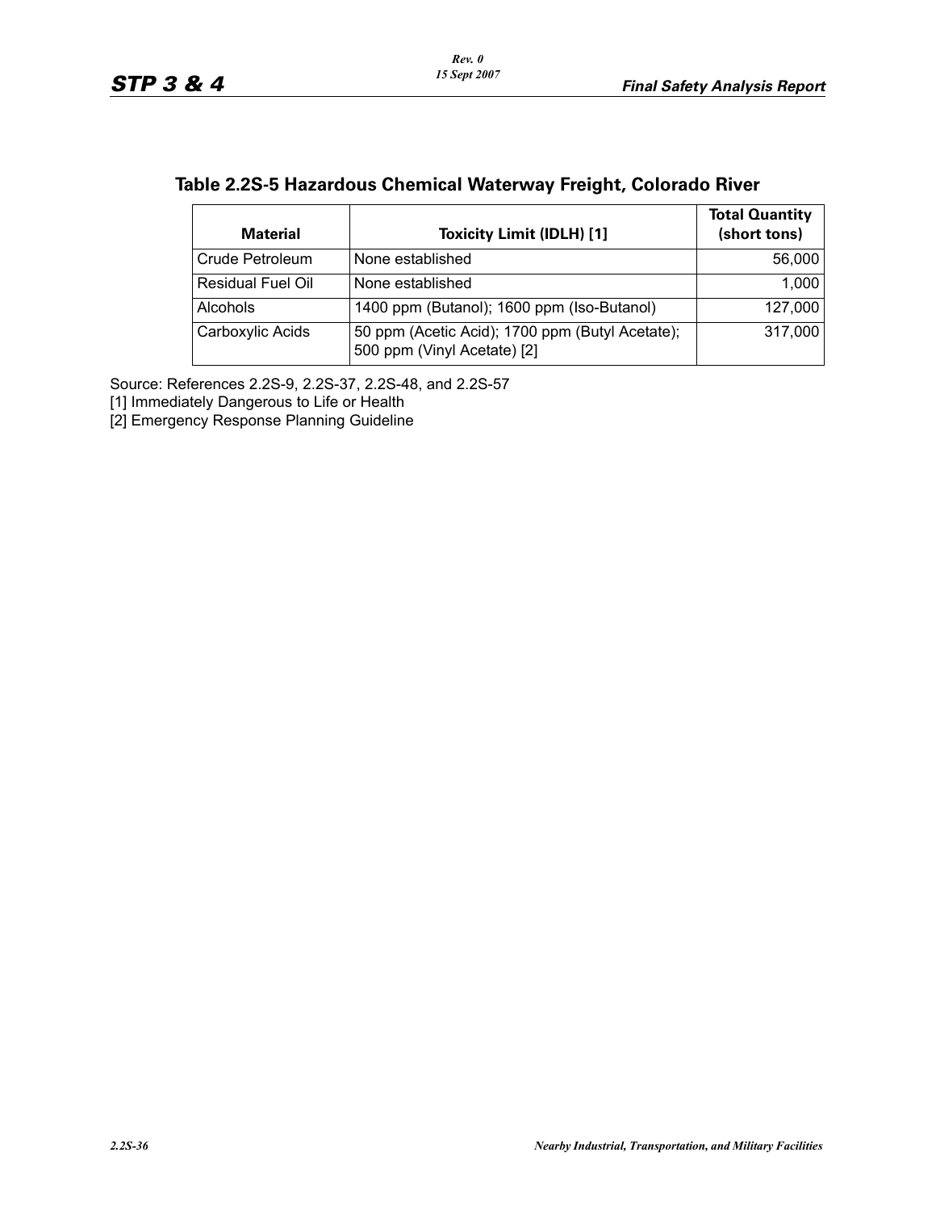## Table 2.2S-5 Hazardous Chemical Waterway Freight, Colorado River

| Material | Toxicity Limit (IDLH) [1] | Total Quantity (short tons) |
|---|---|---|
| Crude Petroleum | None established | 56,000 |
| Residual Fuel Oil | None established | 1,000 |
| Alcohols | 1400 ppm (Butanol); 1600 ppm (Iso-Butanol) | 127,000 |
| Carboxylic Acids | 50 ppm (Acetic Acid); 1700 ppm (Butyl Acetate); 500 ppm (Vinyl Acetate) [2] | 317,000 |

Source: References 2.2S-9, 2.2S-37, 2.2S-48, and 2.2S-57

[1] Immediately Dangerous to Life or Health

[2] Emergency Response Planning Guideline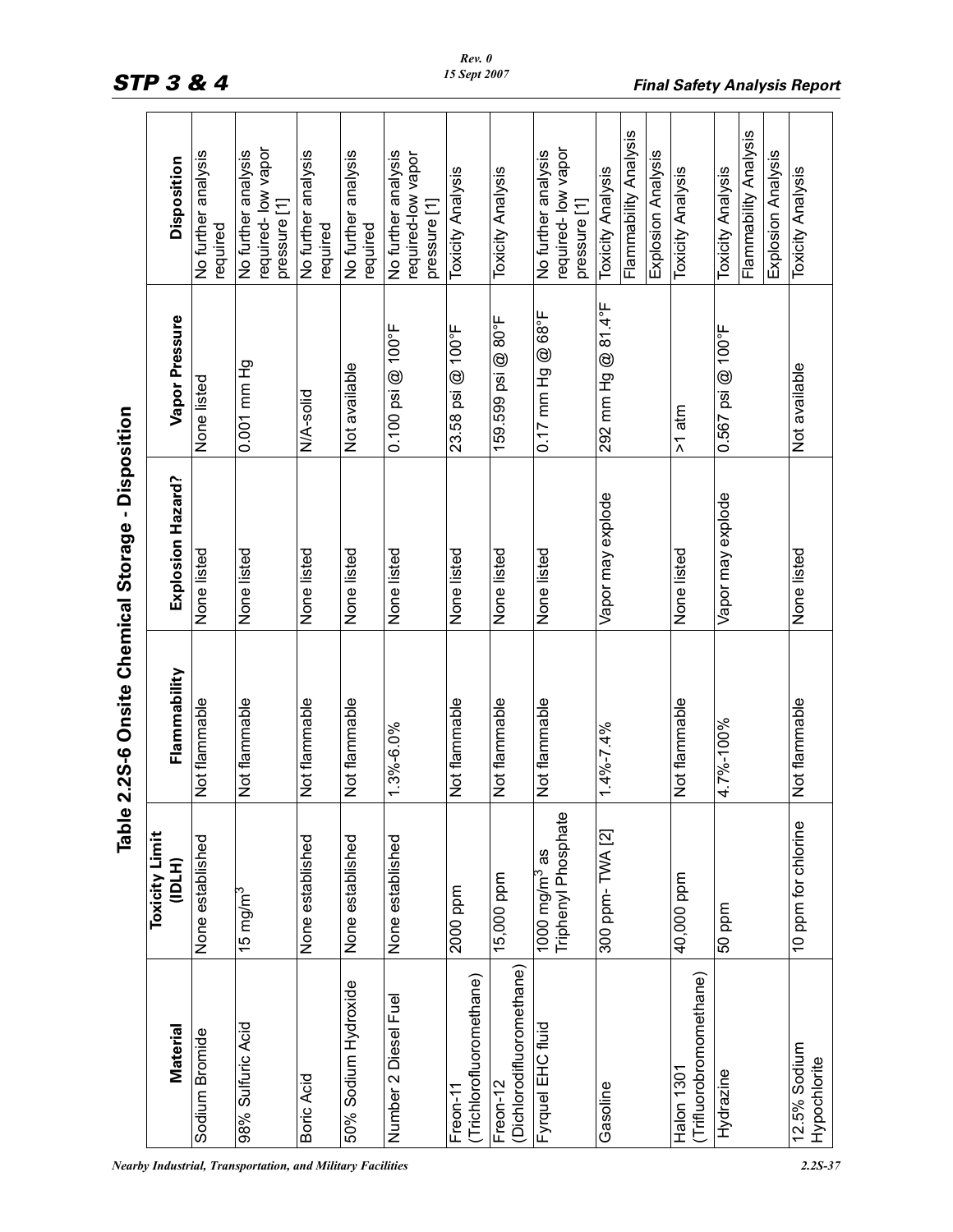## Table 2.2S-6 Onsite Chemical Storage - Disposition

| Material | Toxicity Limit (IDLH) | Flammability | Explosion Hazard? | Vapor Pressure | Disposition |
|---|---|---|---|---|---|
| Sodium Bromide | None established | Not flammable | None listed | None listed | No further analysis required |
| 98% Sulfuric Acid | 15 mg/m$^3$ | Not flammable | None listed | 0.001 mm Hg | No further analysis required- low vapor pressure [1] |
| Boric Acid | None established | Not flammable | None listed | N/A-solid | No further analysis required |
| 50% Sodium Hydroxide | None established | Not flammable | None listed | Not available | No further analysis required |
| Number 2 Diesel Fuel | None established | 1.3%-6.0% | None listed | 0.100 psi @ 100°F | No further analysis required-low vapor pressure [1] |
| Freon-11 (Trichlorofluoromethane) | 2000 ppm | Not flammable | None listed | 23.58 psi @ 100°F | Toxicity Analysis |
| Freon-12 (Dichlorodifluoromethane) | 15,000 ppm | Not flammable | None listed | 159.599 psi @ 80°F | Toxicity Analysis |
| Fyrquel EHC fluid | 1000 mg/m$^3$ as Triphenyl Phosphate | Not flammable | None listed | 0.17 mm Hg @ 68°F | No further analysis required- low vapor pressure [1] |
| Gasoline | 300 ppm- TWA [2] | 1.4%-7.4% | Vapor may explode | 292 mm Hg @ 81.4°F | Toxicity Analysis |
| | | | | | Flammability Analysis |
| | | | | | Explosion Analysis |
| Halon 1301 (Trifluorobromomethane) | 40,000 ppm | Not flammable | None listed | >1 atm | Toxicity Analysis |
| Hydrazine | 50 ppm | 4.7%-100% | Vapor may explode | 0.567 psi @ 100°F | Toxicity Analysis |
| | | | | | Flammability Analysis |
| | | | | | Explosion Analysis |
| 12.5% Sodium Hypochlorite | 10 ppm for chlorine | Not flammable | None listed | Not available | Toxicity Analysis |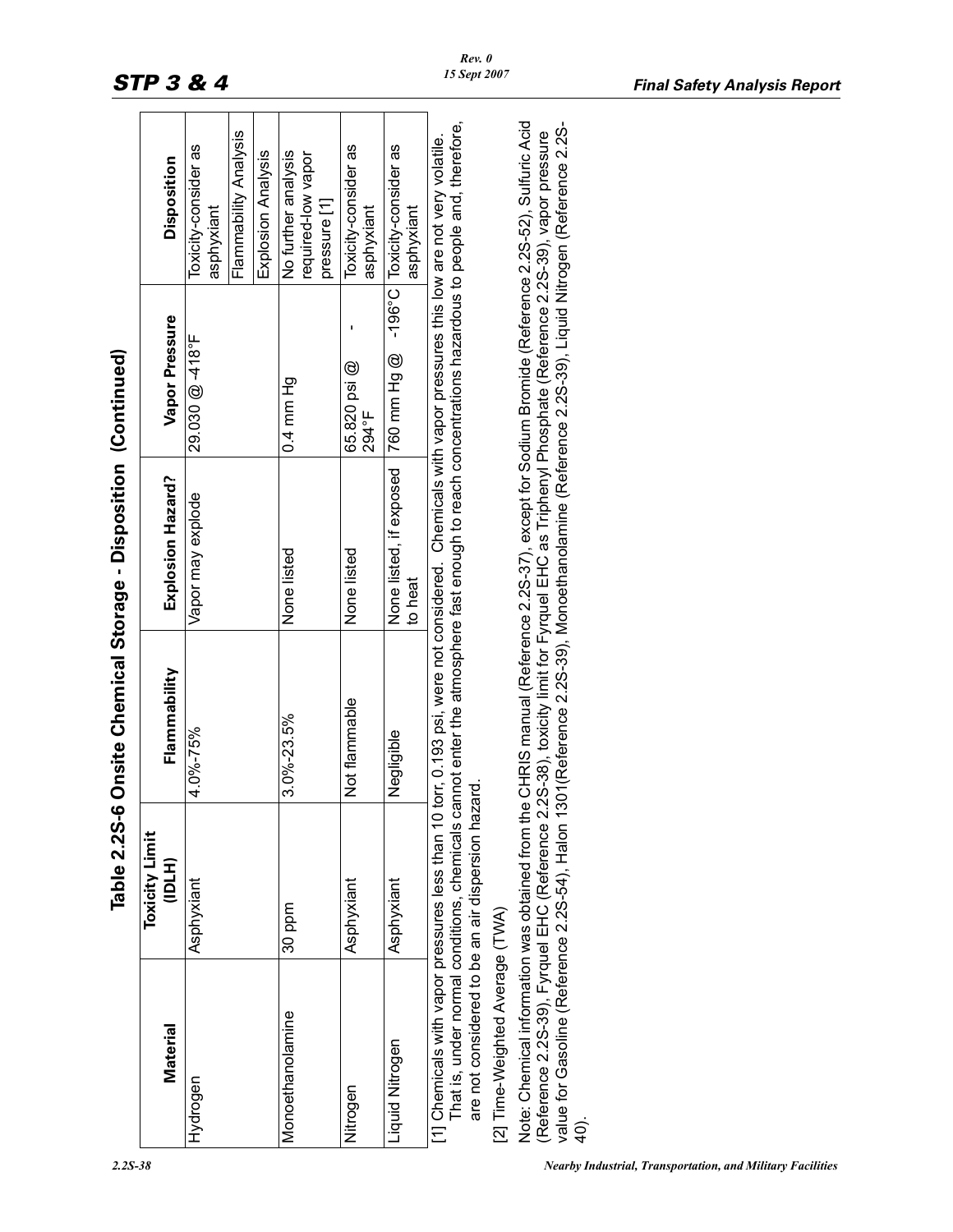## Table 2.2S-6 Onsite Chemical Storage - Disposition (Continued)

| Material | Toxicity Limit (IDLH) | Flammability | Explosion Hazard? | Vapor Pressure | Disposition |
|---|---|---|---|---|---|
| Hydrogen | Asphyxiant | 4.0%-75% | Vapor may explode | 29.030 @ -418°F | Toxicity-consider as asphyxiant |
| | | | | | Flammability Analysis |
| | | | | | Explosion Analysis |
| Monoethanolamine | 30 ppm | 3.0%-23.5% | None listed | 0.4 mm Hg | No further analysis required-low vapor pressure [1] |
| Nitrogen | Asphyxiant | Not flammable | None listed | 65.820 psi @ -294°F | Toxicity-consider as asphyxiant |
| Liquid Nitrogen | Asphyxiant | Negligible | None listed, if exposed to heat | 760 mm Hg @ -196°C | Toxicity-consider as asphyxiant |

[1] Chemicals with vapor pressures less than 10 torr, 0.193 psi, were not considered. Chemicals with vapor pressures this low are not very volatile. That is, under normal conditions, chemicals cannot enter the atmosphere fast enough to reach concentrations hazardous to people and, therefore, are not considered to be an air dispersion hazard.

[2] Time-Weighted Average (TWA)

Note: Chemical information was obtained from the CHRIS manual (Reference 2.2S-37), except for Sodium Bromide (Reference 2.2S-52), Sulfuric Acid (Reference 2.2S-39), Fyrquel EHC (Reference 2.2S-38), toxicity limit for Fyrquel EHC as Triphenyl Phosphate (Reference 2.2S-39), vapor pressure value for Gasoline (Reference 2.2S-54), Halon 1301(Reference 2.2S-39), Monoethanolamine (Reference 2.2S-39), Liquid Nitrogen (Reference 2.2S-40).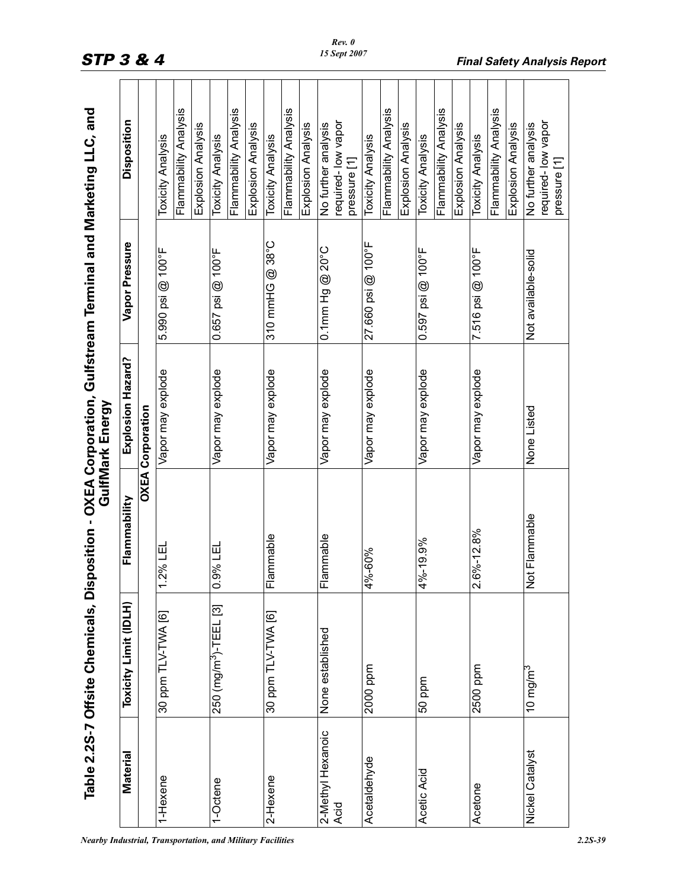# Table 2.2S-7 Offsite Chemicals, Disposition - OXEA Corporation, Gulfstream Terminal and Marketing LLC, and GulfMark Energy

| Material | Toxicity Limit (IDLH) | Flammability | Explosion Hazard? | Vapor Pressure | Disposition |
|---|---|---|---|---|---|
| **OXEA Corporation** | | | | | |
| 1-Hexene | 30 ppm TLV-TWA [6] | 1.2% LEL | Vapor may explode | 5.990 psi @ 100°F | Toxicity Analysis |
| | | | | | Flammability Analysis |
| | | | | | Explosion Analysis |
| 1-Octene | 250 (mg/m$^3$)-TEEL [3] | 0.9% LEL | Vapor may explode | 0.657 psi @ 100°F | Toxicity Analysis |
| | | | | | Flammability Analysis |
| | | | | | Explosion Analysis |
| 2-Hexene | 30 ppm TLV-TWA [6] | Flammable | Vapor may explode | 310 mmHG @ 38°C | Toxicity Analysis |
| | | | | | Flammability Analysis |
| | | | | | Explosion Analysis |
| 2-Methyl Hexanoic Acid | None established | Flammable | Vapor may explode | 0.1mm Hg @ 20°C | No further analysis required- low vapor pressure [1] |
| Acetaldehyde | 2000 ppm | 4%-60% | Vapor may explode | 27.660 psi @ 100°F | Toxicity Analysis |
| | | | | | Flammability Analysis |
| | | | | | Explosion Analysis |
| Acetic Acid | 50 ppm | 4%-19.9% | Vapor may explode | 0.597 psi @ 100°F | Toxicity Analysis |
| | | | | | Flammability Analysis |
| | | | | | Explosion Analysis |
| Acetone | 2500 ppm | 2.6%-12.8% | Vapor may explode | 7.516 psi @ 100°F | Toxicity Analysis |
| | | | | | Flammability Analysis |
| | | | | | Explosion Analysis |
| Nickel Catalyst | 10 mg/m$^3$ | Not Flammable | None Listed | Not available-solid | No further analysis required- low vapor pressure [1] |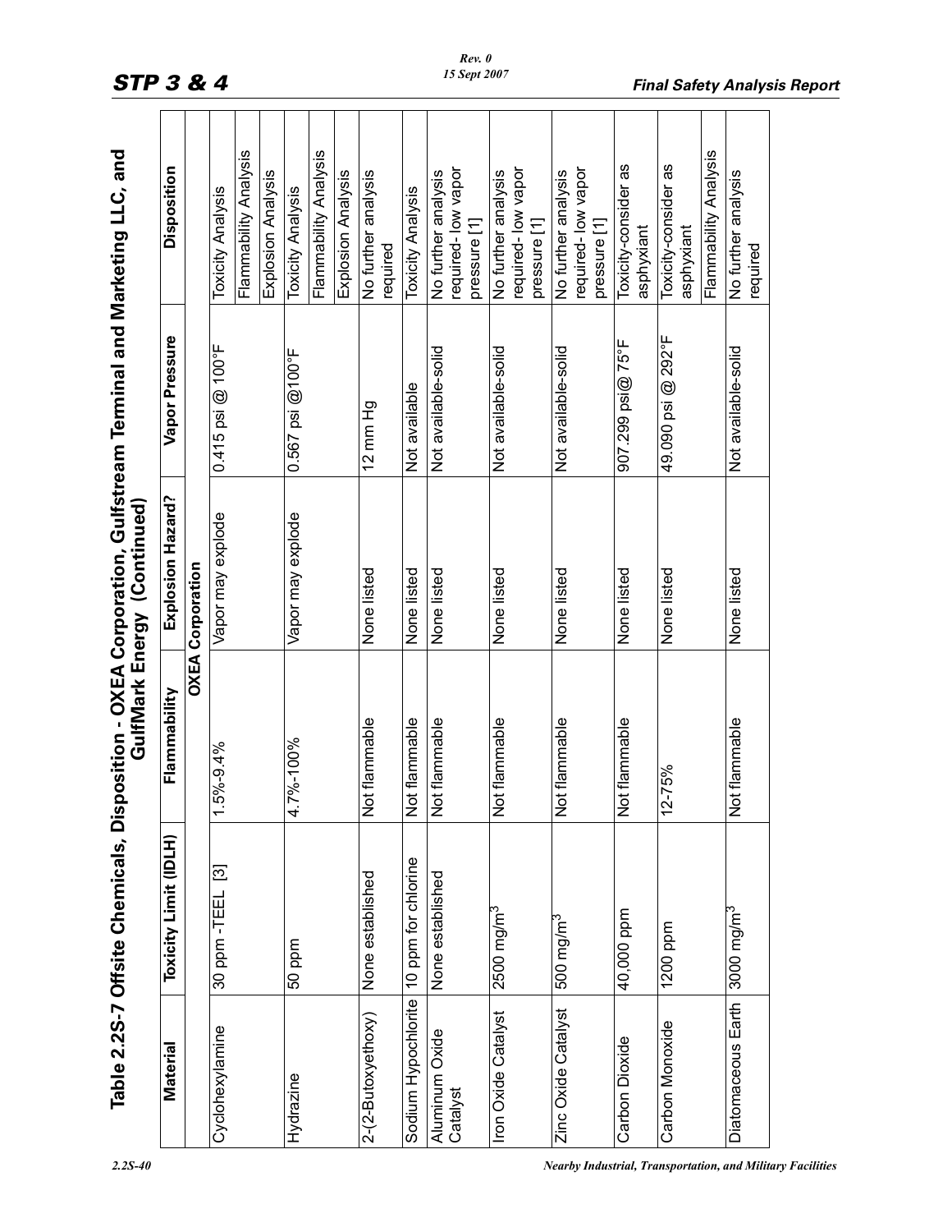## Table 2.2S-7 Offsite Chemicals, Disposition - OXEA Corporation, Gulfstream Terminal and Marketing LLC, and GulfMark Energy (Continued)

| Material | Toxicity Limit (IDLH) | Flammability | Explosion Hazard? | Vapor Pressure | Disposition |
|---|---|---|---|---|---|
| **OXEA Corporation** | | | | | |
| Cyclohexylamine | 30 ppm -TEEL [3] | 1.5%-9.4% | Vapor may explode | 0.415 psi @ 100°F | Toxicity Analysis |
| | | | | | Flammability Analysis |
| | | | | | Explosion Analysis |
| Hydrazine | 50 ppm | 4.7%-100% | Vapor may explode | 0.567 psi @100°F | Toxicity Analysis |
| | | | | | Flammability Analysis |
| | | | | | Explosion Analysis |
| 2-(2-Butoxyethoxy) | None established | Not flammable | None listed | 12 mm Hg | No further analysis required |
| Sodium Hypochlorite | 10 ppm for chlorine | Not flammable | None listed | Not available | Toxicity Analysis |
| Aluminum Oxide Catalyst | None established | Not flammable | None listed | Not available-solid | No further analysis required- low vapor pressure [1] |
| Iron Oxide Catalyst | 2500 mg/m$^3$ | Not flammable | None listed | Not available-solid | No further analysis required- low vapor pressure [1] |
| Zinc Oxide Catalyst | 500 mg/m$^3$ | Not flammable | None listed | Not available-solid | No further analysis required- low vapor pressure [1] |
| Carbon Dioxide | 40,000 ppm | Not flammable | None listed | 907.299 psi@ 75°F | Toxicity-consider as asphyxiant |
| Carbon Monoxide | 1200 ppm | 12-75% | None listed | 49.090 psi @ 292°F | Toxicity-consider as asphyxiant |
| | | | | | Flammability Analysis |
| Diatomaceous Earth | 3000 mg/m$^3$ | Not flammable | None listed | Not available-solid | No further analysis required |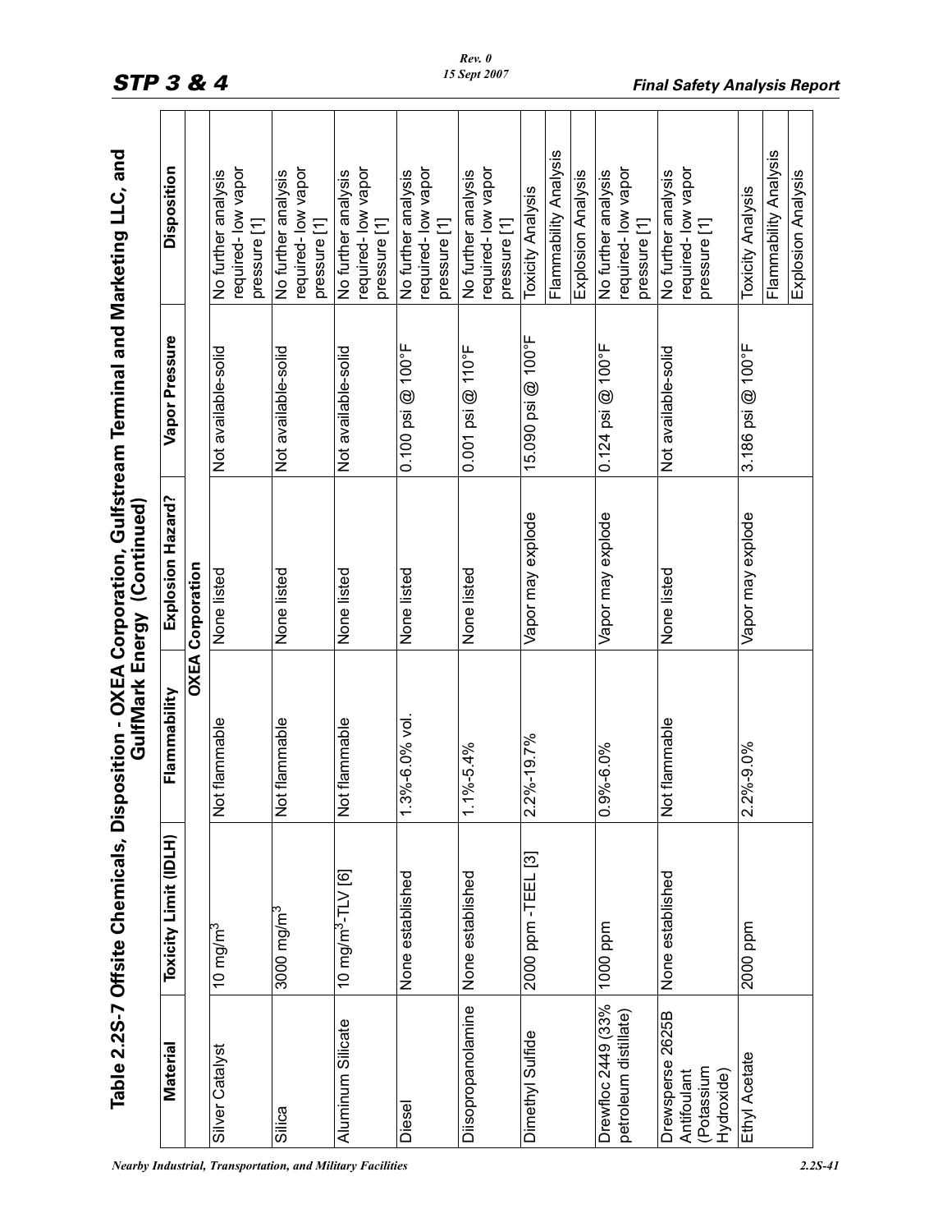# Table 2.2S-7 Offsite Chemicals, Disposition - OXEA Corporation, Gulfstream Terminal and Marketing LLC, and GulfMark Energy (Continued)

| Material | Toxicity Limit (IDLH) | Flammability | Explosion Hazard? | Vapor Pressure | Disposition |
|---|---|---|---|---|---|
| **OXEA Corporation** | | | | | |
| Silver Catalyst | 10 mg/m$^3$ | Not flammable | None listed | Not available-solid | No further analysis required- low vapor pressure [1] |
| Silica | 3000 mg/m$^3$ | Not flammable | None listed | Not available-solid | No further analysis required- low vapor pressure [1] |
| Aluminum Silicate | 10 mg/m$^3$-TLV [6] | Not flammable | None listed | Not available-solid | No further analysis required- low vapor pressure [1] |
| Diesel | None established | 1.3%-6.0% vol. | None listed | 0.100 psi @ 100°F | No further analysis required- low vapor pressure [1] |
| Diisopropanolamine | None established | 1.1%-5.4% | None listed | 0.001 psi @ 110°F | No further analysis required- low vapor pressure [1] |
| Dimethyl Sulfide | 2000 ppm -TEEL [3] | 2.2%-19.7% | Vapor may explode | 15.090 psi @ 100°F | Toxicity Analysis |
| | | | | | Flammability Analysis |
| | | | | | Explosion Analysis |
| Drewfloc 2449 (33% petroleum distillate) | 1000 ppm | 0.9%-6.0% | Vapor may explode | 0.124 psi @ 100°F | No further analysis required- low vapor pressure [1] |
| Drewsperse 2625B Antifoulant (Potassium Hydroxide) | None established | Not flammable | None listed | Not available-solid | No further analysis required- low vapor pressure [1] |
| Ethyl Acetate | 2000 ppm | 2.2%-9.0% | Vapor may explode | 3.186 psi @ 100°F | Toxicity Analysis |
| | | | | | Flammability Analysis |
| | | | | | Explosion Analysis |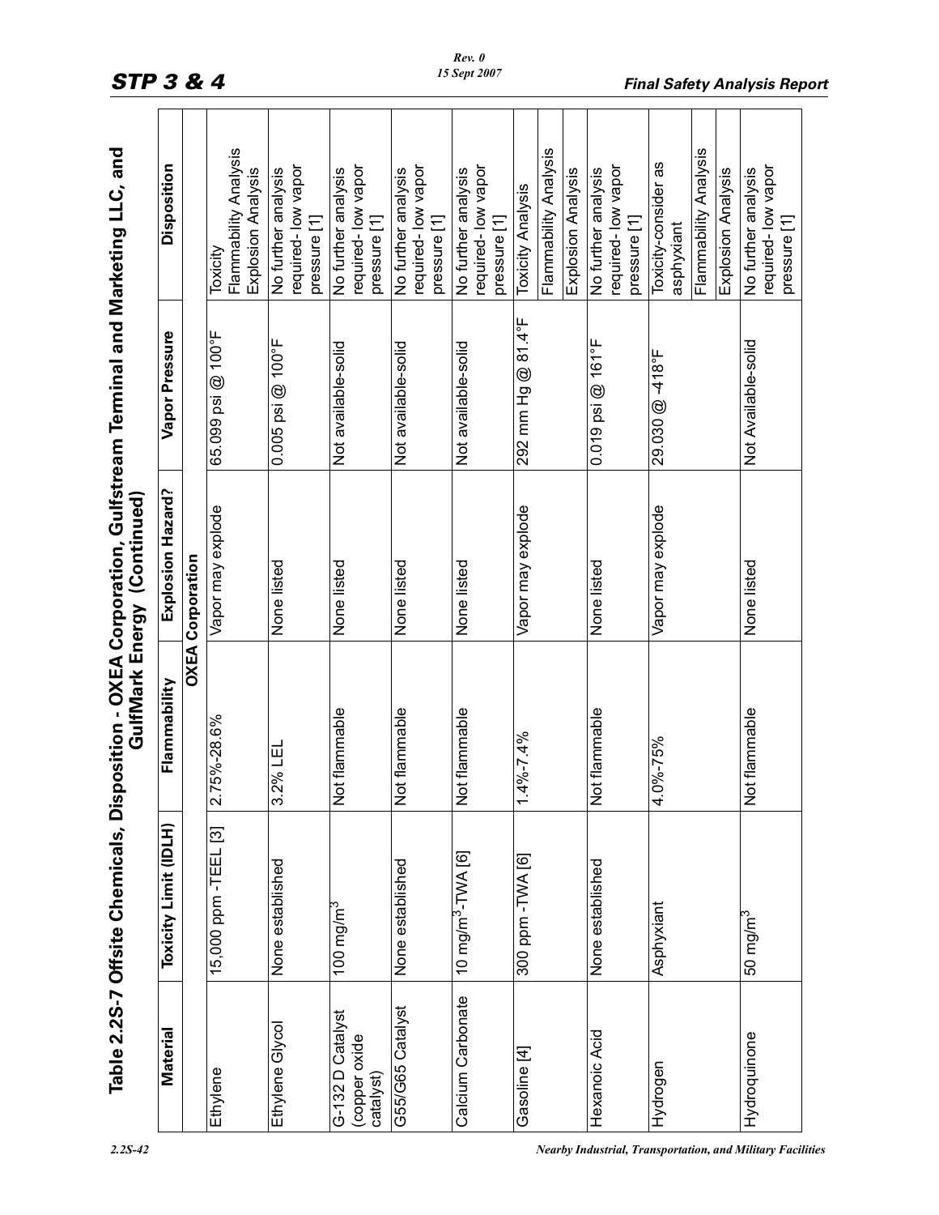**Table 2.2S-7 Offsite Chemicals, Disposition - OXEA Corporation, Gulfstream Terminal and Marketing LLC, and GulfMark Energy (Continued)**

| Material | Toxicity Limit (IDLH) | Flammability | Explosion Hazard? | Vapor Pressure | Disposition |
|---|---|---|---|---|---|
| **OXEA Corporation** | | | | | |
| Ethylene | 15,000 ppm -TEEL [3] | 2.75%-28.6% | Vapor may explode | 65.099 psi @ 100°F | Toxicity<br>Flammability Analysis<br>Explosion Analysis |
| Ethylene Glycol | None established | 3.2% LEL | None listed | 0.005 psi @ 100°F | No further analysis required- low vapor pressure [1] |
| G-132 D Catalyst (copper oxide catalyst) | 100 mg/m$^3$ | Not flammable | None listed | Not available-solid | No further analysis required- low vapor pressure [1] |
| G55/G65 Catalyst | None established | Not flammable | None listed | Not available-solid | No further analysis required- low vapor pressure [1] |
| Calcium Carbonate | 10 mg/m$^3$-TWA [6] | Not flammable | None listed | Not available-solid | No further analysis required- low vapor pressure [1] |
| Gasoline [4] | 300 ppm -TWA [6] | 1.4%-7.4% | Vapor may explode | 292 mm Hg @ 81.4°F | Toxicity Analysis<br>Flammability Analysis<br>Explosion Analysis |
| Hexanoic Acid | None established | Not flammable | None listed | 0.019 psi @ 161°F | No further analysis required- low vapor pressure [1] |
| Hydrogen | Asphyxiant | 4.0%-75% | Vapor may explode | 29.030 @ -418°F | Toxicity-consider as asphyxiant<br>Flammability Analysis<br>Explosion Analysis |
| Hydroquinone | 50 mg/m$^3$ | Not flammable | None listed | Not Available-solid | No further analysis required- low vapor pressure [1] |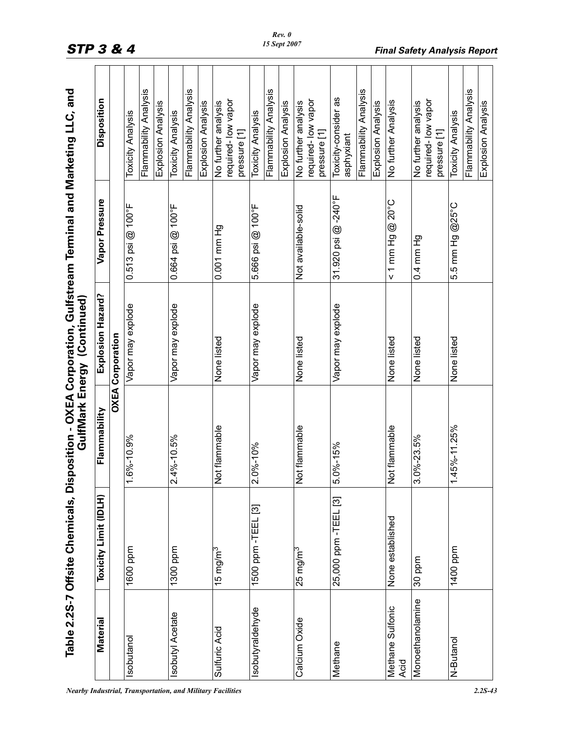## Table 2.2S-7 Offsite Chemicals, Disposition - OXEA Corporation, Gulfstream Terminal and Marketing LLC, and GulfMark Energy (Continued)

| Material | Toxicity Limit (IDLH) | Flammability | Explosion Hazard? | Vapor Pressure | Disposition |
|---|---|---|---|---|---|
| **OXEA Corporation** | | | | | |
| Isobutanol | 1600 ppm | 1.6%-10.9% | Vapor may explode | 0.513 psi @ 100°F | Toxicity Analysis |
| | | | | | Flammability Analysis |
| | | | | | Explosion Analysis |
| Isobutyl Acetate | 1300 ppm | 2.4%-10.5% | Vapor may explode | 0.664 psi @ 100°F | Toxicity Analysis |
| | | | | | Flammability Analysis |
| | | | | | Explosion Analysis |
| Sulfuric Acid | 15 mg/m$^3$ | Not flammable | None listed | 0.001 mm Hg | No further analysis required- low vapor pressure [1] |
| Isobutyraldehyde | 1500 ppm -TEEL [3] | 2.0%-10% | Vapor may explode | 5.666 psi @ 100°F | Toxicity Analysis |
| | | | | | Flammability Analysis |
| | | | | | Explosion Analysis |
| Calcium Oxide | 25 mg/m$^3$ | Not flammable | None listed | Not available-solid | No further analysis required- low vapor pressure [1] |
| Methane | 25,000 ppm -TEEL [3] | 5.0%-15% | Vapor may explode | 31.920 psi @ -240°F | Toxicity-consider as asphyxiant |
| | | | | | Flammability Analysis |
| | | | | | Explosion Analysis |
| Methane Sulfonic Acid | None established | Not flammable | None listed | < 1 mm Hg @ 20°C | No further Analysis |
| Monoethanolamine | 30 ppm | 3.0%-23.5% | None listed | 0.4 mm Hg | No further analysis required- low vapor pressure [1] |
| N-Butanol | 1400 ppm | 1.45%-11.25% | None listed | 5.5 mm Hg @25°C | Toxicity Analysis |
| | | | | | Flammability Analysis |
| | | | | | Explosion Analysis |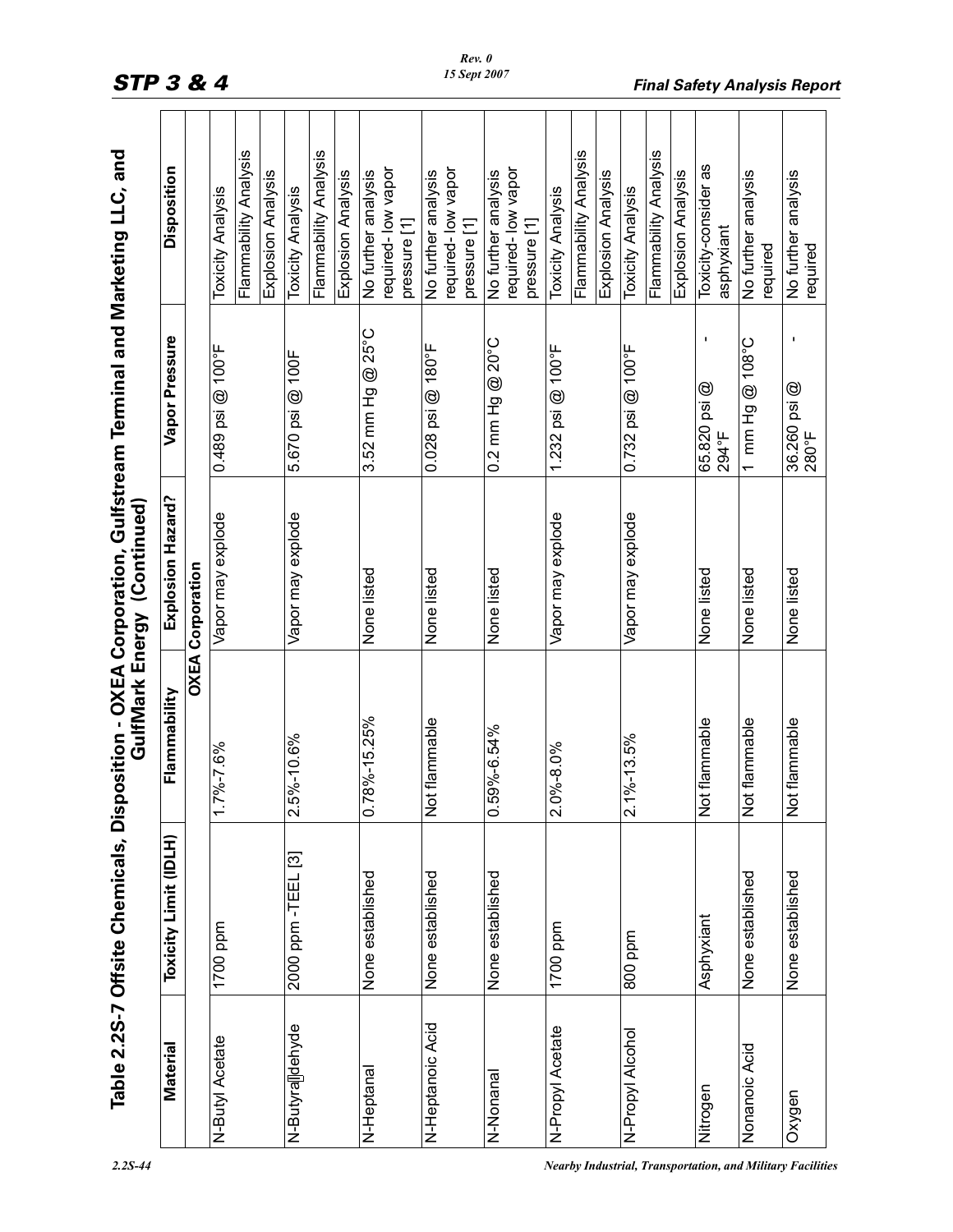## Table 2.2S-7 Offsite Chemicals, Disposition - OXEA Corporation, Gulfstream Terminal and Marketing LLC, and GulfMark Energy (Continued)

| Material | Toxicity Limit (IDLH) | Flammability | Explosion Hazard? | Vapor Pressure | Disposition |
|---|---|---|---|---|---|
| **OXEA Corporation** | | | | | |
| N-Butyl Acetate | 1700 ppm | 1.7%-7.6% | Vapor may explode | 0.489 psi @ 100°F | Toxicity Analysis |
| | | | | | Flammability Analysis |
| | | | | | Explosion Analysis |
| N-Butyraldehyde | 2000 ppm -TEEL [3] | 2.5%-10.6% | Vapor may explode | 5.670 psi @ 100F | Toxicity Analysis |
| | | | | | Flammability Analysis |
| | | | | | Explosion Analysis |
| N-Heptanal | None established | 0.78%-15.25% | None listed | 3.52 mm Hg @ 25°C | No further analysis required- low vapor pressure [1] |
| N-Heptanoic Acid | None established | Not flammable | None listed | 0.028 psi @ 180°F | No further analysis required- low vapor pressure [1] |
| N-Nonanal | None established | 0.59%-6.54% | None listed | 0.2 mm Hg @ 20°C | No further analysis required- low vapor pressure [1] |
| N-Propyl Acetate | 1700 ppm | 2.0%-8.0% | Vapor may explode | 1.232 psi @ 100°F | Toxicity Analysis |
| | | | | | Flammability Analysis |
| | | | | | Explosion Analysis |
| N-Propyl Alcohol | 800 ppm | 2.1%-13.5% | Vapor may explode | 0.732 psi @ 100°F | Toxicity Analysis |
| | | | | | Flammability Analysis |
| | | | | | Explosion Analysis |
| Nitrogen | Asphyxiant | Not flammable | None listed | 65.820 psi @ -294°F | Toxicity-consider as asphyxiant |
| Nonanoic Acid | None established | Not flammable | None listed | 1 mm Hg @ 108°C | No further analysis required |
| Oxygen | None established | Not flammable | None listed | 36.260 psi @ -280°F | No further analysis required |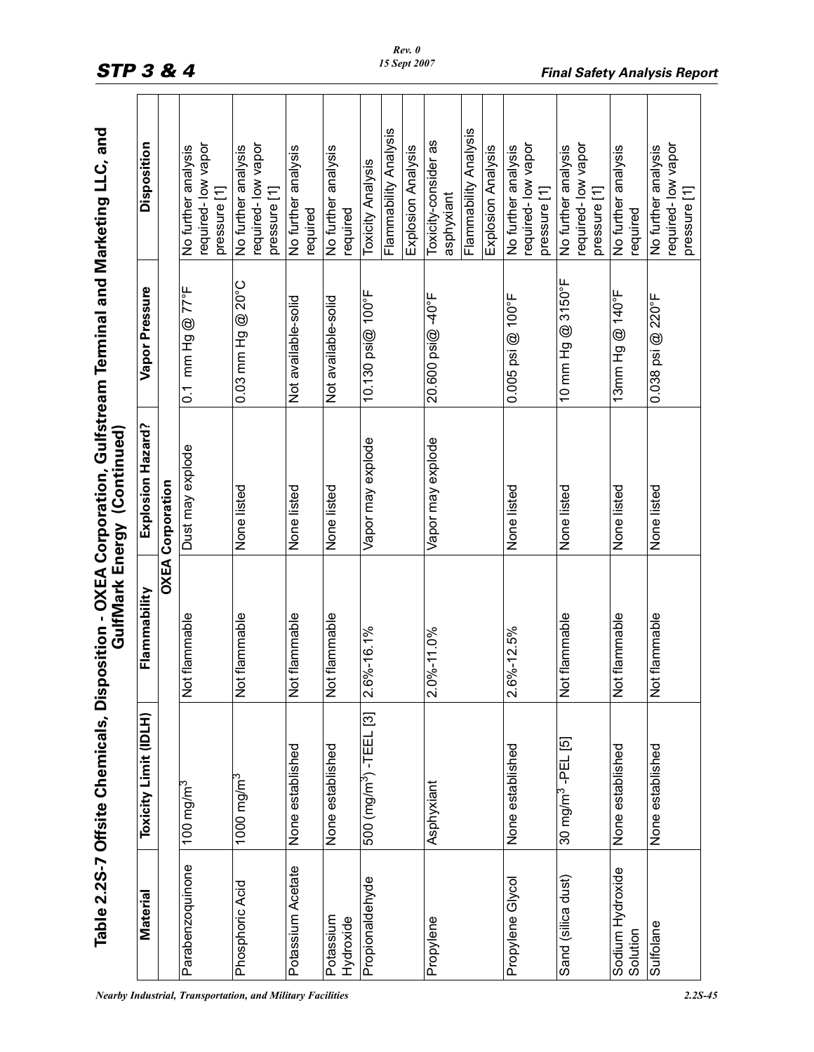## Table 2.2S-7 Offsite Chemicals, Disposition - OXEA Corporation, Gulfstream Terminal and Marketing LLC, and GulfMark Energy (Continued)

| Material | Toxicity Limit (IDLH) | Flammability | Explosion Hazard? | Vapor Pressure | Disposition |
|---|---|---|---|---|---|
| **OXEA Corporation** | | | | | |
| Parabenzoquinone | 100 mg/m$^3$ | Not flammable | Dust may explode | 0.1 mm Hg @ 77°F | No further analysis required- low vapor pressure [1] |
| Phosphoric Acid | 1000 mg/m$^3$ | Not flammable | None listed | 0.03 mm Hg @ 20°C | No further analysis required- low vapor pressure [1] |
| Potassium Acetate | None established | Not flammable | None listed | Not available-solid | No further analysis required |
| Potassium Hydroxide | None established | Not flammable | None listed | Not available-solid | No further analysis required |
| Propionaldehyde | 500 (mg/m$^3$) -TEEL [3] | 2.6%-16.1% | Vapor may explode | 10.130 psi@ 100°F | Toxicity Analysis |
| | | | | | Flammability Analysis |
| | | | | | Explosion Analysis |
| Propylene | Asphyxiant | 2.0%-11.0% | Vapor may explode | 20.600 psi@ -40°F | Toxicity-consider as asphyxiant |
| | | | | | Flammability Analysis |
| | | | | | Explosion Analysis |
| Propylene Glycol | None established | 2.6%-12.5% | None listed | 0.005 psi @ 100°F | No further analysis required- low vapor pressure [1] |
| Sand (silica dust) | 30 mg/m$^3$ -PEL [5] | Not flammable | None listed | 10 mm Hg @ 3150°F | No further analysis required- low vapor pressure [1] |
| Sodium Hydroxide Solution | None established | Not flammable | None listed | 13mm Hg @ 140°F | No further analysis required |
| Sulfolane | None established | Not flammable | None listed | 0.038 psi @ 220°F | No further analysis required- low vapor pressure [1] |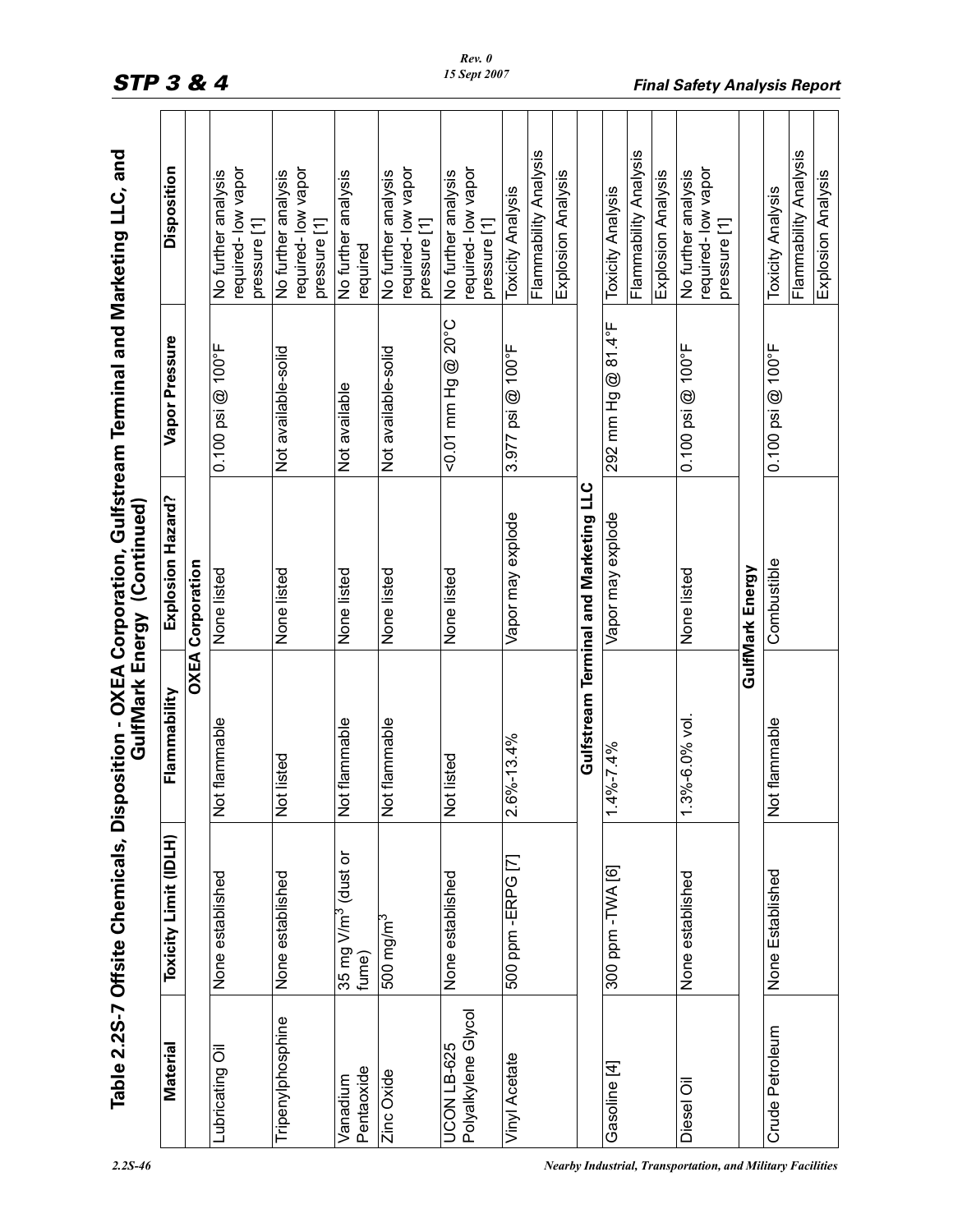## Table 2.2S-7 Offsite Chemicals, Disposition - OXEA Corporation, Gulfstream Terminal and Marketing LLC, and GulfMark Energy (Continued)

| Material | Toxicity Limit (IDLH) | Flammability | Explosion Hazard? | Vapor Pressure | Disposition |
|---|---|---|---|---|---|
| **OXEA Corporation** | | | | | |
| Lubricating Oil | None established | Not flammable | None listed | 0.100 psi @ 100°F | No further analysis required- low vapor pressure [1] |
| Tripenylphosphine | None established | Not listed | None listed | Not available-solid | No further analysis required- low vapor pressure [1] |
| Vanadium Pentaoxide | 35 mg V/m$^3$ (dust or fume) | Not flammable | None listed | Not available | No further analysis required |
| Zinc Oxide | 500 mg/m$^3$ | Not flammable | None listed | Not available-solid | No further analysis required- low vapor pressure [1] |
| UCON LB-625 Polyalkylene Glycol | None established | Not listed | None listed | <0.01 mm Hg @ 20°C | No further analysis required- low vapor pressure [1] |
| Vinyl Acetate | 500 ppm -ERPG [7] | 2.6%-13.4% | Vapor may explode | 3.977 psi @ 100°F | Toxicity Analysis |
| | | | | | Flammability Analysis |
| | | | | | Explosion Analysis |
| **Gulfstream Terminal and Marketing LLC** | | | | | |
| Gasoline [4] | 300 ppm -TWA [6] | 1.4%-7.4% | Vapor may explode | 292 mm Hg @ 81.4°F | Toxicity Analysis |
| | | | | | Flammability Analysis |
| | | | | | Explosion Analysis |
| Diesel Oil | None established | 1.3%-6.0% vol. | None listed | 0.100 psi @ 100°F | No further analysis required- low vapor pressure [1] |
| **GulfMark Energy** | | | | | |
| Crude Petroleum | None Established | Not flammable | Combustible | 0.100 psi @ 100°F | Toxicity Analysis |
| | | | | | Flammability Analysis |
| | | | | | Explosion Analysis |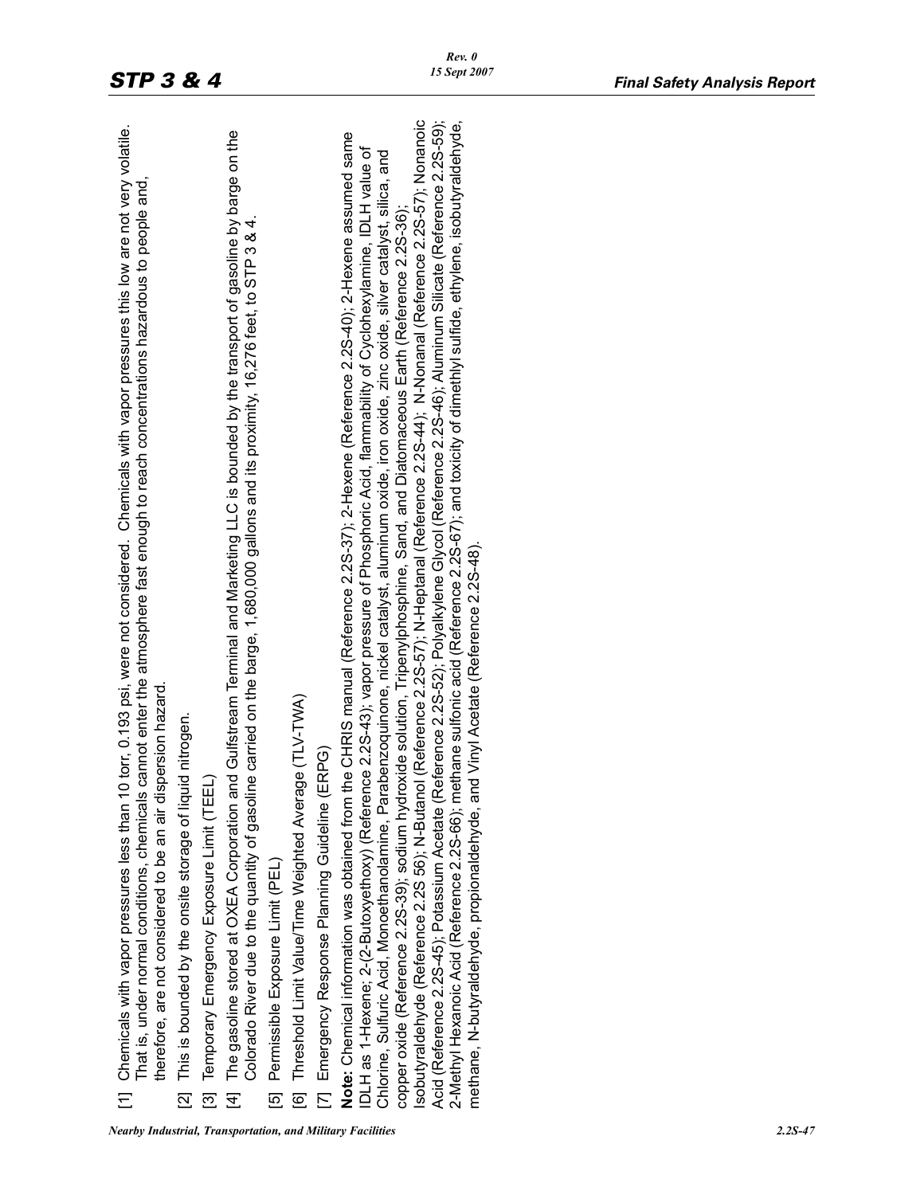[1] Chemicals with vapor pressures less than 10 torr, 0.193 psi, were not considered. Chemicals with vapor pressures this low are not very volatile. That is, under normal conditions, chemicals cannot enter the atmosphere fast enough to reach concentrations hazardous to people and, therefore, are not considered to be an air dispersion hazard.

[2] This is bounded by the onsite storage of liquid nitrogen.

[3] Temporary Emergency Exposure Limit (TEEL)

[4] The gasoline stored at OXEA Corporation and Gulfstream Terminal and Marketing LLC is bounded by the transport of gasoline by barge on the Colorado River due to the quantity of gasoline carried on the barge, 1,680,000 gallons and its proximity, 16,276 feet, to STP 3 & 4.

[5] Permissible Exposure Limit (PEL)

[6] Threshold Limit Value/Time Weighted Average (TLV-TWA)

[7] Emergency Response Planning Guideline (ERPG)

**Note:** Chemical information was obtained from the CHRIS manual (Reference 2.2S-37); 2-Hexene (Reference 2.2S-40); 2-Hexene assumed same IDLH as 1-Hexene; 2-(2-Butoxyethoxy) (Reference 2.2S-43); vapor pressure of Phosphoric Acid, flammability of Cyclohexylamine, IDLH value of Chlorine, Sulfuric Acid, Monoethanolamine, Parabenzoquinone, nickel catalyst, aluminum oxide, iron oxide, zinc oxide, silver catalyst, silica, and copper oxide (Reference 2.2S-39); sodium hydroxide solution, Tripenylphosphine, Sand, and Diatomaceous Earth (Reference 2.2S-36); Isobutyraldehyde (Reference 2.2S 56); N-Butanol (Reference 2.2S-57); N-Heptanal (Reference 2.2S-44); N-Nonanal (Reference 2.2S-57); Nonanoic Acid (Reference 2.2S-45); Potassium Acetate (Reference 2.2S-52); Polyalkylene Glycol (Reference 2.2S-46); Aluminum Silicate (Reference 2.2S-59); 2-Methyl Hexanoic Acid (Reference 2.2S-66); methane sulfonic acid (Reference 2.2S-67); and toxicity of dimethyl sulfide, ethylene, isobutyraldehyde, methane, N-butyraldehyde, propionaldehyde, and Vinyl Acetate (Reference 2.2S-48).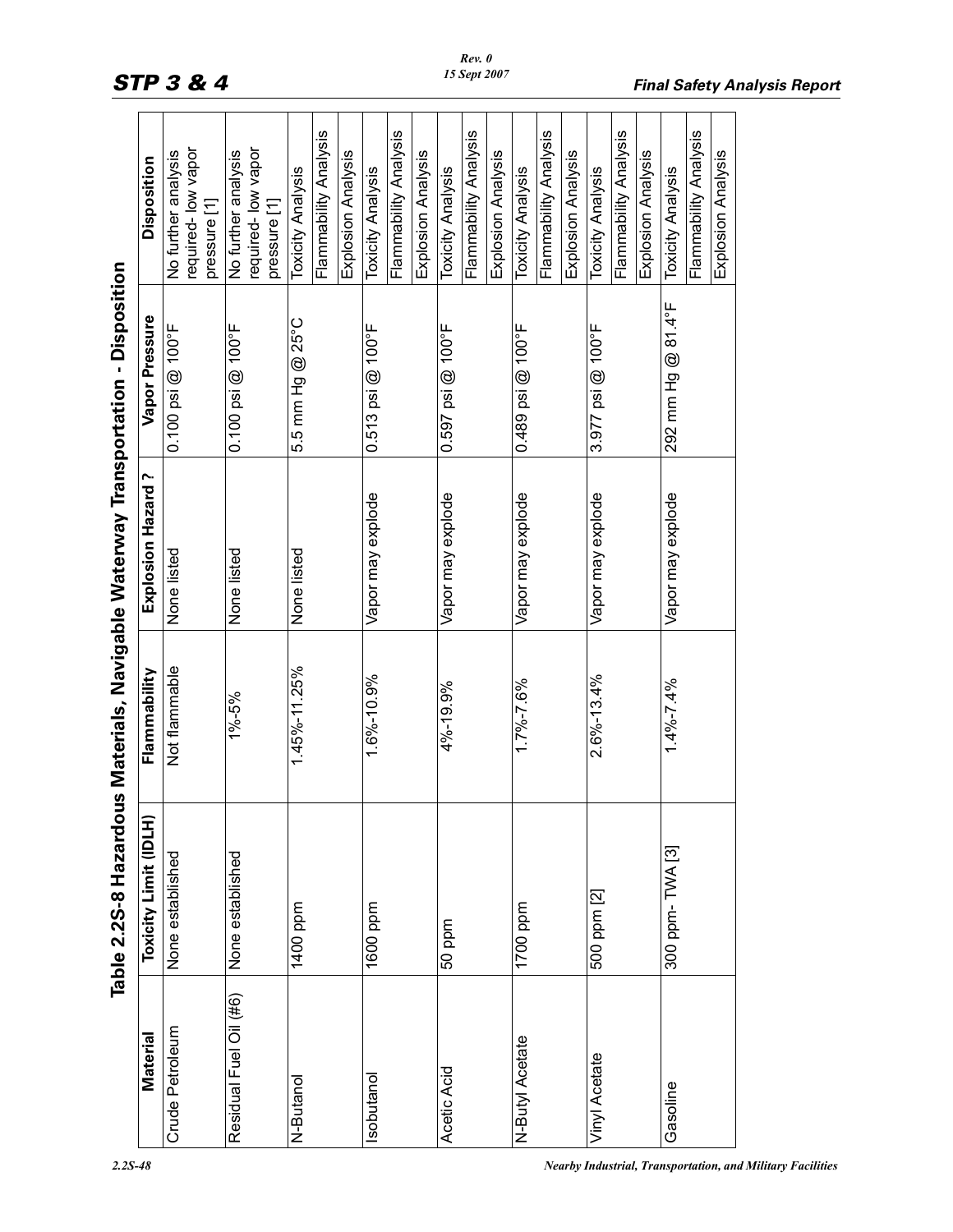## Table 2.2S-8 Hazardous Materials, Navigable Waterway Transportation - Disposition

| Material | Toxicity Limit (IDLH) | Flammability | Explosion Hazard ? | Vapor Pressure | Disposition |
|---|---|---|---|---|---|
| Crude Petroleum | None established | Not flammable | None listed | 0.100 psi @ 100°F | No further analysis required- low vapor pressure [1] |
| Residual Fuel Oil (#6) | None established | 1%-5% | None listed | 0.100 psi @ 100°F | No further analysis required- low vapor pressure [1] |
| N-Butanol | 1400 ppm | 1.45%-11.25% | None listed | 5.5 mm Hg @ 25°C | Toxicity Analysis |
| | | | | | Flammability Analysis |
| | | | | | Explosion Analysis |
| Isobutanol | 1600 ppm | 1.6%-10.9% | Vapor may explode | 0.513 psi @ 100°F | Toxicity Analysis |
| | | | | | Flammability Analysis |
| | | | | | Explosion Analysis |
| Acetic Acid | 50 ppm | 4%-19.9% | Vapor may explode | 0.597 psi @ 100°F | Toxicity Analysis |
| | | | | | Flammability Analysis |
| | | | | | Explosion Analysis |
| N-Butyl Acetate | 1700 ppm | 1.7%-7.6% | Vapor may explode | 0.489 psi @ 100°F | Toxicity Analysis |
| | | | | | Flammability Analysis |
| | | | | | Explosion Analysis |
| Vinyl Acetate | 500 ppm [2] | 2.6%-13.4% | Vapor may explode | 3.977 psi @ 100°F | Toxicity Analysis |
| | | | | | Flammability Analysis |
| | | | | | Explosion Analysis |
| Gasoline | 300 ppm- TWA [3] | 1.4%-7.4% | Vapor may explode | 292 mm Hg @ 81.4°F | Toxicity Analysis |
| | | | | | Flammability Analysis |
| | | | | | Explosion Analysis |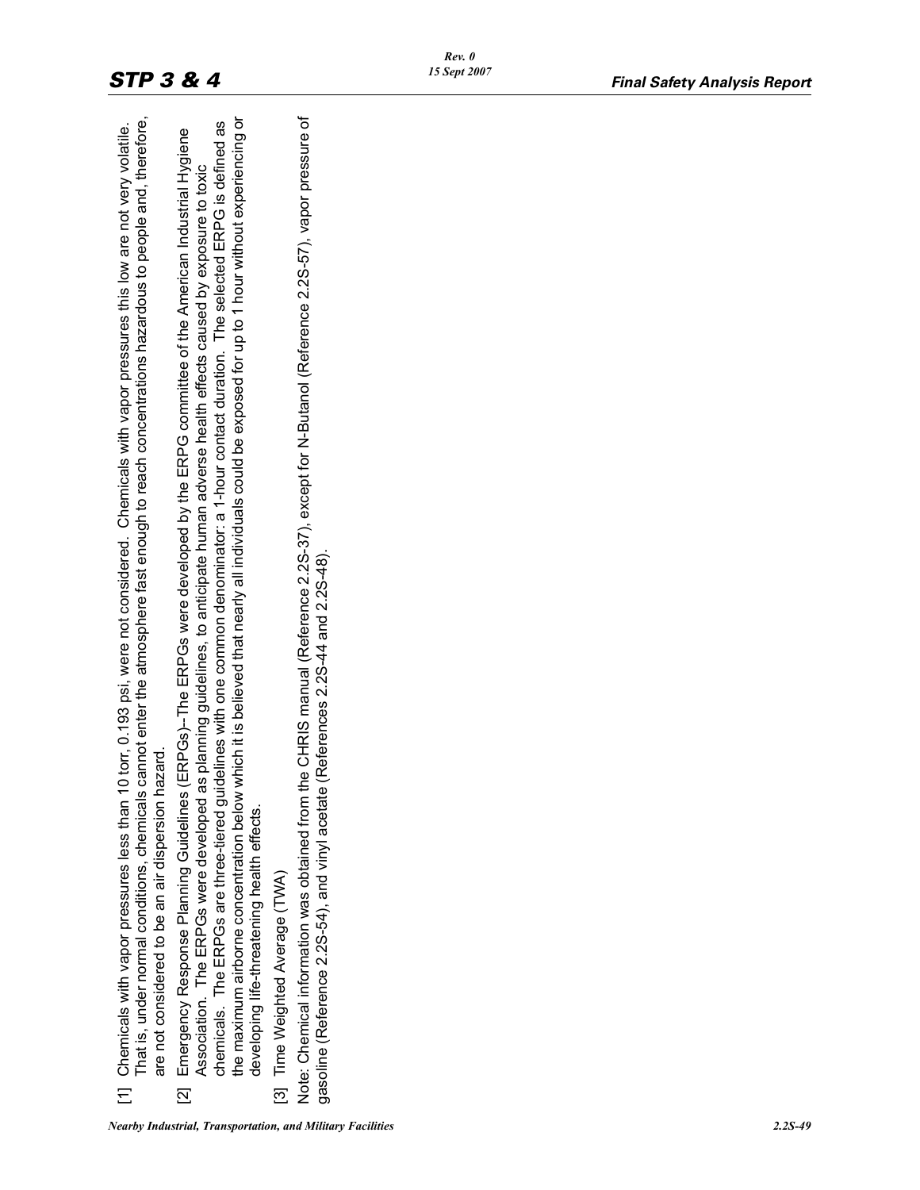[1] Chemicals with vapor pressures less than 10 torr, 0.193 psi, were not considered. Chemicals with vapor pressures this low are not very volatile. That is, under normal conditions, chemicals cannot enter the atmosphere fast enough to reach concentrations hazardous to people and, therefore, are not considered to be an air dispersion hazard.

[2] Emergency Response Planning Guidelines (ERPGs)–The ERPGs were developed by the ERPG committee of the American Industrial Hygiene Association. The ERPGs were developed as planning guidelines, to anticipate human adverse health effects caused by exposure to toxic chemicals. The ERPGs are three-tiered guidelines with one common denominator: a 1-hour contact duration. The selected ERPG is defined as the maximum airborne concentration below which it is believed that nearly all individuals could be exposed for up to 1 hour without experiencing or developing life-threatening health effects.

[3] Time Weighted Average (TWA)

Note: Chemical information was obtained from the CHRIS manual (Reference 2.2S-37), except for N-Butanol (Reference 2.2S-57), vapor pressure of gasoline (Reference 2.2S-54), and vinyl acetate (References 2.2S-44 and 2.2S-48).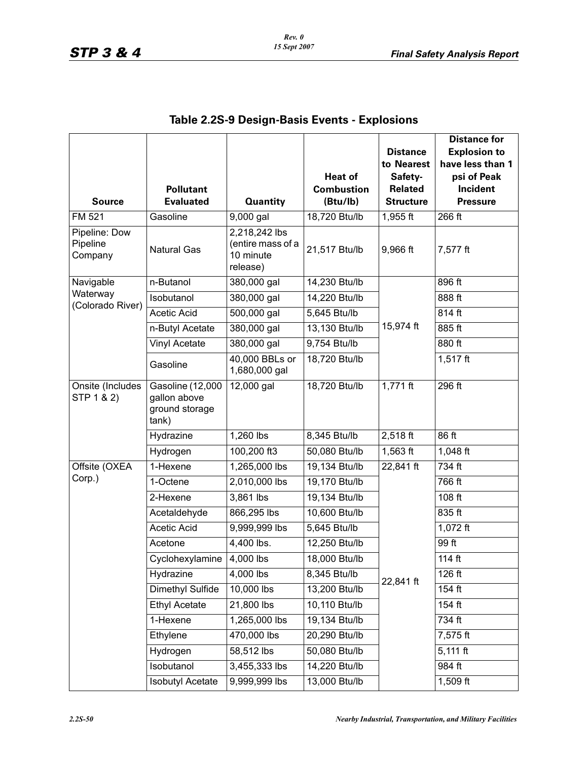## Table 2.2S-9 Design-Basis Events - Explosions

| Source | Pollutant Evaluated | Quantity | Heat of Combustion (Btu/lb) | Distance to Nearest Safety-Related Structure | Distance for Explosion to have less than 1 psi of Peak Incident Pressure |
|---|---|---|---|---|---|
| FM 521 | Gasoline | 9,000 gal | 18,720 Btu/lb | 1,955 ft | 266 ft |
| Pipeline: Dow Pipeline Company | Natural Gas | 2,218,242 lbs (entire mass of a 10 minute release) | 21,517 Btu/lb | 9,966 ft | 7,577 ft |
| Navigable Waterway (Colorado River) | n-Butanol | 380,000 gal | 14,230 Btu/lb | 15,974 ft | 896 ft |
| | Isobutanol | 380,000 gal | 14,220 Btu/lb | | 888 ft |
| | Acetic Acid | 500,000 gal | 5,645 Btu/lb | | 814 ft |
| | n-Butyl Acetate | 380,000 gal | 13,130 Btu/lb | | 885 ft |
| | Vinyl Acetate | 380,000 gal | 9,754 Btu/lb | | 880 ft |
| | Gasoline | 40,000 BBLs or 1,680,000 gal | 18,720 Btu/lb | | 1,517 ft |
| Onsite (Includes STP 1 & 2) | Gasoline (12,000 gallon above ground storage tank) | 12,000 gal | 18,720 Btu/lb | 1,771 ft | 296 ft |
| | Hydrazine | 1,260 lbs | 8,345 Btu/lb | 2,518 ft | 86 ft |
| | Hydrogen | 100,200 ft3 | 50,080 Btu/lb | 1,563 ft | 1,048 ft |
| Offsite (OXEA Corp.) | 1-Hexene | 1,265,000 lbs | 19,134 Btu/lb | 22,841 ft | 734 ft |
| | 1-Octene | 2,010,000 lbs | 19,170 Btu/lb | 22,841 ft | 766 ft |
| | 2-Hexene | 3,861 lbs | 19,134 Btu/lb | | 108 ft |
| | Acetaldehyde | 866,295 lbs | 10,600 Btu/lb | | 835 ft |
| | Acetic Acid | 9,999,999 lbs | 5,645 Btu/lb | | 1,072 ft |
| | Acetone | 4,400 lbs. | 12,250 Btu/lb | | 99 ft |
| | Cyclohexylamine | 4,000 lbs | 18,000 Btu/lb | | 114 ft |
| | Hydrazine | 4,000 lbs | 8,345 Btu/lb | | 126 ft |
| | Dimethyl Sulfide | 10,000 lbs | 13,200 Btu/lb | | 154 ft |
| | Ethyl Acetate | 21,800 lbs | 10,110 Btu/lb | | 154 ft |
| | 1-Hexene | 1,265,000 lbs | 19,134 Btu/lb | | 734 ft |
| | Ethylene | 470,000 lbs | 20,290 Btu/lb | | 7,575 ft |
| | Hydrogen | 58,512 lbs | 50,080 Btu/lb | | 5,111 ft |
| | Isobutanol | 3,455,333 lbs | 14,220 Btu/lb | | 984 ft |
| | Isobutyl Acetate | 9,999,999 lbs | 13,000 Btu/lb | | 1,509 ft |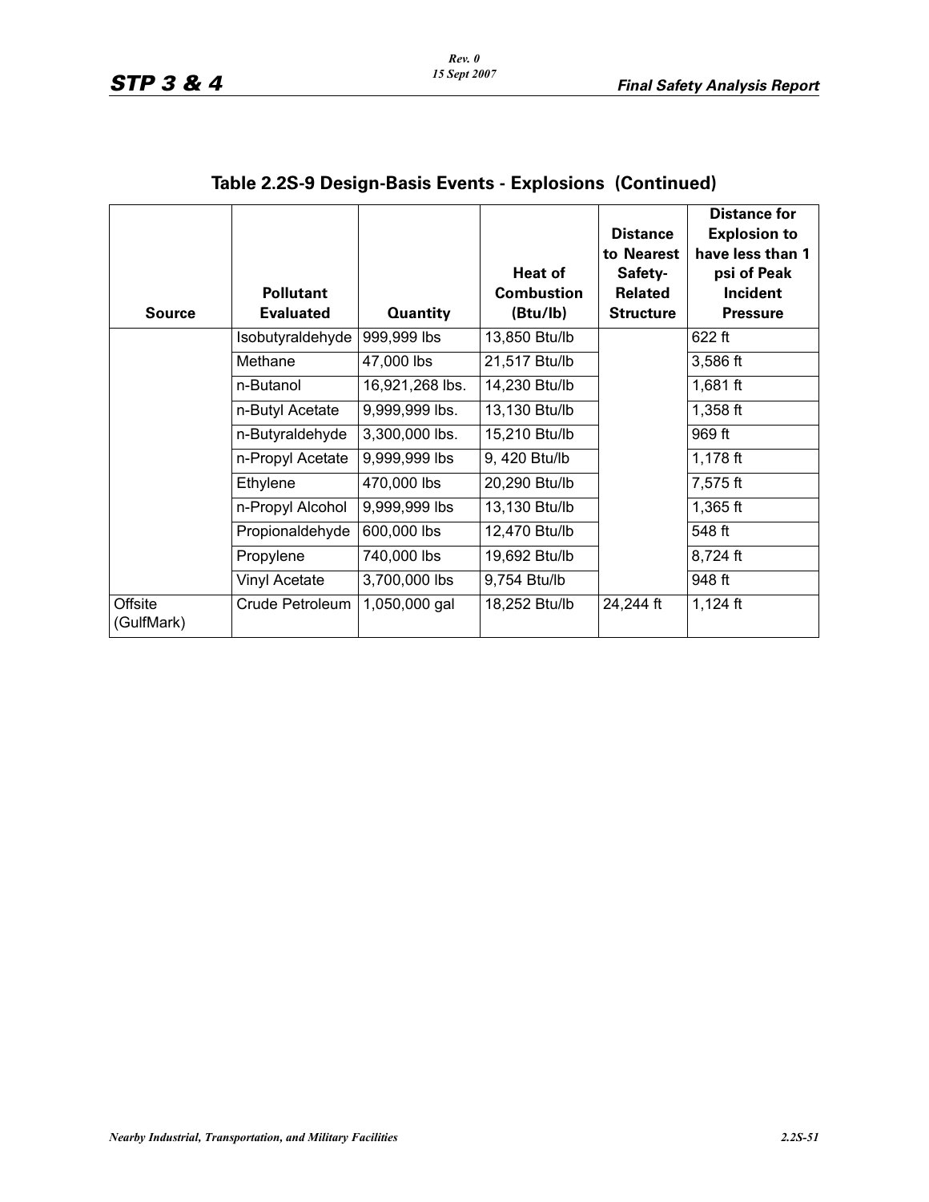## Table 2.2S-9 Design-Basis Events - Explosions (Continued)

| Source | Pollutant Evaluated | Quantity | Heat of Combustion (Btu/lb) | Distance to Nearest Safety-Related Structure | Distance for Explosion to have less than 1 psi of Peak Incident Pressure |
|---|---|---|---|---|---|
| | Isobutyraldehyde | 999,999 lbs | 13,850 Btu/lb | | 622 ft |
| | Methane | 47,000 lbs | 21,517 Btu/lb | | 3,586 ft |
| | n-Butanol | 16,921,268 lbs. | 14,230 Btu/lb | | 1,681 ft |
| | n-Butyl Acetate | 9,999,999 lbs. | 13,130 Btu/lb | | 1,358 ft |
| | n-Butyraldehyde | 3,300,000 lbs. | 15,210 Btu/lb | | 969 ft |
| | n-Propyl Acetate | 9,999,999 lbs | 9, 420 Btu/lb | | 1,178 ft |
| | Ethylene | 470,000 lbs | 20,290 Btu/lb | | 7,575 ft |
| | n-Propyl Alcohol | 9,999,999 lbs | 13,130 Btu/lb | | 1,365 ft |
| | Propionaldehyde | 600,000 lbs | 12,470 Btu/lb | | 548 ft |
| | Propylene | 740,000 lbs | 19,692 Btu/lb | | 8,724 ft |
| | Vinyl Acetate | 3,700,000 lbs | 9,754 Btu/lb | | 948 ft |
| Offsite (GulfMark) | Crude Petroleum | 1,050,000 gal | 18,252 Btu/lb | 24,244 ft | 1,124 ft |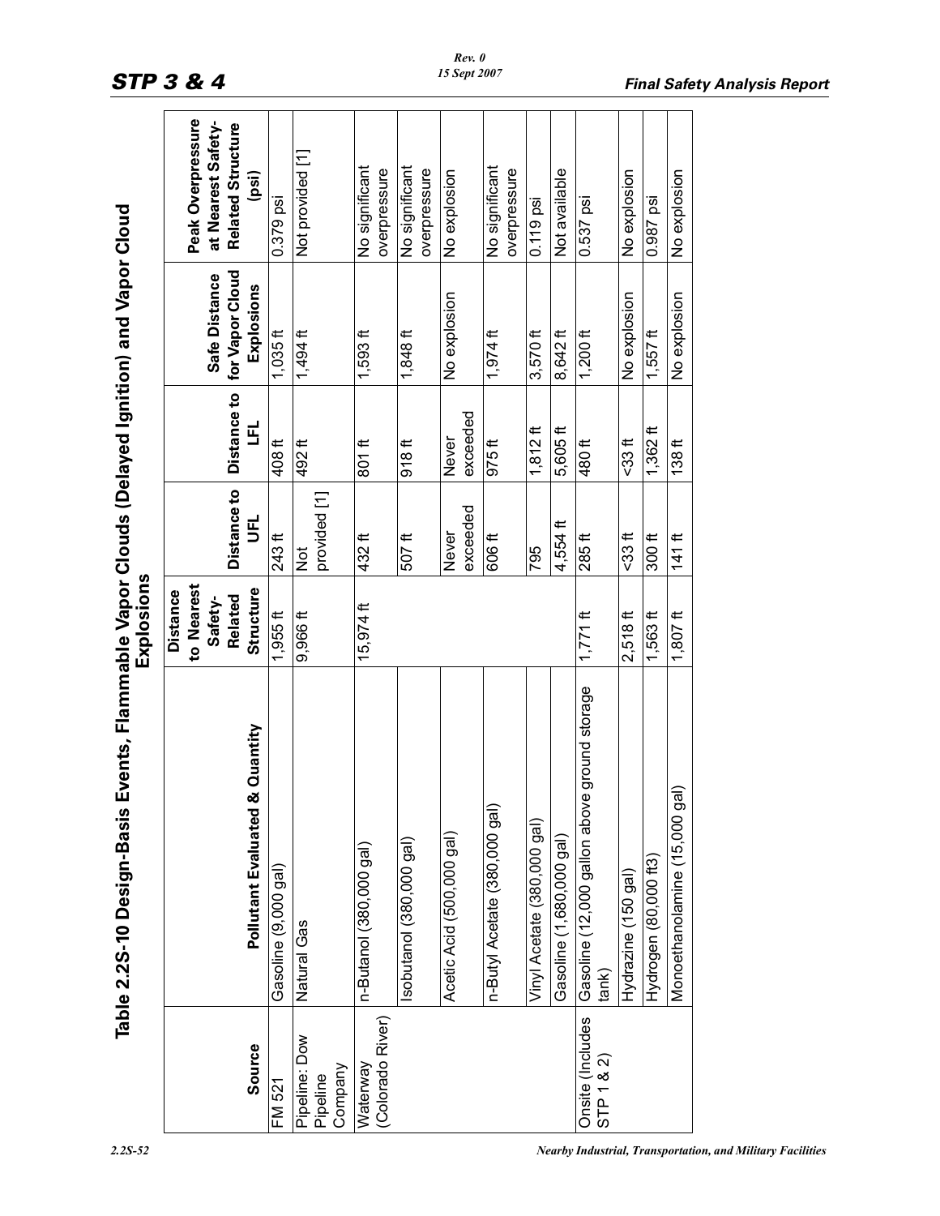## Table 2.2S-10 Design-Basis Events, Flammable Vapor Clouds (Delayed Ignition) and Vapor Cloud Explosions

| Source | Pollutant Evaluated & Quantity | Distance to Nearest Safety-Related Structure | Distance to UFL | Distance to LFL | Safe Distance for Vapor Cloud Explosions | Peak Overpressure at Nearest Safety-Related Structure (psi) |
|---|---|---|---|---|---|---|
| FM 521 | Gasoline (9,000 gal) | 1,955 ft | 243 ft | 408 ft | 1,035 ft | 0.379 psi |
| Pipeline: Dow Pipeline Company | Natural Gas | 9,966 ft | Not provided [1] | 492 ft | 1,494 ft | Not provided [1] |
| Waterway (Colorado River) | n-Butanol (380,000 gal) | 15,974 ft | 432 ft | 801 ft | 1,593 ft | No significant overpressure |
| | Isobutanol (380,000 gal) | | 507 ft | 918 ft | 1,848 ft | No significant overpressure |
| | Acetic Acid (500,000 gal) | | Never exceeded | Never exceeded | No explosion | No explosion |
| | n-Butyl Acetate (380,000 gal) | | 606 ft | 975 ft | 1,974 ft | No significant overpressure |
| | Vinyl Acetate (380,000 gal) | | 795 | 1,812 ft | 3,570 ft | 0.119 psi |
| | Gasoline (1,680,000 gal) | | 4,554 ft | 5,605 ft | 8,642 ft | Not available |
| Onsite (Includes STP 1 & 2) | Gasoline (12,000 gallon above ground storage tank) | 1,771 ft | 285 ft | 480 ft | 1,200 ft | 0.537 psi |
| | Hydrazine (150 gal) | 2,518 ft | <33 ft | <33 ft | No explosion | No explosion |
| | Hydrogen (80,000 ft3) | 1,563 ft | 300 ft | 1,362 ft | 1,557 ft | 0.987 psi |
| | Monoethanolamine (15,000 gal) | 1,807 ft | 141 ft | 138 ft | No explosion | No explosion |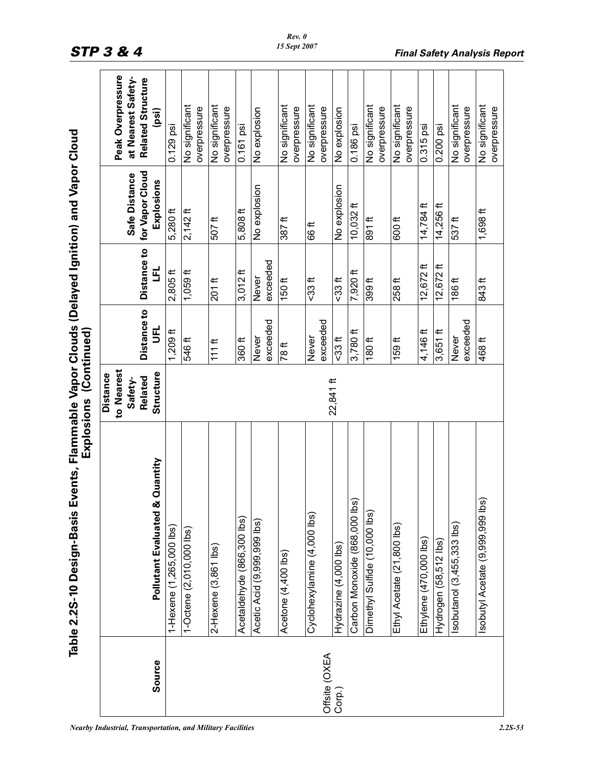## Table 2.2S-10 Design-Basis Events, Flammable Vapor Clouds (Delayed Ignition) and Vapor Cloud Explosions (Continued)

| Source | Pollutant Evaluated & Quantity | Distance to Nearest Safety-Related Structure | Distance to UFL | Distance to LFL | Safe Distance for Vapor Cloud Explosions | Peak Overpressure at Nearest Safety-Related Structure (psi) |
|---|---|---|---|---|---|---|
| Offsite (OXEA Corp.) | 1-Hexene (1,265,000 lbs) | 22,841 ft | 1,209 ft | 2,805 ft | 5,280 ft | 0.129 psi |
| | 1-Octene (2,010,000 lbs) | | 546 ft | 1,059 ft | 2,142 ft | No significant overpressure |
| | 2-Hexene (3,861 lbs) | | 111 ft | 201 ft | 507 ft | No significant overpressure |
| | Acetaldehyde (866,300 lbs) | | 360 ft | 3,012 ft | 5,808 ft | 0.161 psi |
| | Acetic Acid (9,999,999 lbs) | | Never exceeded | Never exceeded | No explosion | No explosion |
| | Acetone (4,400 lbs) | | 78 ft | 150 ft | 387 ft | No significant overpressure |
| | Cyclohexylamine (4,000 lbs) | | Never exceeded | <33 ft | 66 ft | No significant overpressure |
| | Hydrazine (4,000 lbs) | | <33 ft | <33 ft | No explosion | No explosion |
| | Carbon Monoxide (868,000 lbs) | | 3,780 ft | 7,920 ft | 10,032 ft | 0.186 psi |
| | Dimethyl Sulfide (10,000 lbs) | | 180 ft | 399 ft | 891 ft | No significant overpressure |
| | Ethyl Acetate (21,800 lbs) | | 159 ft | 258 ft | 600 ft | No significant overpressure |
| | Ethylene (470,000 lbs) | | 4,146 ft | 12,672 ft | 14,784 ft | 0.315 psi |
| | Hydrogen (58,512 lbs) | | 3,651 ft | 12,672 ft | 14,256 ft | 0.200 psi |
| | Isobutanol (3,455,333 lbs) | | Never exceeded | 186 ft | 537 ft | No significant overpressure |
| | Isobutyl Acetate (9,999,999 lbs) | | 468 ft | 843 ft | 1,698 ft | No significant overpressure |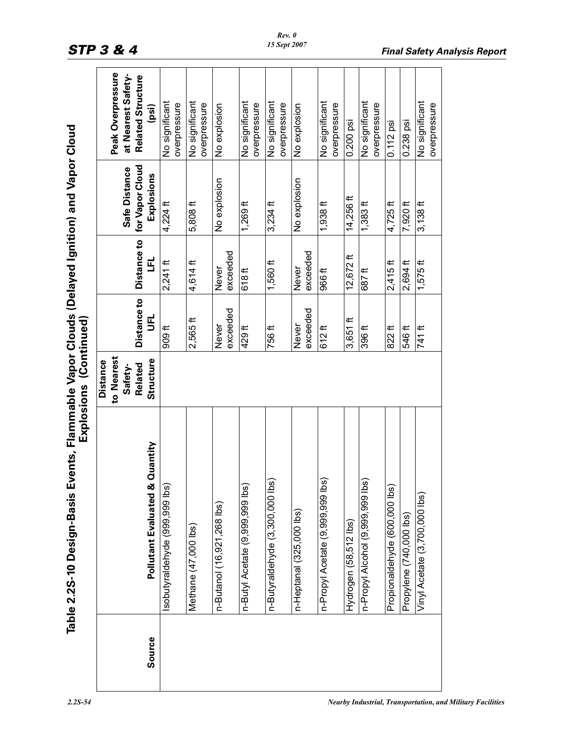## Table 2.2S-10 Design-Basis Events, Flammable Vapor Clouds (Delayed Ignition) and Vapor Cloud Explosions (Continued)

| Source | Pollutant Evaluated & Quantity | Distance to Nearest Safety-Related Structure | Distance to UFL | Distance to LFL | Safe Distance for Vapor Cloud Explosions | Peak Overpressure at Nearest Safety-Related Structure (psi) |
|---|---|---|---|---|---|---|
| | Isobutyraldehyde (999,999 lbs) | | 909 ft | 2,241 ft | 4,224 ft | No significant overpressure |
| | Methane (47,000 lbs) | | 2,565 ft | 4,614 ft | 5,808 ft | No significant overpressure |
| | n-Butanol (16,921,268 lbs) | | Never exceeded | Never exceeded | No explosion | No explosion |
| | n-Butyl Acetate (9,999,999 lbs) | | 429 ft | 618 ft | 1,269 ft | No significant overpressure |
| | n-Butyraldehyde (3,300,000 lbs) | | 756 ft | 1,560 ft | 3,234 ft | No significant overpressure |
| | n-Heptanal (325,000 lbs) | | Never exceeded | Never exceeded | No explosion | No explosion |
| | n-Propyl Acetate (9,999,999 lbs) | | 612 ft | 966 ft | 1,938 ft | No significant overpressure |
| | Hydrogen (58,512 lbs) | | 3,651 ft | 12,672 ft | 14,256 ft | 0.200 psi |
| | n-Propyl Alcohol (9,999,999 lbs) | | 396 ft | 687 ft | 1,383 ft | No significant overpressure |
| | Propionaldehyde (600,000 lbs) | | 822 ft | 2,415 ft | 4,725 ft | 0.112 psi |
| | Propylene (740,000 lbs) | | 546 ft | 2,694 ft | 7,920 ft | 0.238 psi |
| | Vinyl Acetate (3,700,000 lbs) | | 741 ft | 1,575 ft | 3,138 ft | No significant overpressure |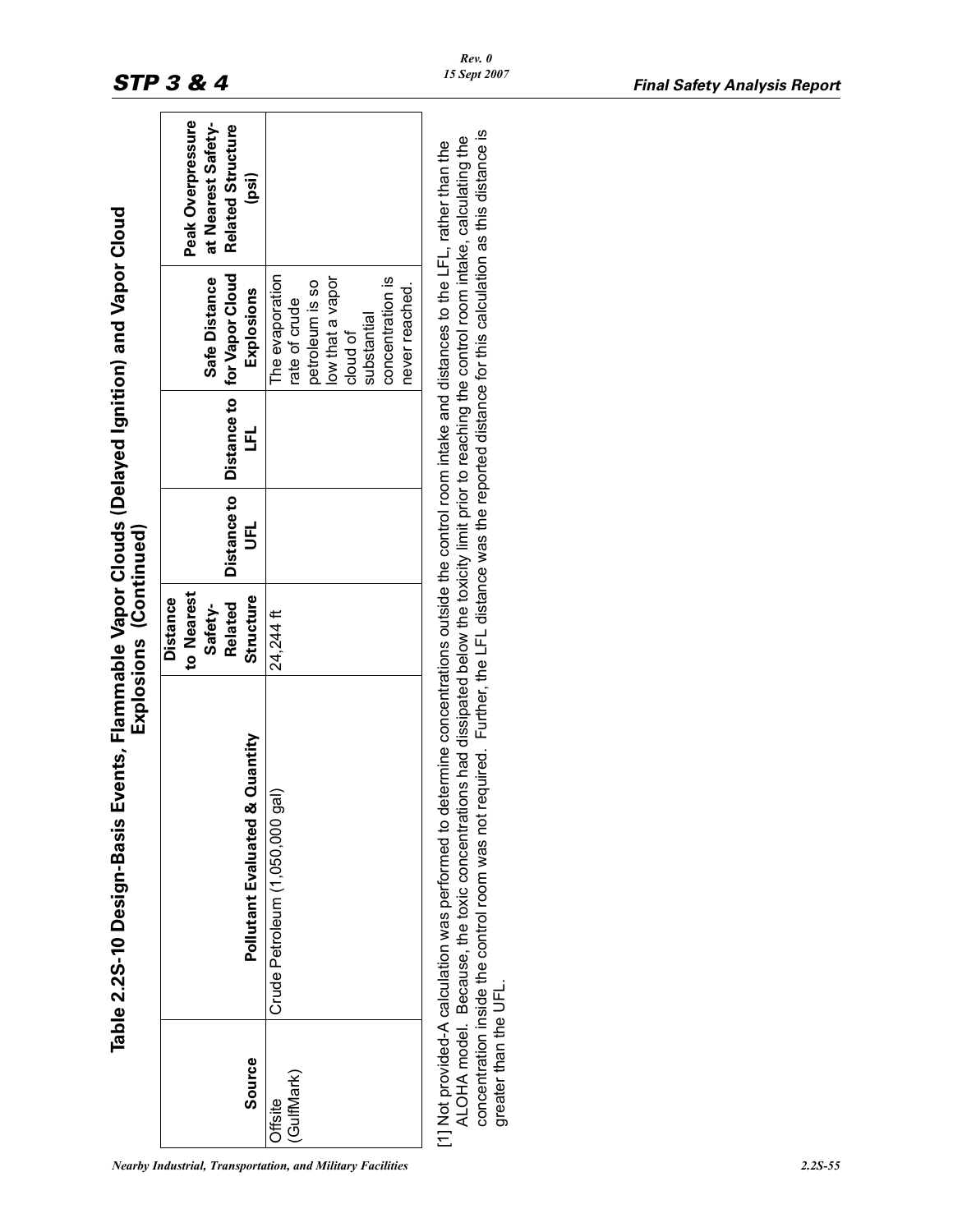## Table 2.2S-10 Design-Basis Events, Flammable Vapor Clouds (Delayed Ignition) and Vapor Cloud Explosions (Continued)

| Source | Pollutant Evaluated & Quantity | Distance to Nearest Safety-Related Structure | Distance to UFL | Distance to LFL | Safe Distance for Vapor Cloud Explosions | Peak Overpressure at Nearest Safety-Related Structure (psi) |
|---|---|---|---|---|---|---|
| Offsite (GulfMark) | Crude Petroleum (1,050,000 gal) | 24,244 ft | | | The evaporation rate of crude petroleum is so low that a vapor cloud of substantial concentration is never reached. | |

[1] Not provided-A calculation was performed to determine concentrations outside the control room intake and distances to the LFL, rather than the ALOHA model. Because, the toxic concentrations had dissipated below the toxicity limit prior to reaching the control room intake, calculating the concentration inside the control room was not required. Further, the LFL distance was the reported distance for this calculation as this distance is greater than the UFL.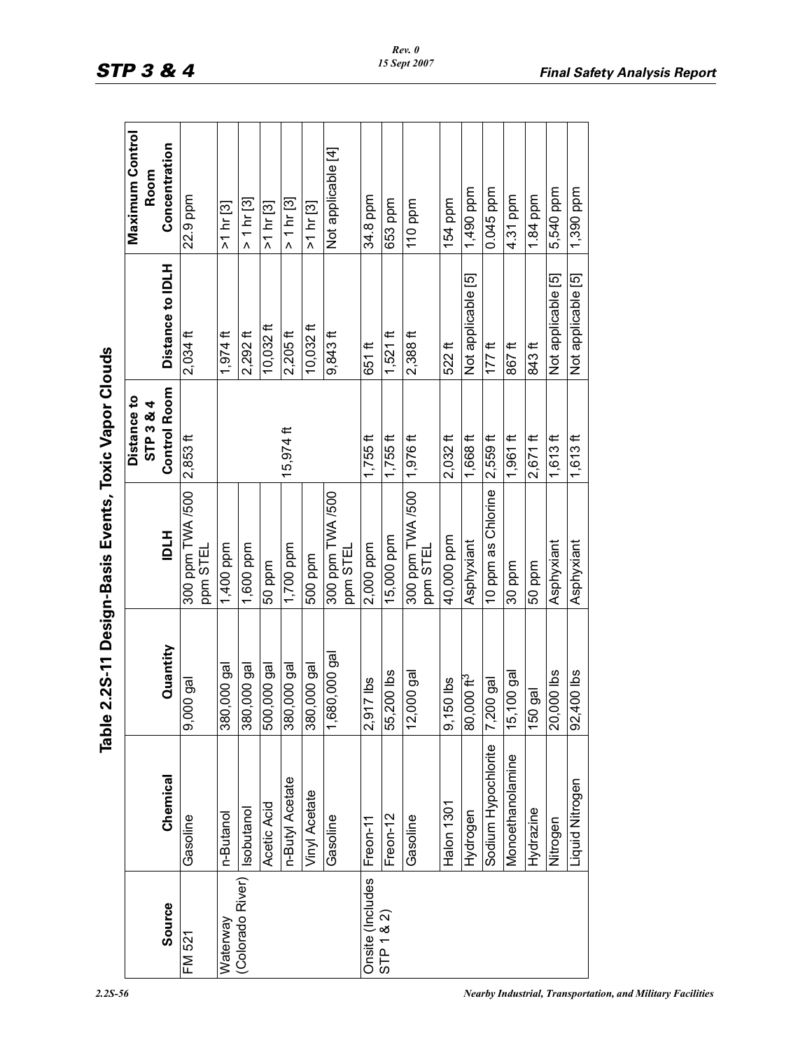# Table 2.2S-11 Design-Basis Events, Toxic Vapor Clouds

| Source | Chemical | Quantity | IDLH | Distance to STP 3 & 4 Control Room | Distance to IDLH | Maximum Control Room Concentration |
|---|---|---|---|---|---|---|
| FM 521 | Gasoline | 9,000 gal | 300 ppm TWA /500 ppm STEL | 2,853 ft | 2,034 ft | 22.9 ppm |
| Waterway (Colorado River) | n-Butanol | 380,000 gal | 1,400 ppm | 15,974 ft | 1,974 ft | >1 hr [3] |
| | Isobutanol | 380,000 gal | 1,600 ppm | | 2,292 ft | > 1 hr [3] |
| | Acetic Acid | 500,000 gal | 50 ppm | | 10,032 ft | >1 hr [3] |
| | n-Butyl Acetate | 380,000 gal | 1,700 ppm | | 2,205 ft | > 1 hr [3] |
| | Vinyl Acetate | 380,000 gal | 500 ppm | | 10,032 ft | >1 hr [3] |
| | Gasoline | 1,680,000 gal | 300 ppm TWA /500 ppm STEL | | 9,843 ft | Not applicable [4] |
| Onsite (Includes STP 1 & 2) | Freon-11 | 2,917 lbs | 2,000 ppm | 1,755 ft | 651 ft | 34.8 ppm |
| | Freon-12 | 55,200 lbs | 15,000 ppm | 1,755 ft | 1,521 ft | 653 ppm |
| | Gasoline | 12,000 gal | 300 ppm TWA /500 ppm STEL | 1,976 ft | 2,388 ft | 110 ppm |
| | Halon 1301 | 9,150 lbs | 40,000 ppm | 2,032 ft | 522 ft | 154 ppm |
| | Hydrogen | 80,000 $ft^3$ | Asphyxiant | 1,668 ft | Not applicable [5] | 1,490 ppm |
| | Sodium Hypochlorite | 7,200 gal | 10 ppm as Chlorine | 2,559 ft | 177 ft | 0.045 ppm |
| | Monoethanolamine | 15,100 gal | 30 ppm | 1,961 ft | 867 ft | 4.31 ppm |
| | Hydrazine | 150 gal | 50 ppm | 2,671 ft | 843 ft | 1.84 ppm |
| | Nitrogen | 20,000 lbs | Asphyxiant | 1,613 ft | Not applicable [5] | 5,540 ppm |
| | Liquid Nitrogen | 92,400 lbs | Asphyxiant | 1,613 ft | Not applicable [5] | 1,390 ppm |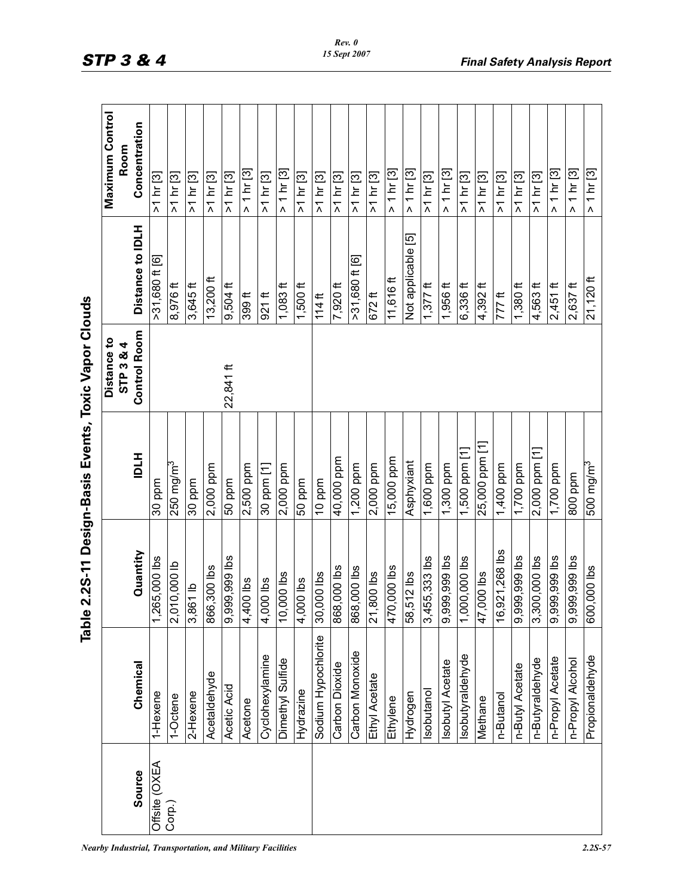## Table 2.2S-11 Design-Basis Events, Toxic Vapor Clouds

| Source | Chemical | Quantity | IDLH | Distance to STP 3 & 4 Control Room | Distance to IDLH | Maximum Control Room Concentration |
|---|---|---|---|---|---|---|
| Offsite (OXEA Corp.) | 1-Hexene | 1,265,000 lbs | 30 ppm | 22,841 ft | >31,680 ft [6] | >1 hr [3] |
| | 1-Octene | 2,010,000 lb | 250 mg/m$^3$ | | 8,976 ft | >1 hr [3] |
| | 2-Hexene | 3,861 lb | 30 ppm | | 3,645 ft | >1 hr [3] |
| | Acetaldehyde | 866,300 lbs | 2,000 ppm | | 13,200 ft | >1 hr [3] |
| | Acetic Acid | 9,999,999 lbs | 50 ppm | | 9,504 ft | >1 hr [3] |
| | Acetone | 4,400 lbs | 2,500 ppm | | 399 ft | > 1 hr [3] |
| | Cyclohexylamine | 4,000 lbs | 30 ppm [1] | | 921 ft | >1 hr [3] |
| | Dimethyl Sulfide | 10,000 lbs | 2,000 ppm | | 1,083 ft | > 1 hr [3] |
| | Hydrazine | 4,000 lbs | 50 ppm | | 1,500 ft | >1 hr [3] |
| | Sodium Hypochlorite | 30,000 lbs | 10 ppm | | 114 ft | >1 hr [3] |
| | Carbon Dioxide | 868,000 lbs | 40,000 ppm | | 7,920 ft | >1 hr [3] |
| | Carbon Monoxide | 868,000 lbs | 1,200 ppm | | >31,680 ft [6] | >1 hr [3] |
| | Ethyl Acetate | 21,800 lbs | 2,000 ppm | | 672 ft | >1 hr [3] |
| | Ethylene | 470,000 lbs | 15,000 ppm | | 11,616 ft | > 1 hr [3] |
| | Hydrogen | 58,512 lbs | Asphyxiant | | Not applicable [5] | > 1 hr [3] |
| | Isobutanol | 3,455,333 lbs | 1,600 ppm | | 1,377 ft | >1 hr [3] |
| | Isobutyl Acetate | 9,999,999 lbs | 1,300 ppm | | 1,956 ft | > 1 hr [3] |
| | Isobutyraldehyde | 1,000,000 lbs | 1,500 ppm [1] | | 6,336 ft | >1 hr [3] |
| | Methane | 47,000 lbs | 25,000 ppm [1] | | 4,392 ft | >1 hr [3] |
| | n-Butanol | 16,921,268 lbs | 1,400 ppm | | 777 ft | >1 hr [3] |
| | n-Butyl Acetate | 9,999,999 lbs | 1,700 ppm | | 1,380 ft | >1 hr [3] |
| | n-Butyraldehyde | 3,300,000 lbs | 2,000 ppm [1] | | 4,563 ft | >1 hr [3] |
| | n-Propyl Acetate | 9,999,999 lbs | 1,700 ppm | | 2,451 ft | > 1 hr [3] |
| | n-Propyl Alcohol | 9,999,999 lbs | 800 ppm | | 2,637 ft | > 1 hr [3] |
| | Propionaldehyde | 600,000 lbs | 500 mg/m$^3$ | | 21,120 ft | > 1 hr [3] |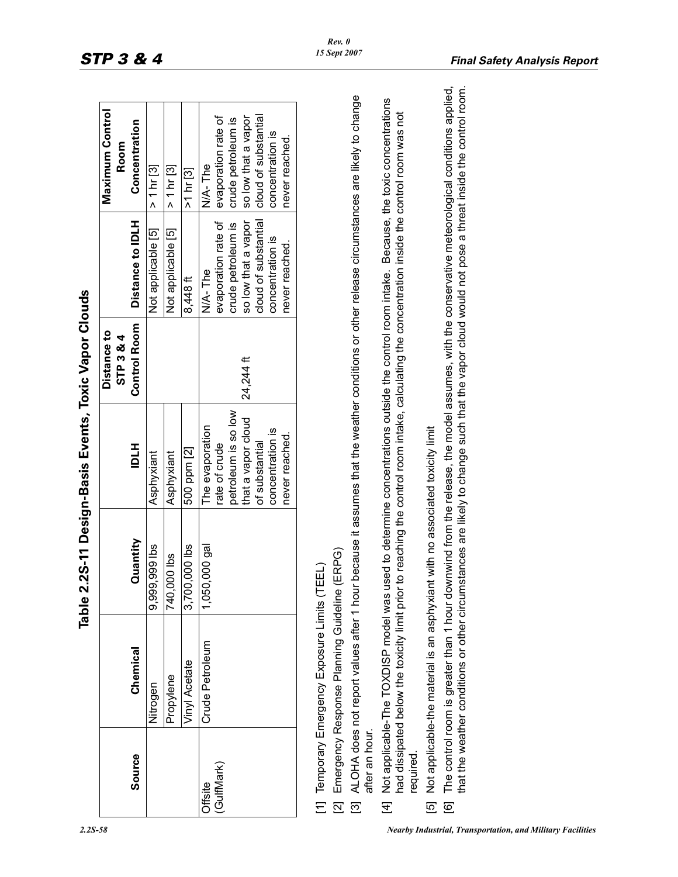# Table 2.2S-11 Design-Basis Events, Toxic Vapor Clouds

| Source | Chemical | Quantity | IDLH | Distance to STP 3 & 4 Control Room | Distance to IDLH | Maximum Control Room Concentration |
|---|---|---|---|---|---|---|
| | Nitrogen | 9,999,999 lbs | Asphyxiant | | Not applicable [5] | > 1 hr [3] |
| | Propylene | 740,000 lbs | Asphyxiant | | Not applicable [5] | > 1 hr [3] |
| | Vinyl Acetate | 3,700,000 lbs | 500 ppm [2] | | 8,448 ft | >1 hr [3] |
| Offsite (GulfMark) | Crude Petroleum | 1,050,000 gal | The evaporation rate of crude petroleum is so low that a vapor cloud of substantial concentration is never reached. | 24,244 ft | N/A- The evaporation rate of crude petroleum is so low that a vapor cloud of substantial concentration is never reached. | N/A- The evaporation rate of crude petroleum is so low that a vapor cloud of substantial concentration is never reached. |

[1] Temporary Emergency Exposure Limits (TEEL)

[2] Emergency Response Planning Guideline (ERPG)

[3] ALOHA does not report values after 1 hour because it assumes that the weather conditions or other release circumstances are likely to change after an hour.

[4] Not applicable-The TOXDISP model was used to determine concentrations outside the control room intake. Because, the toxic concentrations had dissipated below the toxicity limit prior to reaching the control room intake, calculating the concentration inside the control room was not required.

[5] Not applicable-the material is an asphyxiant with no associated toxicity limit

[6] The control room is greater than 1 hour downwind from the release, the model assumes, with the conservative meteorological conditions applied, that the weather conditions or other circumstances are likely to change such that the vapor cloud would not pose a threat inside the control room.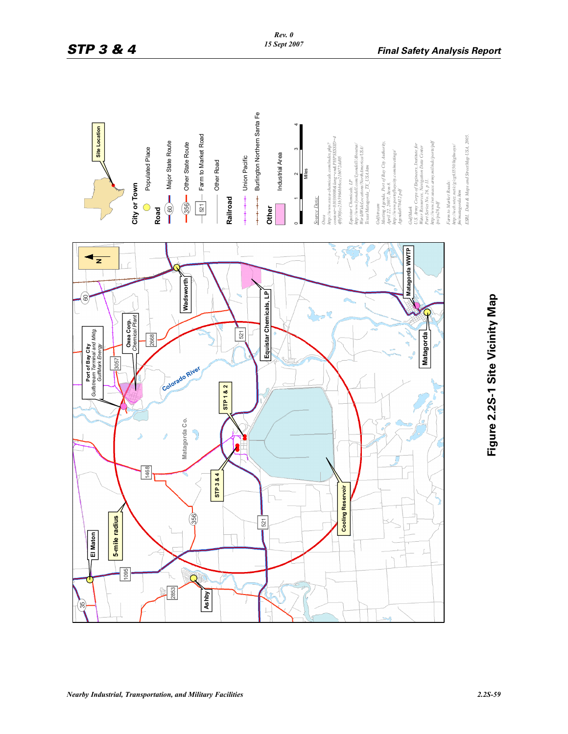Site Location

**City or Town**

Populated Place

**Road**

60 Major State Route

356 Other State Route

521 Farm to Market Road

Other Road

**Railroad**

Union Pacific

Burlington Northern Santa Fe

**Other**

Industrial Area

0 1 2 3 4 Miles

*Source Data:*

*Oxea http://www.oxea-chemicals.com/index.php?connew=0103000000&lang=en&PHPSESSID=4ff6f30fcc2365964bb6ce21f6072dd05*

*Equistar Chemicals, LP http://www.lyondell.com/Lyondell/Aboutus/WorldWideLocations/NorthAmerica/USA/Texas/Matagorda_TX_USA.htm*

*Gulfstream Meeting Agenda, Port of Bay City Authority, April 22, 2007, Item 8. http://www.portofbaycity.com/meetings/Agenda070412.pdf*

*GulfMark U.S. Army Corps of Engineers, Institute for Water Resources, Navigation Data Center Port Series No. 26, p.11. http://www.iwr.usace.army.mil/ndc/ports/pdf/ps/ps26.pdf*

*Farm to Market Roads: http://web.wtez.net/c/cg63550/highways/fm/matagorda.htm*

*ESRI. Data & Maps and StreetMap USA. 2005.*

Map labels: N; 60; 35; 1095; 2853; 1468; 356; 521; 3057; 2668; El Maton; Ashby; 5-mile radius; Port of Bay City Gulfstream Terminal and Mktg GulfMark Energy; Oxea Corp. Chemical Plant; Wadsworth; Colorado River; Matagorda Co.; STP 1 & 2; STP 3 & 4; Equistar Chemicals, LP; Cooling Reservoir; Matagorda WWTP; Matagorda

**Figure 2.2S-1 Site Vicinity Map**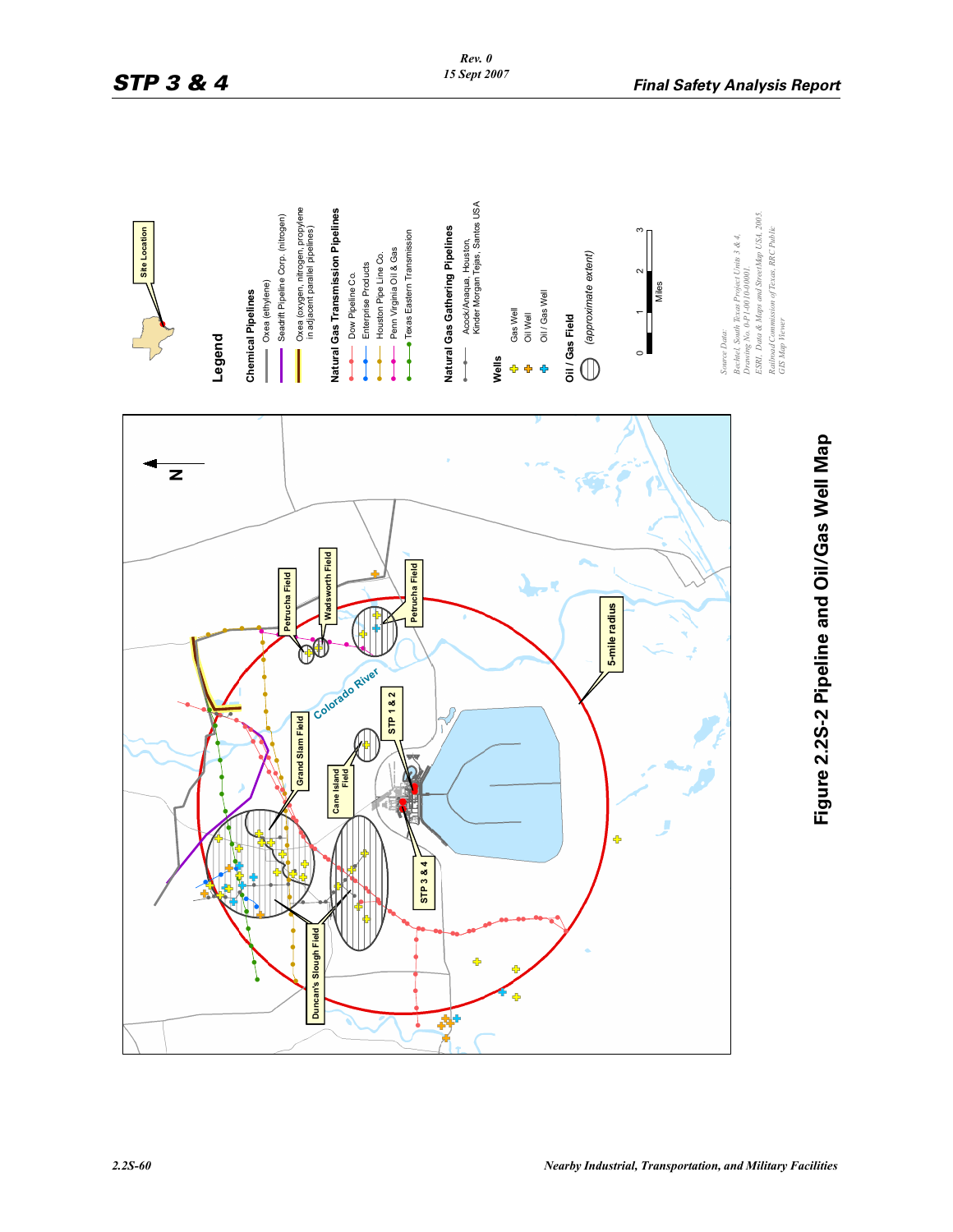Legend

**Chemical Pipelines**
- Oxea (ethylene)
- Seadrift Pipeline Corp. (nitrogen)
- Oxea (oxygen, nitrogen, propylene in adjacent parallel pipelines)

**Natural Gas Transmission Pipelines**
- Dow Pipeline Co.
- Enterprise Products
- Houston Pipe Line Co.
- Penn Virginia Oil & Gas
- Texas Eastern Transmission

**Natural Gas Gathering Pipelines**
- Acock/Anaqua, Houston, Kinder Morgan Tejas, Santos USA

**Wells**
- Gas Well
- Oil Well
- Oil / Gas Well

**Oil / Gas Field**
- (approximate extent)

0 1 2 3 Miles

Source Data:
Bechtel, South Texas Project Units 3 & 4, Drawing No. 0-P1-00-1040001.
ESRI, Data & Maps and StreetMap USA, 2005.
Railroad Commission of Texas, RRC Public GIS Map Viewer

Site Location

N

Petrucha Field, Wadsworth Field, Petrucha Field, Colorado River, STP 1 & 2, Grand Slam Field, Cane Island Field, 5-mile radius, STP 3 & 4, Duncan's Slough Field

**Figure 2.2S-2 Pipeline and Oil/Gas Well Map**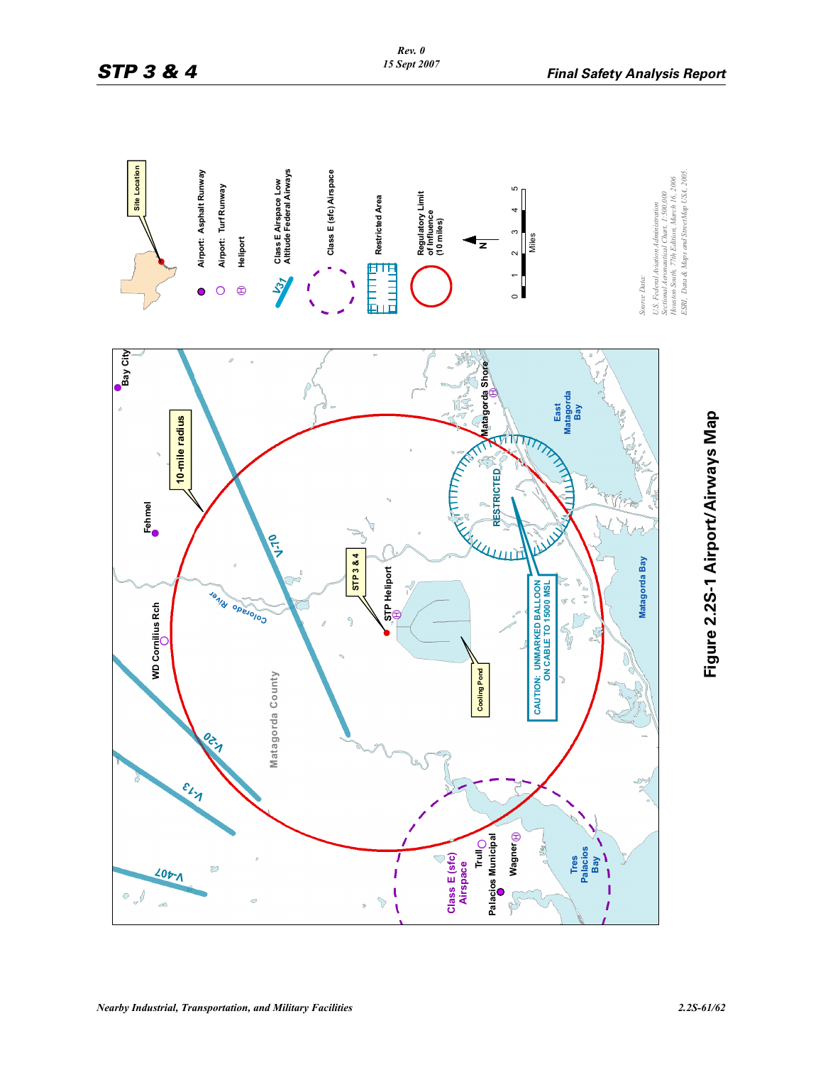Site Location

Airport: Asphalt Runway

Airport: Turf Runway

Heliport

Class E Airspace Low Altitude Federal Airways

Class E (sfc) Airspace

Restricted Area

Regulatory Limit of Influence (10 miles)

N

0 1 2 3 4 5

Miles

Source Data:
U.S. Federal Aviation Administration
Sectional Aeronautical Chart, 1:500,000
Houston South, 77th Edition, March 16, 2006
ESRI, Data & Maps and StreetMap USA, 2005.

Bay City

10-mile radius

Fehmel

Matagorda Shore

East Matagorda Bay

RESTRICTED

V-70

STP 3 & 4

STP Heliport

Colorado River

WD Cornilius Rch

Matagorda County

Cooling Pond

CAUTION: UNMARKED BALLOON ON CABLE TO 15000 MSL

Matagorda Bay

V-20

V-13

V-407

Class E (sfc) Airspace

Trull

Palacios Municipal

Wagner

Tres Palacios Bay

V31

Figure 2.2S-1 Airport/Airways Map